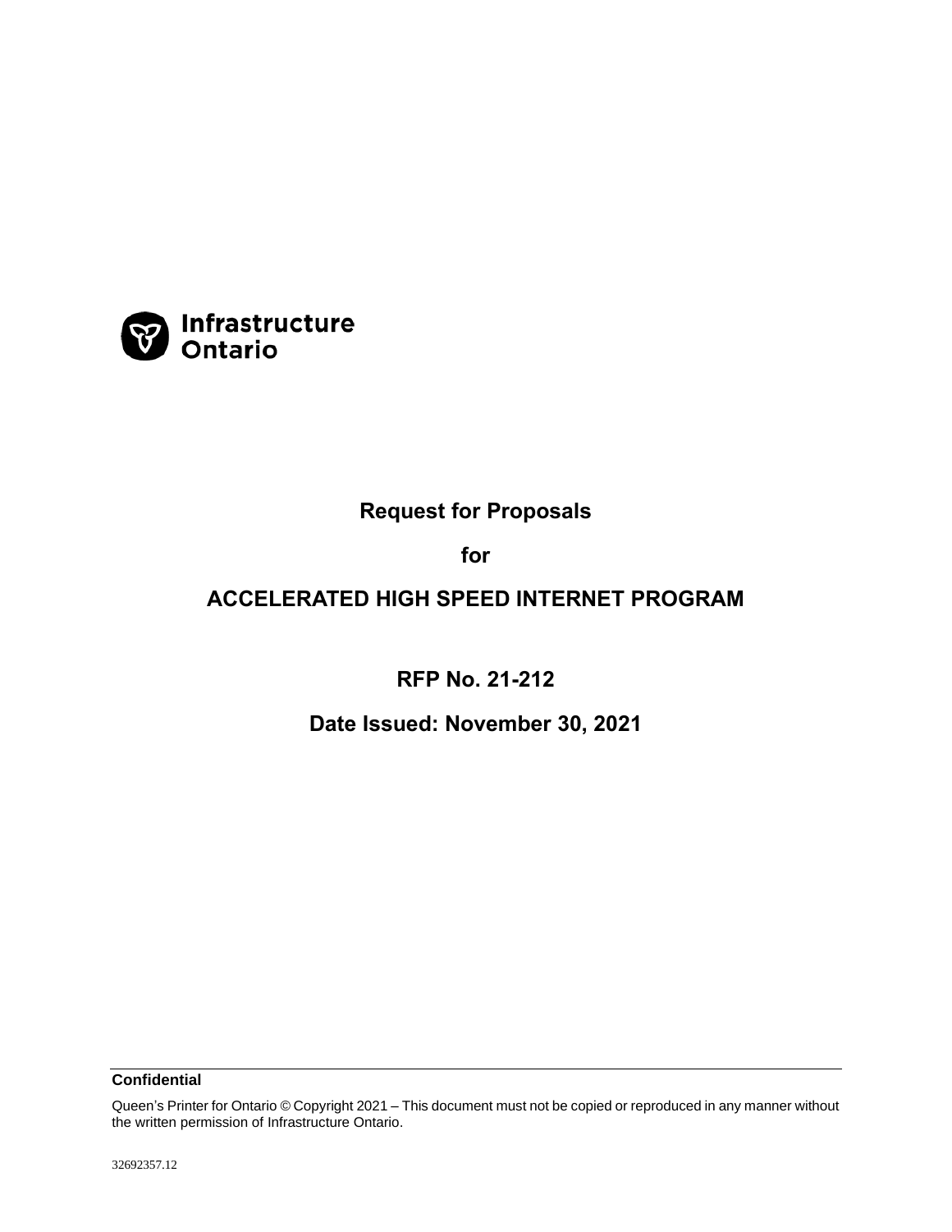Infrastructure Ontario

# Request for Proposals

# for

# ACCELERATED HIGH SPEED INTERNET PROGRAM

## RFP No. 21-212

## Date Issued: November 30, 2021

**Confidential**

Queen's Printer for Ontario © Copyright 2021 – This document must not be copied or reproduced in any manner without the written permission of Infrastructure Ontario.

32692357.12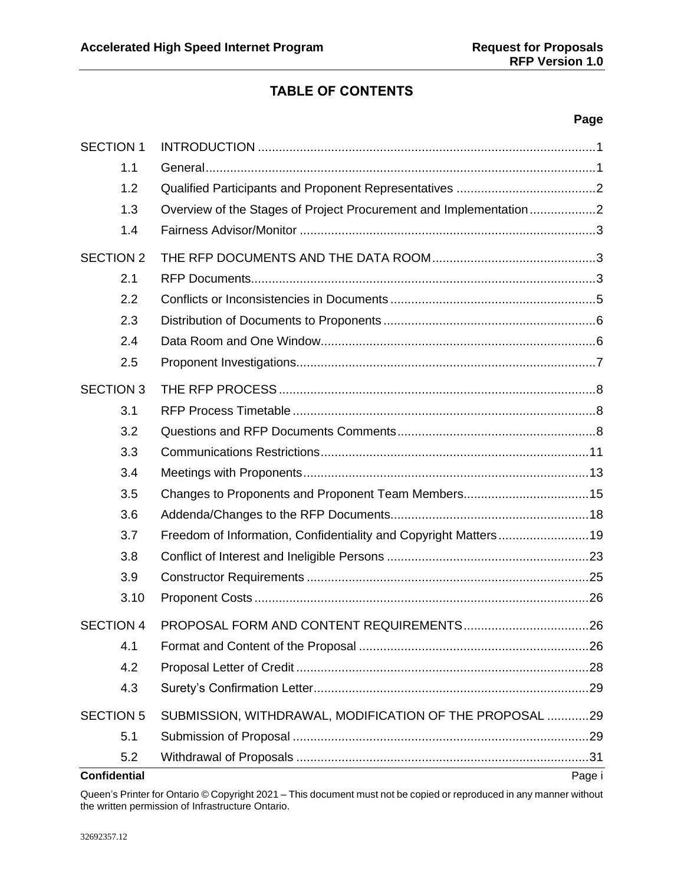# TABLE OF CONTENTS

| | | Page |
|---|---|---|
| SECTION 1 | INTRODUCTION | 1 |
| 1.1 | General | 1 |
| 1.2 | Qualified Participants and Proponent Representatives | 2 |
| 1.3 | Overview of the Stages of Project Procurement and Implementation | 2 |
| 1.4 | Fairness Advisor/Monitor | 3 |
| SECTION 2 | THE RFP DOCUMENTS AND THE DATA ROOM | 3 |
| 2.1 | RFP Documents | 3 |
| 2.2 | Conflicts or Inconsistencies in Documents | 5 |
| 2.3 | Distribution of Documents to Proponents | 6 |
| 2.4 | Data Room and One Window | 6 |
| 2.5 | Proponent Investigations | 7 |
| SECTION 3 | THE RFP PROCESS | 8 |
| 3.1 | RFP Process Timetable | 8 |
| 3.2 | Questions and RFP Documents Comments | 8 |
| 3.3 | Communications Restrictions | 11 |
| 3.4 | Meetings with Proponents | 13 |
| 3.5 | Changes to Proponents and Proponent Team Members | 15 |
| 3.6 | Addenda/Changes to the RFP Documents | 18 |
| 3.7 | Freedom of Information, Confidentiality and Copyright Matters | 19 |
| 3.8 | Conflict of Interest and Ineligible Persons | 23 |
| 3.9 | Constructor Requirements | 25 |
| 3.10 | Proponent Costs | 26 |
| SECTION 4 | PROPOSAL FORM AND CONTENT REQUIREMENTS | 26 |
| 4.1 | Format and Content of the Proposal | 26 |
| 4.2 | Proposal Letter of Credit | 28 |
| 4.3 | Surety's Confirmation Letter | 29 |
| SECTION 5 | SUBMISSION, WITHDRAWAL, MODIFICATION OF THE PROPOSAL | 29 |
| 5.1 | Submission of Proposal | 29 |
| 5.2 | Withdrawal of Proposals | 31 |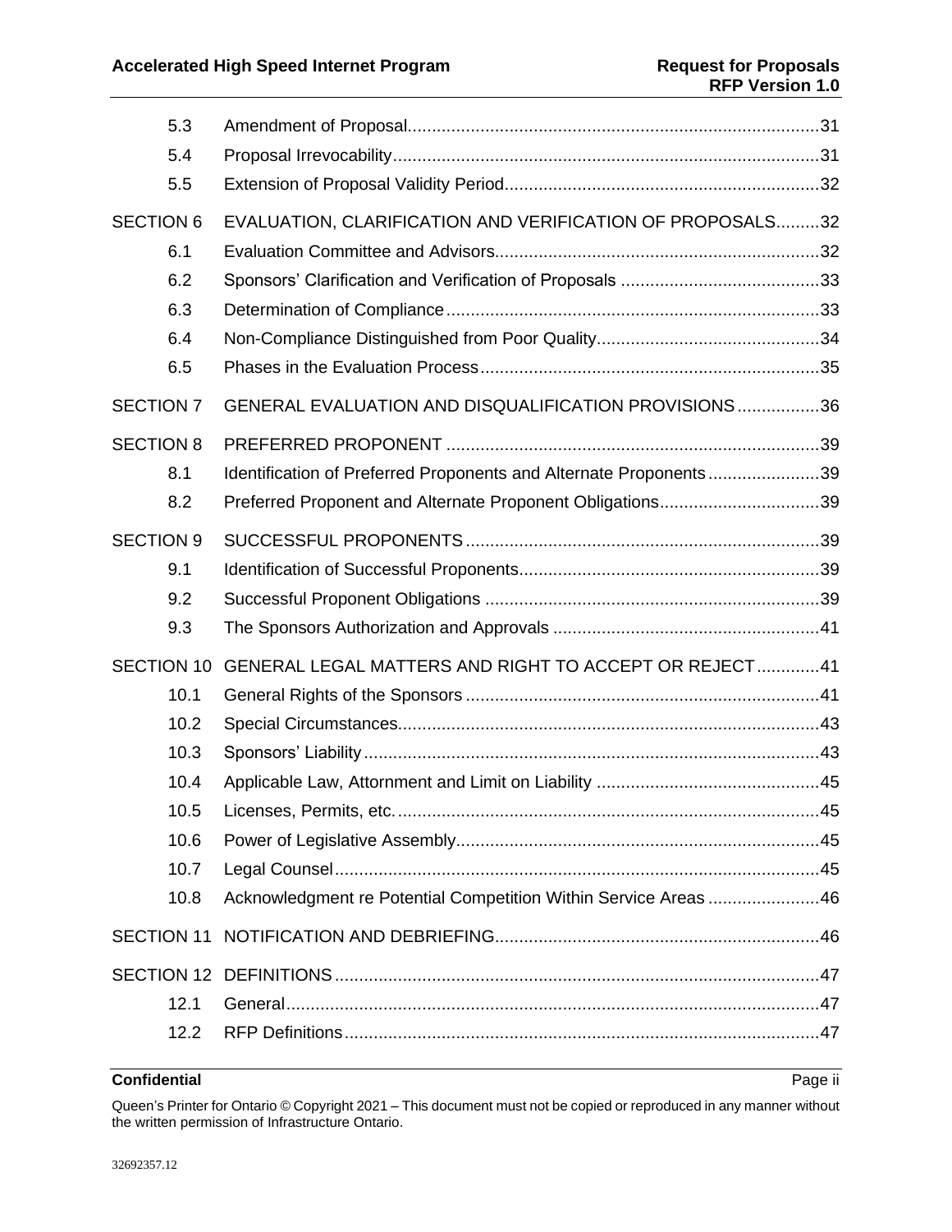| | | |
|---|---|---|
| 5.3 | Amendment of Proposal | 31 |
| 5.4 | Proposal Irrevocability | 31 |
| 5.5 | Extension of Proposal Validity Period | 32 |
| SECTION 6 | EVALUATION, CLARIFICATION AND VERIFICATION OF PROPOSALS | 32 |
| 6.1 | Evaluation Committee and Advisors | 32 |
| 6.2 | Sponsors' Clarification and Verification of Proposals | 33 |
| 6.3 | Determination of Compliance | 33 |
| 6.4 | Non-Compliance Distinguished from Poor Quality | 34 |
| 6.5 | Phases in the Evaluation Process | 35 |
| SECTION 7 | GENERAL EVALUATION AND DISQUALIFICATION PROVISIONS | 36 |
| SECTION 8 | PREFERRED PROPONENT | 39 |
| 8.1 | Identification of Preferred Proponents and Alternate Proponents | 39 |
| 8.2 | Preferred Proponent and Alternate Proponent Obligations | 39 |
| SECTION 9 | SUCCESSFUL PROPONENTS | 39 |
| 9.1 | Identification of Successful Proponents | 39 |
| 9.2 | Successful Proponent Obligations | 39 |
| 9.3 | The Sponsors Authorization and Approvals | 41 |
| SECTION 10 | GENERAL LEGAL MATTERS AND RIGHT TO ACCEPT OR REJECT | 41 |
| 10.1 | General Rights of the Sponsors | 41 |
| 10.2 | Special Circumstances | 43 |
| 10.3 | Sponsors' Liability | 43 |
| 10.4 | Applicable Law, Attornment and Limit on Liability | 45 |
| 10.5 | Licenses, Permits, etc. | 45 |
| 10.6 | Power of Legislative Assembly | 45 |
| 10.7 | Legal Counsel | 45 |
| 10.8 | Acknowledgment re Potential Competition Within Service Areas | 46 |
| SECTION 11 | NOTIFICATION AND DEBRIEFING | 46 |
| SECTION 12 | DEFINITIONS | 47 |
| 12.1 | General | 47 |
| 12.2 | RFP Definitions | 47 |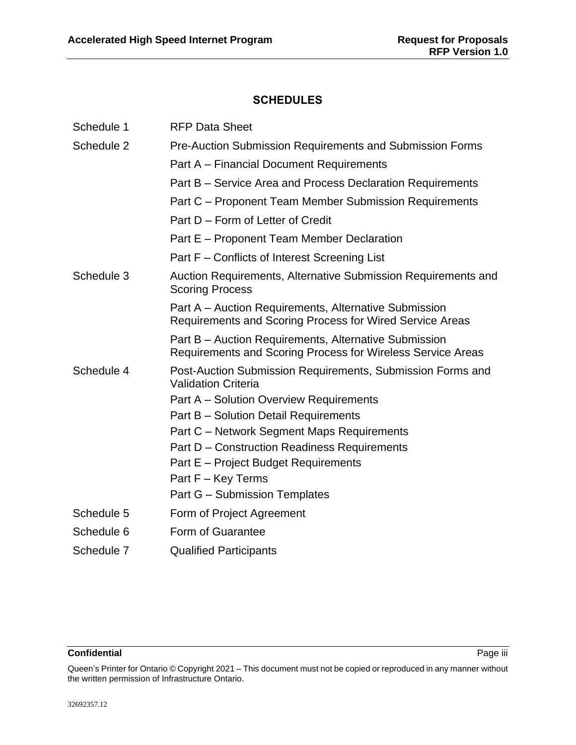## SCHEDULES

| | |
|---|---|
| Schedule 1 | RFP Data Sheet |
| Schedule 2 | Pre-Auction Submission Requirements and Submission Forms |
| | Part A – Financial Document Requirements |
| | Part B – Service Area and Process Declaration Requirements |
| | Part C – Proponent Team Member Submission Requirements |
| | Part D – Form of Letter of Credit |
| | Part E – Proponent Team Member Declaration |
| | Part F – Conflicts of Interest Screening List |
| Schedule 3 | Auction Requirements, Alternative Submission Requirements and Scoring Process |
| | Part A – Auction Requirements, Alternative Submission Requirements and Scoring Process for Wired Service Areas |
| | Part B – Auction Requirements, Alternative Submission Requirements and Scoring Process for Wireless Service Areas |
| Schedule 4 | Post-Auction Submission Requirements, Submission Forms and Validation Criteria |
| | Part A – Solution Overview Requirements |
| | Part B – Solution Detail Requirements |
| | Part C – Network Segment Maps Requirements |
| | Part D – Construction Readiness Requirements |
| | Part E – Project Budget Requirements |
| | Part F – Key Terms |
| | Part G – Submission Templates |
| Schedule 5 | Form of Project Agreement |
| Schedule 6 | Form of Guarantee |
| Schedule 7 | Qualified Participants |

**Confidential**

Queen's Printer for Ontario © Copyright 2021 – This document must not be copied or reproduced in any manner without the written permission of Infrastructure Ontario.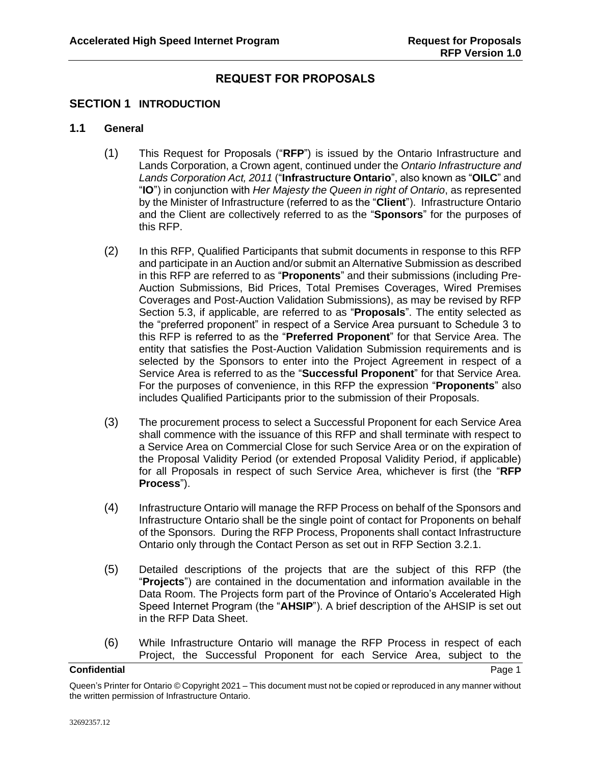# REQUEST FOR PROPOSALS

## SECTION 1 INTRODUCTION

### 1.1 General

(1) This Request for Proposals ("**RFP**") is issued by the Ontario Infrastructure and Lands Corporation, a Crown agent, continued under the *Ontario Infrastructure and Lands Corporation Act, 2011* ("**Infrastructure Ontario**", also known as "**OILC**" and "**IO**") in conjunction with *Her Majesty the Queen in right of Ontario*, as represented by the Minister of Infrastructure (referred to as the "**Client**"). Infrastructure Ontario and the Client are collectively referred to as the "**Sponsors**" for the purposes of this RFP.

(2) In this RFP, Qualified Participants that submit documents in response to this RFP and participate in an Auction and/or submit an Alternative Submission as described in this RFP are referred to as "**Proponents**" and their submissions (including Pre-Auction Submissions, Bid Prices, Total Premises Coverages, Wired Premises Coverages and Post-Auction Validation Submissions), as may be revised by RFP Section 5.3, if applicable, are referred to as "**Proposals**". The entity selected as the "preferred proponent" in respect of a Service Area pursuant to Schedule 3 to this RFP is referred to as the "**Preferred Proponent**" for that Service Area. The entity that satisfies the Post-Auction Validation Submission requirements and is selected by the Sponsors to enter into the Project Agreement in respect of a Service Area is referred to as the "**Successful Proponent**" for that Service Area. For the purposes of convenience, in this RFP the expression "**Proponents**" also includes Qualified Participants prior to the submission of their Proposals.

(3) The procurement process to select a Successful Proponent for each Service Area shall commence with the issuance of this RFP and shall terminate with respect to a Service Area on Commercial Close for such Service Area or on the expiration of the Proposal Validity Period (or extended Proposal Validity Period, if applicable) for all Proposals in respect of such Service Area, whichever is first (the "**RFP Process**").

(4) Infrastructure Ontario will manage the RFP Process on behalf of the Sponsors and Infrastructure Ontario shall be the single point of contact for Proponents on behalf of the Sponsors. During the RFP Process, Proponents shall contact Infrastructure Ontario only through the Contact Person as set out in RFP Section 3.2.1.

(5) Detailed descriptions of the projects that are the subject of this RFP (the "**Projects**") are contained in the documentation and information available in the Data Room. The Projects form part of the Province of Ontario's Accelerated High Speed Internet Program (the "**AHSIP**"). A brief description of the AHSIP is set out in the RFP Data Sheet.

(6) While Infrastructure Ontario will manage the RFP Process in respect of each Project, the Successful Proponent for each Service Area, subject to the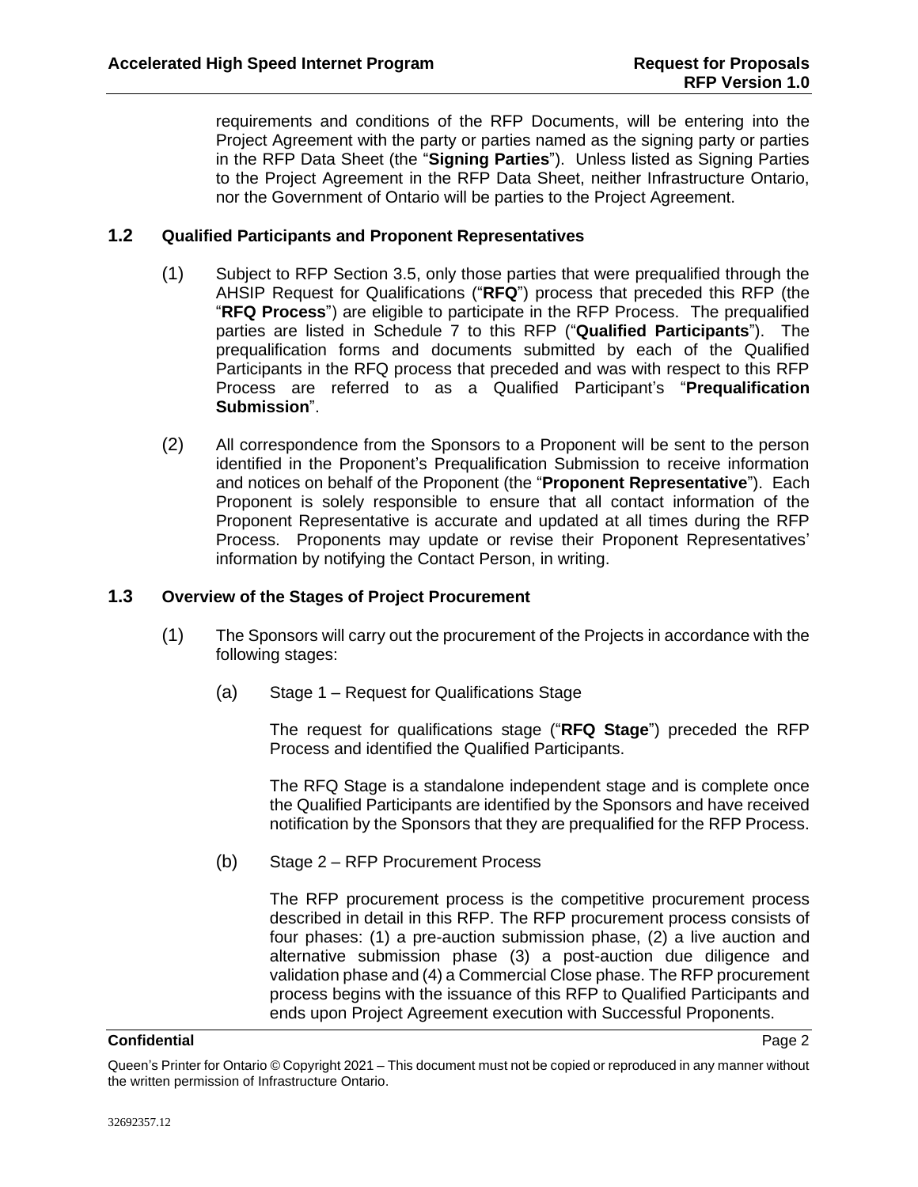requirements and conditions of the RFP Documents, will be entering into the Project Agreement with the party or parties named as the signing party or parties in the RFP Data Sheet (the "**Signing Parties**"). Unless listed as Signing Parties to the Project Agreement in the RFP Data Sheet, neither Infrastructure Ontario, nor the Government of Ontario will be parties to the Project Agreement.

### 1.2 Qualified Participants and Proponent Representatives

(1) Subject to RFP Section 3.5, only those parties that were prequalified through the AHSIP Request for Qualifications ("**RFQ**") process that preceded this RFP (the "**RFQ Process**") are eligible to participate in the RFP Process. The prequalified parties are listed in Schedule 7 to this RFP ("**Qualified Participants**"). The prequalification forms and documents submitted by each of the Qualified Participants in the RFQ process that preceded and was with respect to this RFP Process are referred to as a Qualified Participant's "**Prequalification Submission**".

(2) All correspondence from the Sponsors to a Proponent will be sent to the person identified in the Proponent's Prequalification Submission to receive information and notices on behalf of the Proponent (the "**Proponent Representative**"). Each Proponent is solely responsible to ensure that all contact information of the Proponent Representative is accurate and updated at all times during the RFP Process. Proponents may update or revise their Proponent Representatives' information by notifying the Contact Person, in writing.

### 1.3 Overview of the Stages of Project Procurement

(1) The Sponsors will carry out the procurement of the Projects in accordance with the following stages:

(a) Stage 1 – Request for Qualifications Stage

The request for qualifications stage ("**RFQ Stage**") preceded the RFP Process and identified the Qualified Participants.

The RFQ Stage is a standalone independent stage and is complete once the Qualified Participants are identified by the Sponsors and have received notification by the Sponsors that they are prequalified for the RFP Process.

(b) Stage 2 – RFP Procurement Process

The RFP procurement process is the competitive procurement process described in detail in this RFP. The RFP procurement process consists of four phases: (1) a pre-auction submission phase, (2) a live auction and alternative submission phase (3) a post-auction due diligence and validation phase and (4) a Commercial Close phase. The RFP procurement process begins with the issuance of this RFP to Qualified Participants and ends upon Project Agreement execution with Successful Proponents.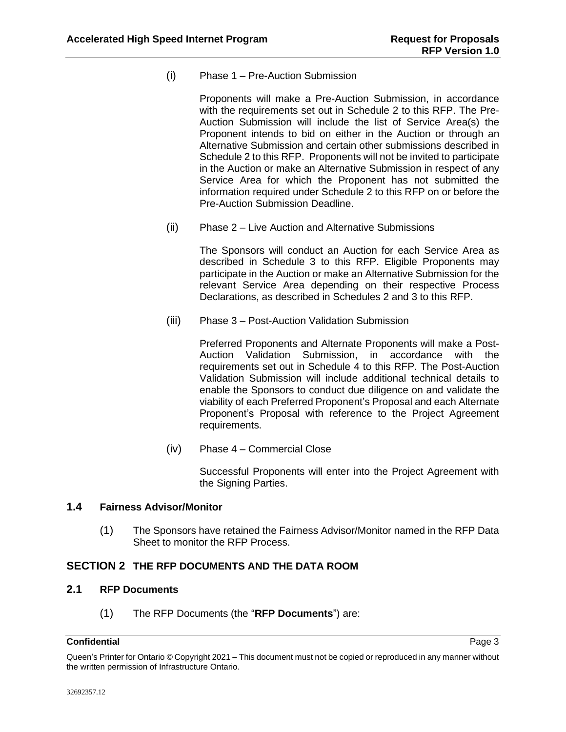(i) Phase 1 – Pre-Auction Submission

Proponents will make a Pre-Auction Submission, in accordance with the requirements set out in Schedule 2 to this RFP. The Pre-Auction Submission will include the list of Service Area(s) the Proponent intends to bid on either in the Auction or through an Alternative Submission and certain other submissions described in Schedule 2 to this RFP. Proponents will not be invited to participate in the Auction or make an Alternative Submission in respect of any Service Area for which the Proponent has not submitted the information required under Schedule 2 to this RFP on or before the Pre-Auction Submission Deadline.

(ii) Phase 2 – Live Auction and Alternative Submissions

The Sponsors will conduct an Auction for each Service Area as described in Schedule 3 to this RFP. Eligible Proponents may participate in the Auction or make an Alternative Submission for the relevant Service Area depending on their respective Process Declarations, as described in Schedules 2 and 3 to this RFP.

(iii) Phase 3 – Post-Auction Validation Submission

Preferred Proponents and Alternate Proponents will make a Post-Auction Validation Submission, in accordance with the requirements set out in Schedule 4 to this RFP. The Post-Auction Validation Submission will include additional technical details to enable the Sponsors to conduct due diligence on and validate the viability of each Preferred Proponent's Proposal and each Alternate Proponent's Proposal with reference to the Project Agreement requirements.

(iv) Phase 4 – Commercial Close

Successful Proponents will enter into the Project Agreement with the Signing Parties.

### 1.4 Fairness Advisor/Monitor

(1) The Sponsors have retained the Fairness Advisor/Monitor named in the RFP Data Sheet to monitor the RFP Process.

## SECTION 2 THE RFP DOCUMENTS AND THE DATA ROOM

### 2.1 RFP Documents

(1) The RFP Documents (the "**RFP Documents**") are: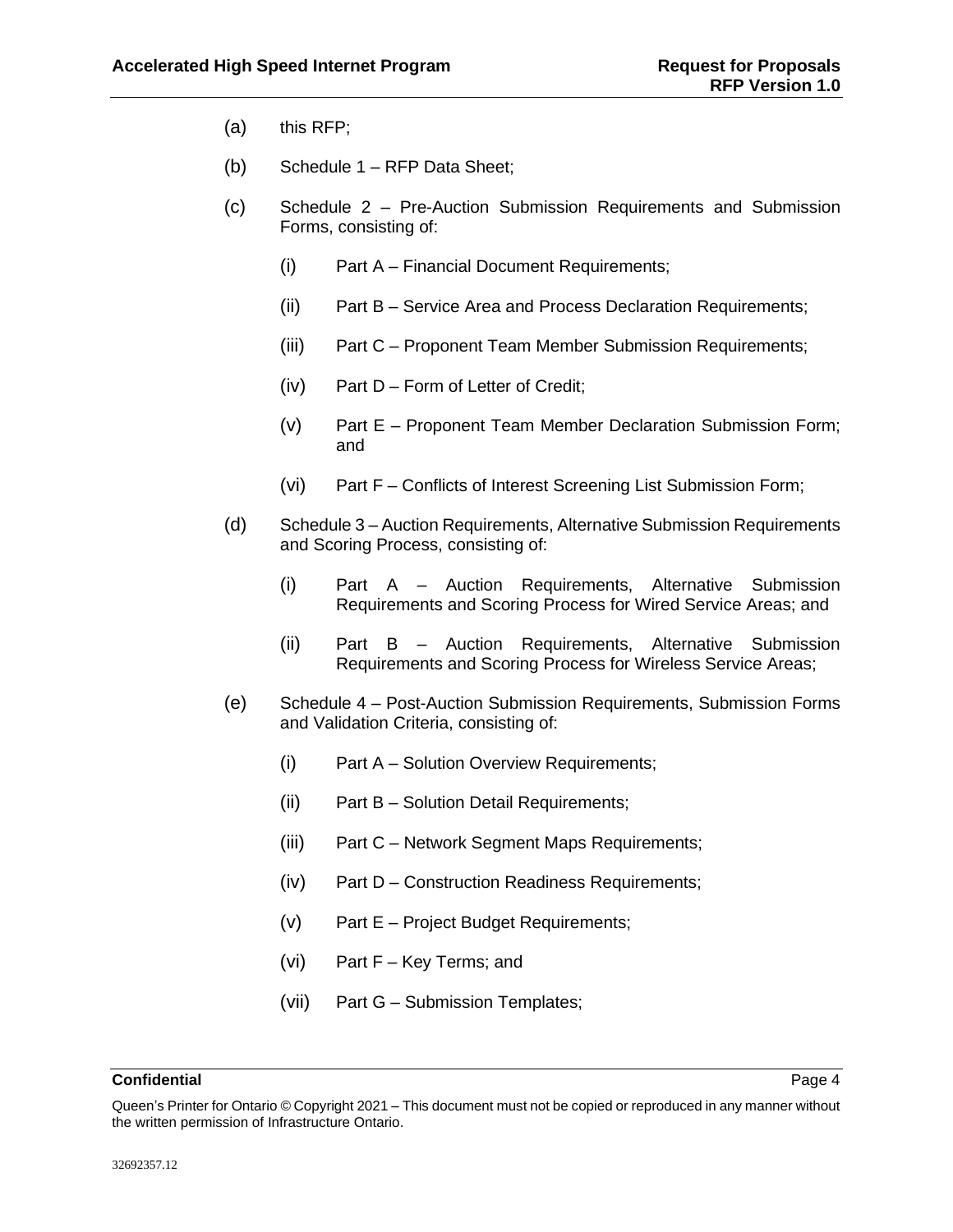(a) this RFP;

(b) Schedule 1 – RFP Data Sheet;

(c) Schedule 2 – Pre-Auction Submission Requirements and Submission Forms, consisting of:

  (i) Part A – Financial Document Requirements;

  (ii) Part B – Service Area and Process Declaration Requirements;

  (iii) Part C – Proponent Team Member Submission Requirements;

  (iv) Part D – Form of Letter of Credit;

  (v) Part E – Proponent Team Member Declaration Submission Form; and

  (vi) Part F – Conflicts of Interest Screening List Submission Form;

(d) Schedule 3 – Auction Requirements, Alternative Submission Requirements and Scoring Process, consisting of:

  (i) Part A – Auction Requirements, Alternative Submission Requirements and Scoring Process for Wired Service Areas; and

  (ii) Part B – Auction Requirements, Alternative Submission Requirements and Scoring Process for Wireless Service Areas;

(e) Schedule 4 – Post-Auction Submission Requirements, Submission Forms and Validation Criteria, consisting of:

  (i) Part A – Solution Overview Requirements;

  (ii) Part B – Solution Detail Requirements;

  (iii) Part C – Network Segment Maps Requirements;

  (iv) Part D – Construction Readiness Requirements;

  (v) Part E – Project Budget Requirements;

  (vi) Part F – Key Terms; and

  (vii) Part G – Submission Templates;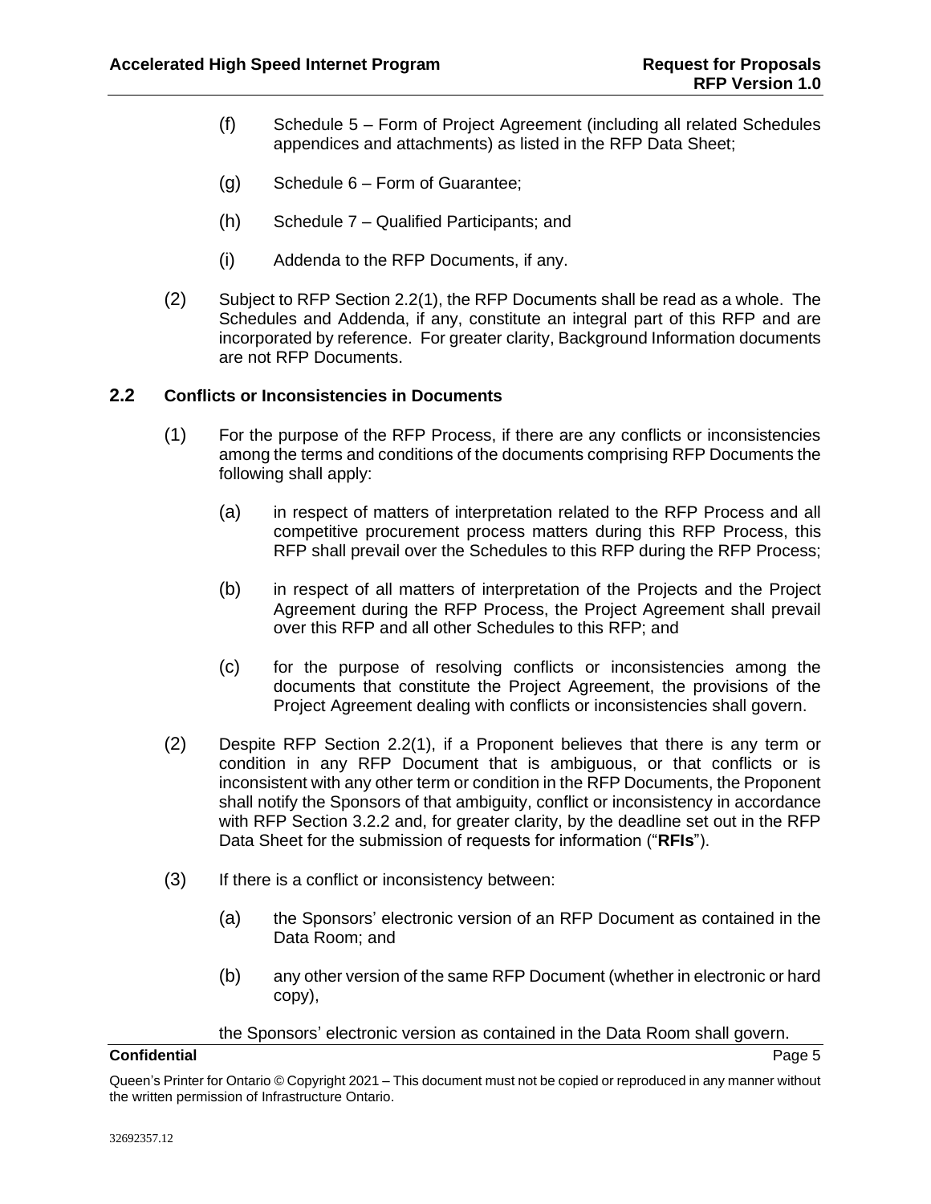(f) Schedule 5 – Form of Project Agreement (including all related Schedules appendices and attachments) as listed in the RFP Data Sheet;

(g) Schedule 6 – Form of Guarantee;

(h) Schedule 7 – Qualified Participants; and

(i) Addenda to the RFP Documents, if any.

(2) Subject to RFP Section 2.2(1), the RFP Documents shall be read as a whole. The Schedules and Addenda, if any, constitute an integral part of this RFP and are incorporated by reference. For greater clarity, Background Information documents are not RFP Documents.

## 2.2 Conflicts or Inconsistencies in Documents

(1) For the purpose of the RFP Process, if there are any conflicts or inconsistencies among the terms and conditions of the documents comprising RFP Documents the following shall apply:

(a) in respect of matters of interpretation related to the RFP Process and all competitive procurement process matters during this RFP Process, this RFP shall prevail over the Schedules to this RFP during the RFP Process;

(b) in respect of all matters of interpretation of the Projects and the Project Agreement during the RFP Process, the Project Agreement shall prevail over this RFP and all other Schedules to this RFP; and

(c) for the purpose of resolving conflicts or inconsistencies among the documents that constitute the Project Agreement, the provisions of the Project Agreement dealing with conflicts or inconsistencies shall govern.

(2) Despite RFP Section 2.2(1), if a Proponent believes that there is any term or condition in any RFP Document that is ambiguous, or that conflicts or is inconsistent with any other term or condition in the RFP Documents, the Proponent shall notify the Sponsors of that ambiguity, conflict or inconsistency in accordance with RFP Section 3.2.2 and, for greater clarity, by the deadline set out in the RFP Data Sheet for the submission of requests for information ("**RFIs**").

(3) If there is a conflict or inconsistency between:

(a) the Sponsors' electronic version of an RFP Document as contained in the Data Room; and

(b) any other version of the same RFP Document (whether in electronic or hard copy),

the Sponsors' electronic version as contained in the Data Room shall govern.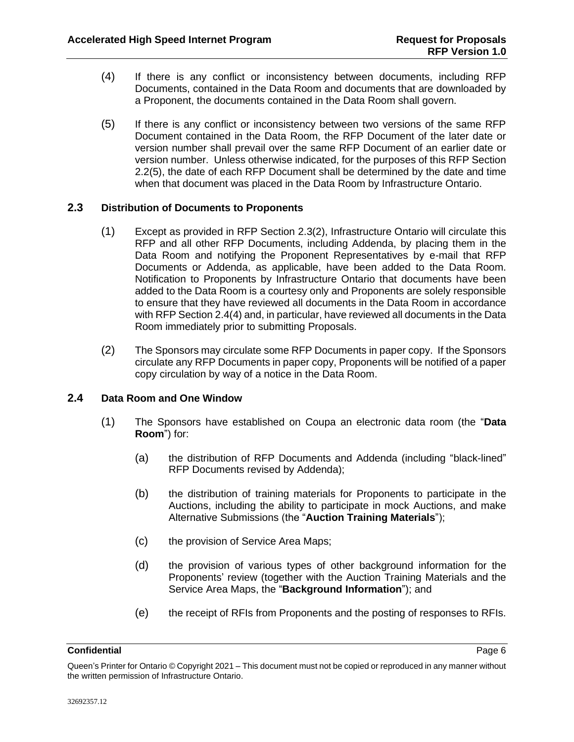(4) If there is any conflict or inconsistency between documents, including RFP Documents, contained in the Data Room and documents that are downloaded by a Proponent, the documents contained in the Data Room shall govern.

(5) If there is any conflict or inconsistency between two versions of the same RFP Document contained in the Data Room, the RFP Document of the later date or version number shall prevail over the same RFP Document of an earlier date or version number. Unless otherwise indicated, for the purposes of this RFP Section 2.2(5), the date of each RFP Document shall be determined by the date and time when that document was placed in the Data Room by Infrastructure Ontario.

### 2.3 Distribution of Documents to Proponents

(1) Except as provided in RFP Section 2.3(2), Infrastructure Ontario will circulate this RFP and all other RFP Documents, including Addenda, by placing them in the Data Room and notifying the Proponent Representatives by e-mail that RFP Documents or Addenda, as applicable, have been added to the Data Room. Notification to Proponents by Infrastructure Ontario that documents have been added to the Data Room is a courtesy only and Proponents are solely responsible to ensure that they have reviewed all documents in the Data Room in accordance with RFP Section 2.4(4) and, in particular, have reviewed all documents in the Data Room immediately prior to submitting Proposals.

(2) The Sponsors may circulate some RFP Documents in paper copy. If the Sponsors circulate any RFP Documents in paper copy, Proponents will be notified of a paper copy circulation by way of a notice in the Data Room.

### 2.4 Data Room and One Window

(1) The Sponsors have established on Coupa an electronic data room (the "**Data Room**") for:

(a) the distribution of RFP Documents and Addenda (including "black-lined" RFP Documents revised by Addenda);

(b) the distribution of training materials for Proponents to participate in the Auctions, including the ability to participate in mock Auctions, and make Alternative Submissions (the "**Auction Training Materials**");

(c) the provision of Service Area Maps;

(d) the provision of various types of other background information for the Proponents' review (together with the Auction Training Materials and the Service Area Maps, the "**Background Information**"); and

(e) the receipt of RFIs from Proponents and the posting of responses to RFIs.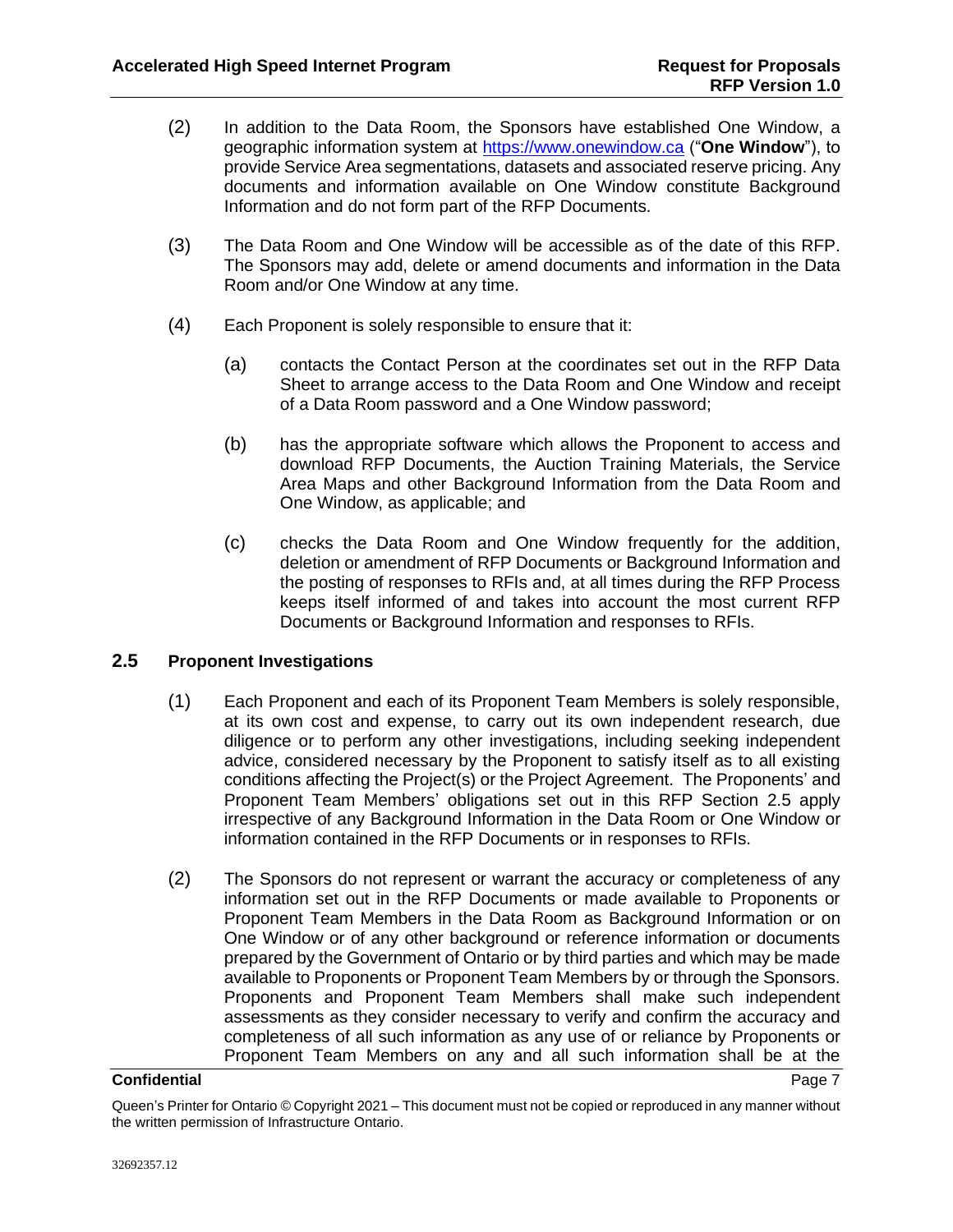(2) In addition to the Data Room, the Sponsors have established One Window, a geographic information system at https://www.onewindow.ca ("**One Window**"), to provide Service Area segmentations, datasets and associated reserve pricing. Any documents and information available on One Window constitute Background Information and do not form part of the RFP Documents.

(3) The Data Room and One Window will be accessible as of the date of this RFP. The Sponsors may add, delete or amend documents and information in the Data Room and/or One Window at any time.

(4) Each Proponent is solely responsible to ensure that it:

(a) contacts the Contact Person at the coordinates set out in the RFP Data Sheet to arrange access to the Data Room and One Window and receipt of a Data Room password and a One Window password;

(b) has the appropriate software which allows the Proponent to access and download RFP Documents, the Auction Training Materials, the Service Area Maps and other Background Information from the Data Room and One Window, as applicable; and

(c) checks the Data Room and One Window frequently for the addition, deletion or amendment of RFP Documents or Background Information and the posting of responses to RFIs and, at all times during the RFP Process keeps itself informed of and takes into account the most current RFP Documents or Background Information and responses to RFIs.

### 2.5 Proponent Investigations

(1) Each Proponent and each of its Proponent Team Members is solely responsible, at its own cost and expense, to carry out its own independent research, due diligence or to perform any other investigations, including seeking independent advice, considered necessary by the Proponent to satisfy itself as to all existing conditions affecting the Project(s) or the Project Agreement. The Proponents' and Proponent Team Members' obligations set out in this RFP Section 2.5 apply irrespective of any Background Information in the Data Room or One Window or information contained in the RFP Documents or in responses to RFIs.

(2) The Sponsors do not represent or warrant the accuracy or completeness of any information set out in the RFP Documents or made available to Proponents or Proponent Team Members in the Data Room as Background Information or on One Window or of any other background or reference information or documents prepared by the Government of Ontario or by third parties and which may be made available to Proponents or Proponent Team Members by or through the Sponsors. Proponents and Proponent Team Members shall make such independent assessments as they consider necessary to verify and confirm the accuracy and completeness of all such information as any use of or reliance by Proponents or Proponent Team Members on any and all such information shall be at the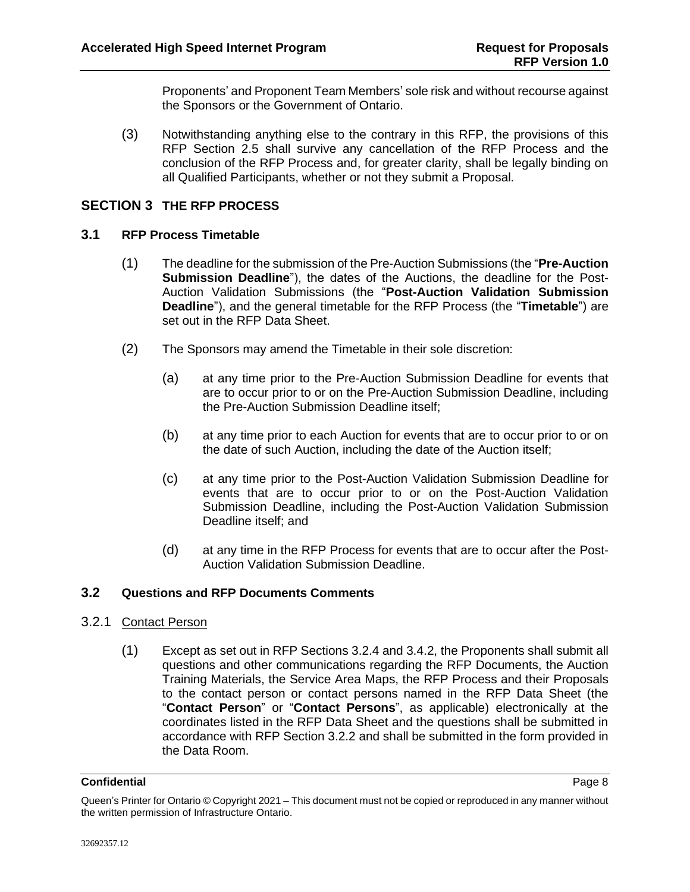Proponents' and Proponent Team Members' sole risk and without recourse against the Sponsors or the Government of Ontario.

(3) Notwithstanding anything else to the contrary in this RFP, the provisions of this RFP Section 2.5 shall survive any cancellation of the RFP Process and the conclusion of the RFP Process and, for greater clarity, shall be legally binding on all Qualified Participants, whether or not they submit a Proposal.

## SECTION 3 THE RFP PROCESS

### 3.1 RFP Process Timetable

(1) The deadline for the submission of the Pre-Auction Submissions (the "**Pre-Auction Submission Deadline**"), the dates of the Auctions, the deadline for the Post-Auction Validation Submissions (the "**Post-Auction Validation Submission Deadline**"), and the general timetable for the RFP Process (the "**Timetable**") are set out in the RFP Data Sheet.

(2) The Sponsors may amend the Timetable in their sole discretion:

(a) at any time prior to the Pre-Auction Submission Deadline for events that are to occur prior to or on the Pre-Auction Submission Deadline, including the Pre-Auction Submission Deadline itself;

(b) at any time prior to each Auction for events that are to occur prior to or on the date of such Auction, including the date of the Auction itself;

(c) at any time prior to the Post-Auction Validation Submission Deadline for events that are to occur prior to or on the Post-Auction Validation Submission Deadline, including the Post-Auction Validation Submission Deadline itself; and

(d) at any time in the RFP Process for events that are to occur after the Post-Auction Validation Submission Deadline.

### 3.2 Questions and RFP Documents Comments

#### 3.2.1 Contact Person

(1) Except as set out in RFP Sections 3.2.4 and 3.4.2, the Proponents shall submit all questions and other communications regarding the RFP Documents, the Auction Training Materials, the Service Area Maps, the RFP Process and their Proposals to the contact person or contact persons named in the RFP Data Sheet (the "**Contact Person**" or "**Contact Persons**", as applicable) electronically at the coordinates listed in the RFP Data Sheet and the questions shall be submitted in accordance with RFP Section 3.2.2 and shall be submitted in the form provided in the Data Room.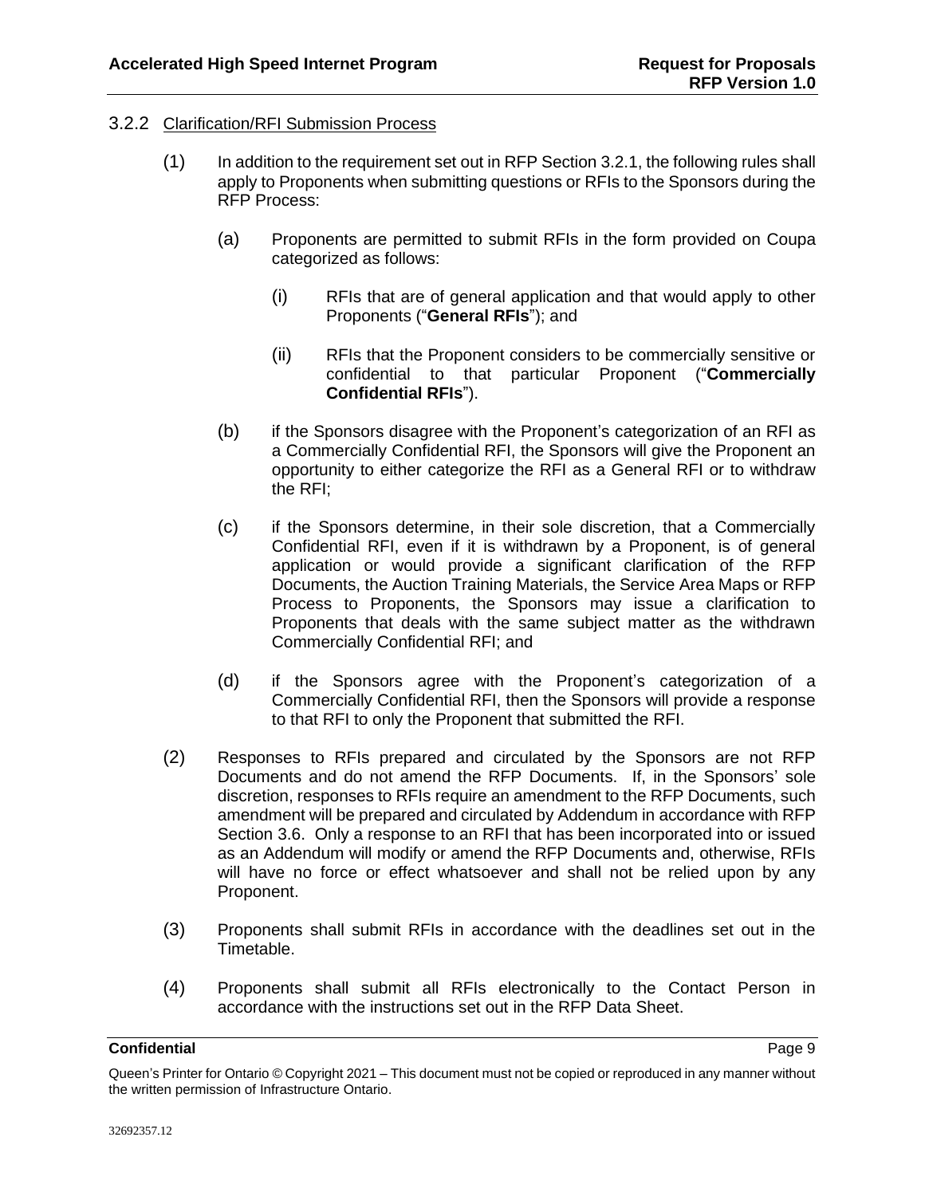### 3.2.2 Clarification/RFI Submission Process

(1) In addition to the requirement set out in RFP Section 3.2.1, the following rules shall apply to Proponents when submitting questions or RFIs to the Sponsors during the RFP Process:

(a) Proponents are permitted to submit RFIs in the form provided on Coupa categorized as follows:

(i) RFIs that are of general application and that would apply to other Proponents ("**General RFIs**"); and

(ii) RFIs that the Proponent considers to be commercially sensitive or confidential to that particular Proponent ("**Commercially Confidential RFIs**").

(b) if the Sponsors disagree with the Proponent's categorization of an RFI as a Commercially Confidential RFI, the Sponsors will give the Proponent an opportunity to either categorize the RFI as a General RFI or to withdraw the RFI;

(c) if the Sponsors determine, in their sole discretion, that a Commercially Confidential RFI, even if it is withdrawn by a Proponent, is of general application or would provide a significant clarification of the RFP Documents, the Auction Training Materials, the Service Area Maps or RFP Process to Proponents, the Sponsors may issue a clarification to Proponents that deals with the same subject matter as the withdrawn Commercially Confidential RFI; and

(d) if the Sponsors agree with the Proponent's categorization of a Commercially Confidential RFI, then the Sponsors will provide a response to that RFI to only the Proponent that submitted the RFI.

(2) Responses to RFIs prepared and circulated by the Sponsors are not RFP Documents and do not amend the RFP Documents. If, in the Sponsors' sole discretion, responses to RFIs require an amendment to the RFP Documents, such amendment will be prepared and circulated by Addendum in accordance with RFP Section 3.6. Only a response to an RFI that has been incorporated into or issued as an Addendum will modify or amend the RFP Documents and, otherwise, RFIs will have no force or effect whatsoever and shall not be relied upon by any Proponent.

(3) Proponents shall submit RFIs in accordance with the deadlines set out in the Timetable.

(4) Proponents shall submit all RFIs electronically to the Contact Person in accordance with the instructions set out in the RFP Data Sheet.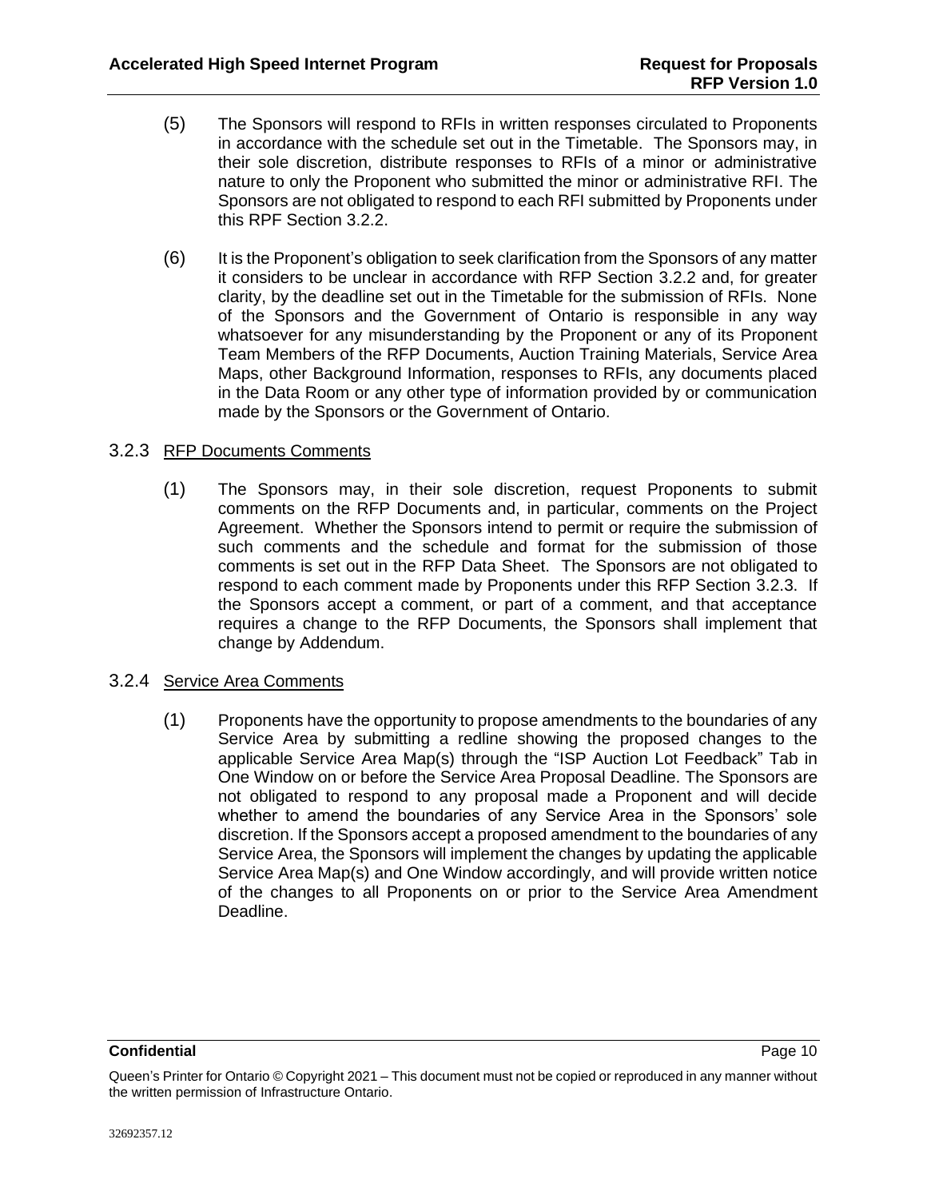(5) The Sponsors will respond to RFIs in written responses circulated to Proponents in accordance with the schedule set out in the Timetable. The Sponsors may, in their sole discretion, distribute responses to RFIs of a minor or administrative nature to only the Proponent who submitted the minor or administrative RFI. The Sponsors are not obligated to respond to each RFI submitted by Proponents under this RPF Section 3.2.2.

(6) It is the Proponent's obligation to seek clarification from the Sponsors of any matter it considers to be unclear in accordance with RFP Section 3.2.2 and, for greater clarity, by the deadline set out in the Timetable for the submission of RFIs. None of the Sponsors and the Government of Ontario is responsible in any way whatsoever for any misunderstanding by the Proponent or any of its Proponent Team Members of the RFP Documents, Auction Training Materials, Service Area Maps, other Background Information, responses to RFIs, any documents placed in the Data Room or any other type of information provided by or communication made by the Sponsors or the Government of Ontario.

### 3.2.3 RFP Documents Comments

(1) The Sponsors may, in their sole discretion, request Proponents to submit comments on the RFP Documents and, in particular, comments on the Project Agreement. Whether the Sponsors intend to permit or require the submission of such comments and the schedule and format for the submission of those comments is set out in the RFP Data Sheet. The Sponsors are not obligated to respond to each comment made by Proponents under this RFP Section 3.2.3. If the Sponsors accept a comment, or part of a comment, and that acceptance requires a change to the RFP Documents, the Sponsors shall implement that change by Addendum.

### 3.2.4 Service Area Comments

(1) Proponents have the opportunity to propose amendments to the boundaries of any Service Area by submitting a redline showing the proposed changes to the applicable Service Area Map(s) through the "ISP Auction Lot Feedback" Tab in One Window on or before the Service Area Proposal Deadline. The Sponsors are not obligated to respond to any proposal made a Proponent and will decide whether to amend the boundaries of any Service Area in the Sponsors' sole discretion. If the Sponsors accept a proposed amendment to the boundaries of any Service Area, the Sponsors will implement the changes by updating the applicable Service Area Map(s) and One Window accordingly, and will provide written notice of the changes to all Proponents on or prior to the Service Area Amendment Deadline.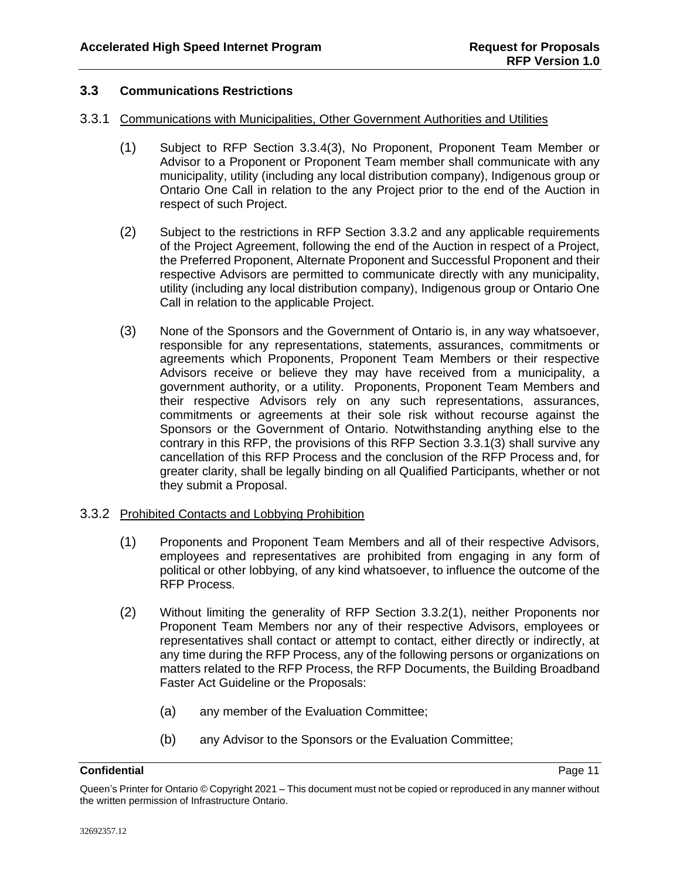## 3.3 Communications Restrictions

### 3.3.1 Communications with Municipalities, Other Government Authorities and Utilities

(1) Subject to RFP Section 3.3.4(3), No Proponent, Proponent Team Member or Advisor to a Proponent or Proponent Team member shall communicate with any municipality, utility (including any local distribution company), Indigenous group or Ontario One Call in relation to the any Project prior to the end of the Auction in respect of such Project.

(2) Subject to the restrictions in RFP Section 3.3.2 and any applicable requirements of the Project Agreement, following the end of the Auction in respect of a Project, the Preferred Proponent, Alternate Proponent and Successful Proponent and their respective Advisors are permitted to communicate directly with any municipality, utility (including any local distribution company), Indigenous group or Ontario One Call in relation to the applicable Project.

(3) None of the Sponsors and the Government of Ontario is, in any way whatsoever, responsible for any representations, statements, assurances, commitments or agreements which Proponents, Proponent Team Members or their respective Advisors receive or believe they may have received from a municipality, a government authority, or a utility. Proponents, Proponent Team Members and their respective Advisors rely on any such representations, assurances, commitments or agreements at their sole risk without recourse against the Sponsors or the Government of Ontario. Notwithstanding anything else to the contrary in this RFP, the provisions of this RFP Section 3.3.1(3) shall survive any cancellation of this RFP Process and the conclusion of the RFP Process and, for greater clarity, shall be legally binding on all Qualified Participants, whether or not they submit a Proposal.

### 3.3.2 Prohibited Contacts and Lobbying Prohibition

(1) Proponents and Proponent Team Members and all of their respective Advisors, employees and representatives are prohibited from engaging in any form of political or other lobbying, of any kind whatsoever, to influence the outcome of the RFP Process.

(2) Without limiting the generality of RFP Section 3.3.2(1), neither Proponents nor Proponent Team Members nor any of their respective Advisors, employees or representatives shall contact or attempt to contact, either directly or indirectly, at any time during the RFP Process, any of the following persons or organizations on matters related to the RFP Process, the RFP Documents, the Building Broadband Faster Act Guideline or the Proposals:

(a) any member of the Evaluation Committee;

(b) any Advisor to the Sponsors or the Evaluation Committee;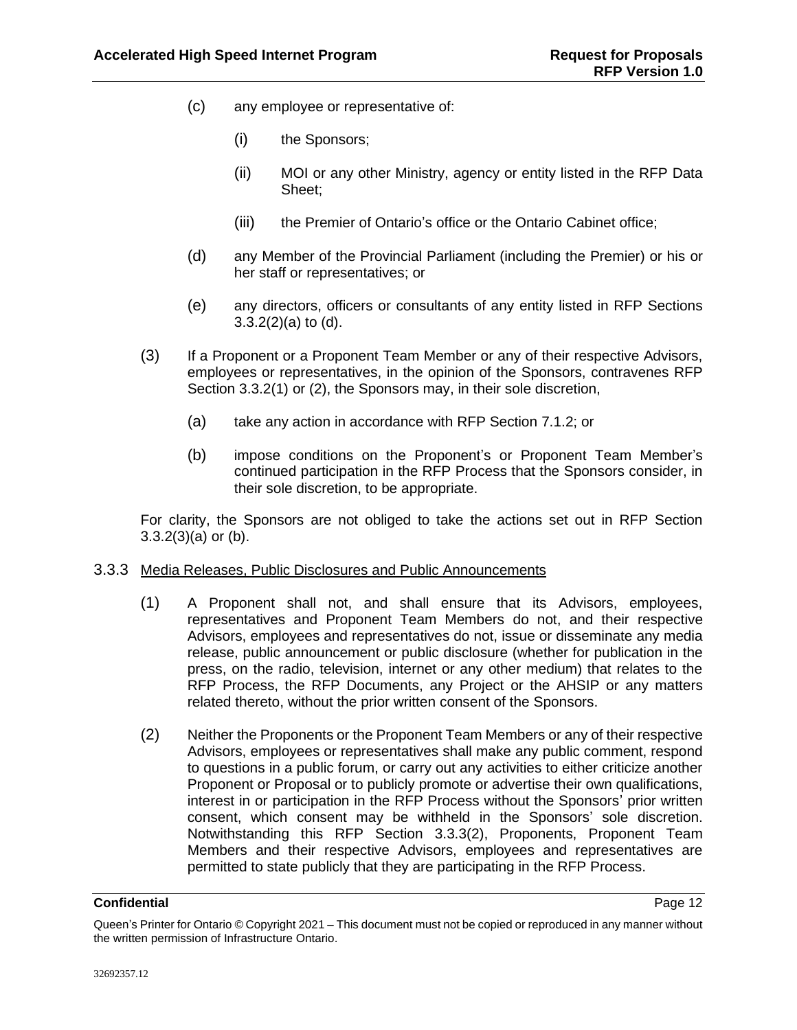(c) any employee or representative of:

  (i) the Sponsors;

  (ii) MOI or any other Ministry, agency or entity listed in the RFP Data Sheet;

  (iii) the Premier of Ontario's office or the Ontario Cabinet office;

(d) any Member of the Provincial Parliament (including the Premier) or his or her staff or representatives; or

(e) any directors, officers or consultants of any entity listed in RFP Sections 3.3.2(2)(a) to (d).

(3) If a Proponent or a Proponent Team Member or any of their respective Advisors, employees or representatives, in the opinion of the Sponsors, contravenes RFP Section 3.3.2(1) or (2), the Sponsors may, in their sole discretion,

  (a) take any action in accordance with RFP Section 7.1.2; or

  (b) impose conditions on the Proponent's or Proponent Team Member's continued participation in the RFP Process that the Sponsors consider, in their sole discretion, to be appropriate.

For clarity, the Sponsors are not obliged to take the actions set out in RFP Section 3.3.2(3)(a) or (b).

### 3.3.3 Media Releases, Public Disclosures and Public Announcements

(1) A Proponent shall not, and shall ensure that its Advisors, employees, representatives and Proponent Team Members do not, and their respective Advisors, employees and representatives do not, issue or disseminate any media release, public announcement or public disclosure (whether for publication in the press, on the radio, television, internet or any other medium) that relates to the RFP Process, the RFP Documents, any Project or the AHSIP or any matters related thereto, without the prior written consent of the Sponsors.

(2) Neither the Proponents or the Proponent Team Members or any of their respective Advisors, employees or representatives shall make any public comment, respond to questions in a public forum, or carry out any activities to either criticize another Proponent or Proposal or to publicly promote or advertise their own qualifications, interest in or participation in the RFP Process without the Sponsors' prior written consent, which consent may be withheld in the Sponsors' sole discretion. Notwithstanding this RFP Section 3.3.3(2), Proponents, Proponent Team Members and their respective Advisors, employees and representatives are permitted to state publicly that they are participating in the RFP Process.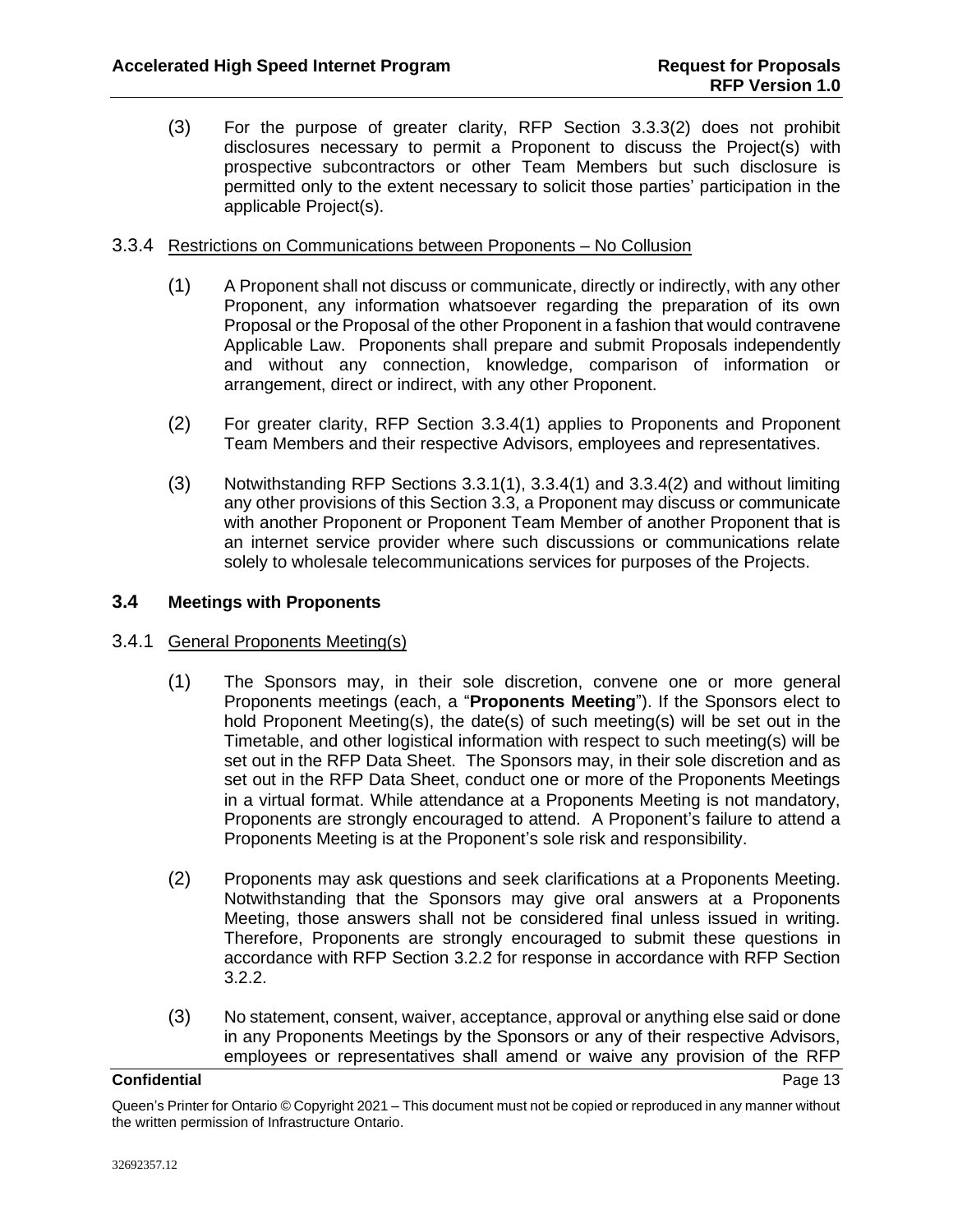(3) For the purpose of greater clarity, RFP Section 3.3.3(2) does not prohibit disclosures necessary to permit a Proponent to discuss the Project(s) with prospective subcontractors or other Team Members but such disclosure is permitted only to the extent necessary to solicit those parties' participation in the applicable Project(s).

#### 3.3.4 Restrictions on Communications between Proponents – No Collusion

(1) A Proponent shall not discuss or communicate, directly or indirectly, with any other Proponent, any information whatsoever regarding the preparation of its own Proposal or the Proposal of the other Proponent in a fashion that would contravene Applicable Law. Proponents shall prepare and submit Proposals independently and without any connection, knowledge, comparison of information or arrangement, direct or indirect, with any other Proponent.

(2) For greater clarity, RFP Section 3.3.4(1) applies to Proponents and Proponent Team Members and their respective Advisors, employees and representatives.

(3) Notwithstanding RFP Sections 3.3.1(1), 3.3.4(1) and 3.3.4(2) and without limiting any other provisions of this Section 3.3, a Proponent may discuss or communicate with another Proponent or Proponent Team Member of another Proponent that is an internet service provider where such discussions or communications relate solely to wholesale telecommunications services for purposes of the Projects.

### 3.4 Meetings with Proponents

#### 3.4.1 General Proponents Meeting(s)

(1) The Sponsors may, in their sole discretion, convene one or more general Proponents meetings (each, a "**Proponents Meeting**"). If the Sponsors elect to hold Proponent Meeting(s), the date(s) of such meeting(s) will be set out in the Timetable, and other logistical information with respect to such meeting(s) will be set out in the RFP Data Sheet. The Sponsors may, in their sole discretion and as set out in the RFP Data Sheet, conduct one or more of the Proponents Meetings in a virtual format. While attendance at a Proponents Meeting is not mandatory, Proponents are strongly encouraged to attend. A Proponent's failure to attend a Proponents Meeting is at the Proponent's sole risk and responsibility.

(2) Proponents may ask questions and seek clarifications at a Proponents Meeting. Notwithstanding that the Sponsors may give oral answers at a Proponents Meeting, those answers shall not be considered final unless issued in writing. Therefore, Proponents are strongly encouraged to submit these questions in accordance with RFP Section 3.2.2 for response in accordance with RFP Section 3.2.2.

(3) No statement, consent, waiver, acceptance, approval or anything else said or done in any Proponents Meetings by the Sponsors or any of their respective Advisors, employees or representatives shall amend or waive any provision of the RFP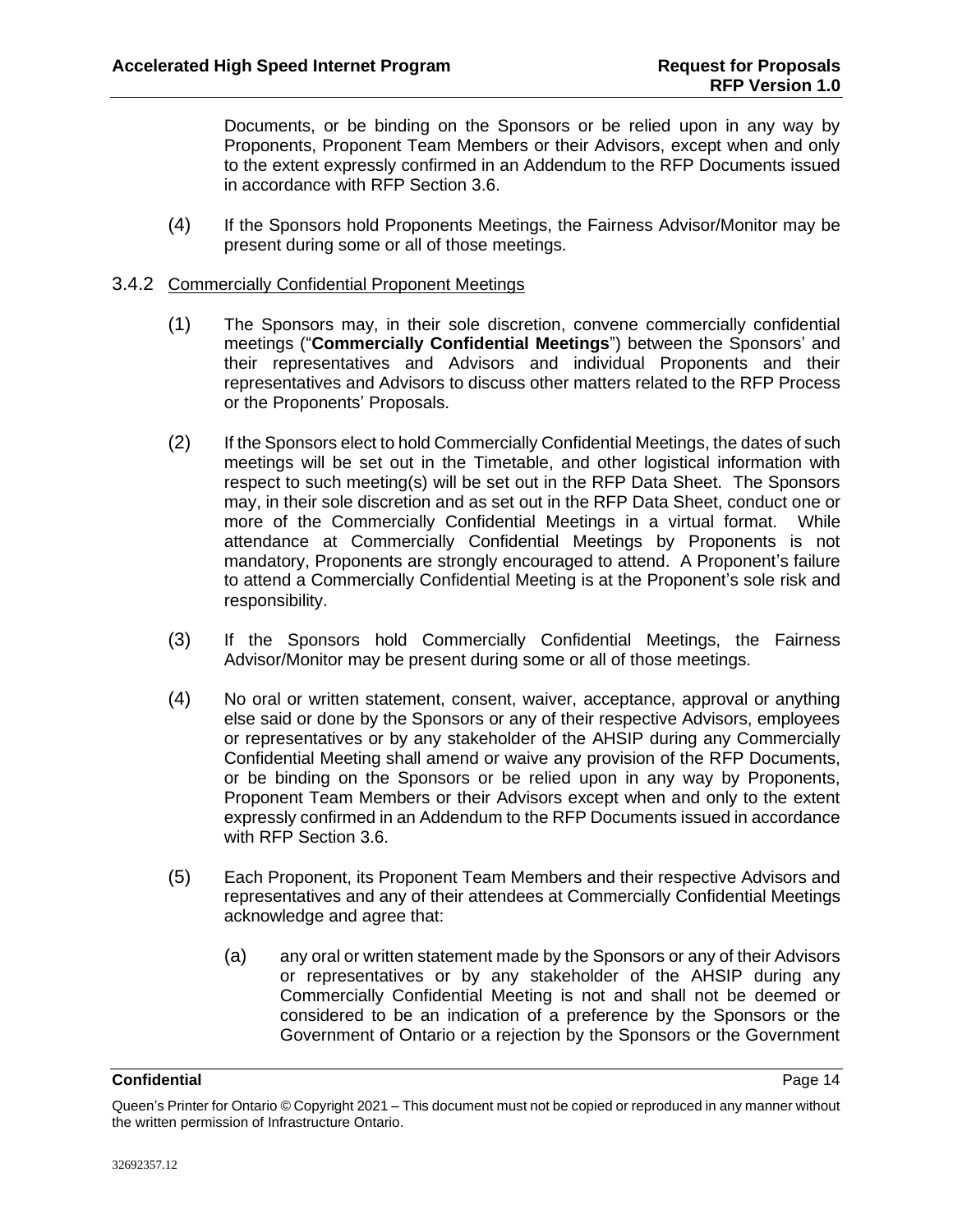Documents, or be binding on the Sponsors or be relied upon in any way by Proponents, Proponent Team Members or their Advisors, except when and only to the extent expressly confirmed in an Addendum to the RFP Documents issued in accordance with RFP Section 3.6.

(4) If the Sponsors hold Proponents Meetings, the Fairness Advisor/Monitor may be present during some or all of those meetings.

### 3.4.2 Commercially Confidential Proponent Meetings

(1) The Sponsors may, in their sole discretion, convene commercially confidential meetings ("**Commercially Confidential Meetings**") between the Sponsors' and their representatives and Advisors and individual Proponents and their representatives and Advisors to discuss other matters related to the RFP Process or the Proponents' Proposals.

(2) If the Sponsors elect to hold Commercially Confidential Meetings, the dates of such meetings will be set out in the Timetable, and other logistical information with respect to such meeting(s) will be set out in the RFP Data Sheet. The Sponsors may, in their sole discretion and as set out in the RFP Data Sheet, conduct one or more of the Commercially Confidential Meetings in a virtual format. While attendance at Commercially Confidential Meetings by Proponents is not mandatory, Proponents are strongly encouraged to attend. A Proponent's failure to attend a Commercially Confidential Meeting is at the Proponent's sole risk and responsibility.

(3) If the Sponsors hold Commercially Confidential Meetings, the Fairness Advisor/Monitor may be present during some or all of those meetings.

(4) No oral or written statement, consent, waiver, acceptance, approval or anything else said or done by the Sponsors or any of their respective Advisors, employees or representatives or by any stakeholder of the AHSIP during any Commercially Confidential Meeting shall amend or waive any provision of the RFP Documents, or be binding on the Sponsors or be relied upon in any way by Proponents, Proponent Team Members or their Advisors except when and only to the extent expressly confirmed in an Addendum to the RFP Documents issued in accordance with RFP Section 3.6.

(5) Each Proponent, its Proponent Team Members and their respective Advisors and representatives and any of their attendees at Commercially Confidential Meetings acknowledge and agree that:

(a) any oral or written statement made by the Sponsors or any of their Advisors or representatives or by any stakeholder of the AHSIP during any Commercially Confidential Meeting is not and shall not be deemed or considered to be an indication of a preference by the Sponsors or the Government of Ontario or a rejection by the Sponsors or the Government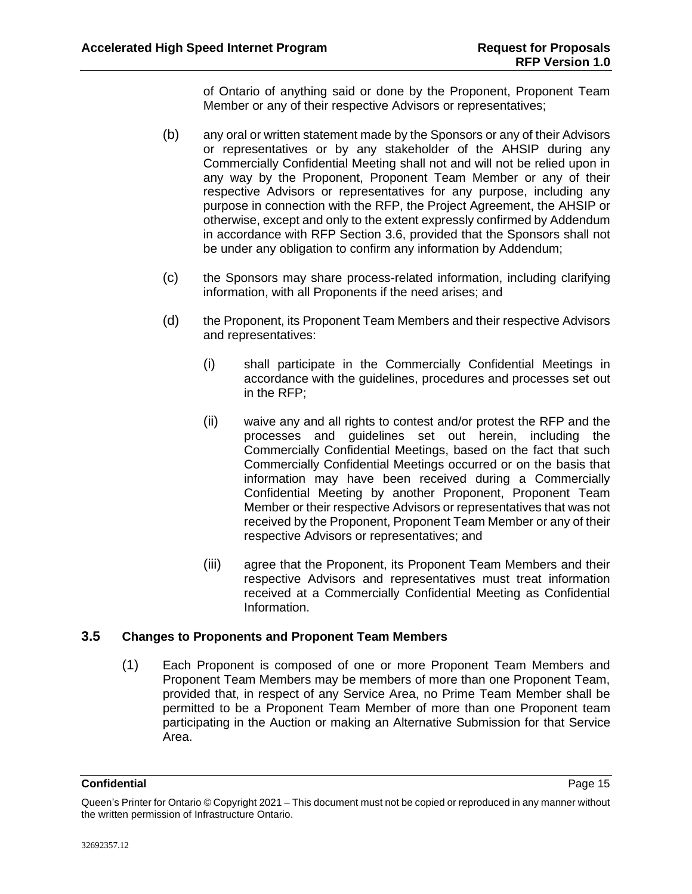of Ontario of anything said or done by the Proponent, Proponent Team Member or any of their respective Advisors or representatives;

(b) any oral or written statement made by the Sponsors or any of their Advisors or representatives or by any stakeholder of the AHSIP during any Commercially Confidential Meeting shall not and will not be relied upon in any way by the Proponent, Proponent Team Member or any of their respective Advisors or representatives for any purpose, including any purpose in connection with the RFP, the Project Agreement, the AHSIP or otherwise, except and only to the extent expressly confirmed by Addendum in accordance with RFP Section 3.6, provided that the Sponsors shall not be under any obligation to confirm any information by Addendum;

(c) the Sponsors may share process-related information, including clarifying information, with all Proponents if the need arises; and

(d) the Proponent, its Proponent Team Members and their respective Advisors and representatives:

(i) shall participate in the Commercially Confidential Meetings in accordance with the guidelines, procedures and processes set out in the RFP;

(ii) waive any and all rights to contest and/or protest the RFP and the processes and guidelines set out herein, including the Commercially Confidential Meetings, based on the fact that such Commercially Confidential Meetings occurred or on the basis that information may have been received during a Commercially Confidential Meeting by another Proponent, Proponent Team Member or their respective Advisors or representatives that was not received by the Proponent, Proponent Team Member or any of their respective Advisors or representatives; and

(iii) agree that the Proponent, its Proponent Team Members and their respective Advisors and representatives must treat information received at a Commercially Confidential Meeting as Confidential Information.

## 3.5 Changes to Proponents and Proponent Team Members

(1) Each Proponent is composed of one or more Proponent Team Members and Proponent Team Members may be members of more than one Proponent Team, provided that, in respect of any Service Area, no Prime Team Member shall be permitted to be a Proponent Team Member of more than one Proponent team participating in the Auction or making an Alternative Submission for that Service Area.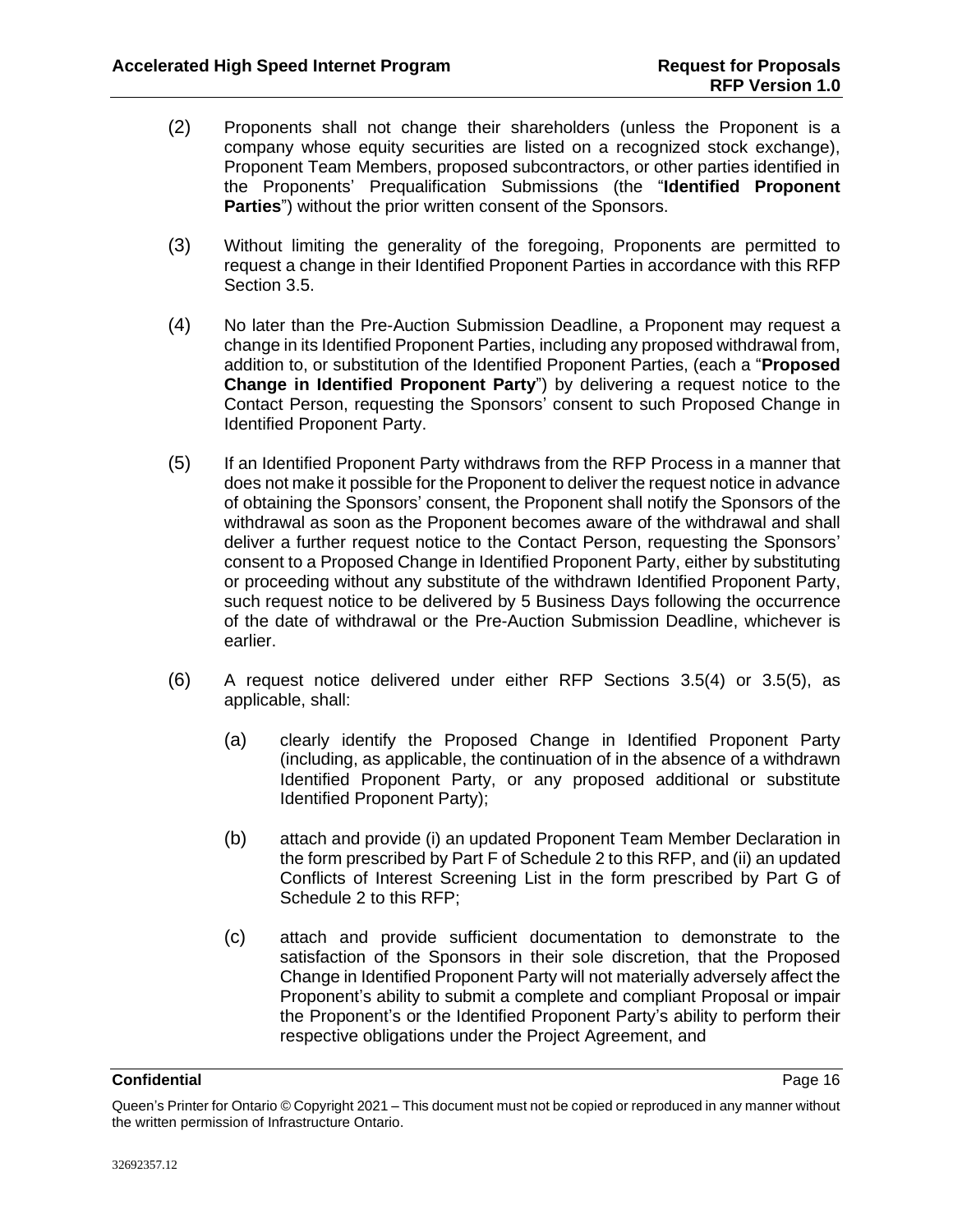(2) Proponents shall not change their shareholders (unless the Proponent is a company whose equity securities are listed on a recognized stock exchange), Proponent Team Members, proposed subcontractors, or other parties identified in the Proponents' Prequalification Submissions (the "**Identified Proponent Parties**") without the prior written consent of the Sponsors.

(3) Without limiting the generality of the foregoing, Proponents are permitted to request a change in their Identified Proponent Parties in accordance with this RFP Section 3.5.

(4) No later than the Pre-Auction Submission Deadline, a Proponent may request a change in its Identified Proponent Parties, including any proposed withdrawal from, addition to, or substitution of the Identified Proponent Parties, (each a "**Proposed Change in Identified Proponent Party**") by delivering a request notice to the Contact Person, requesting the Sponsors' consent to such Proposed Change in Identified Proponent Party.

(5) If an Identified Proponent Party withdraws from the RFP Process in a manner that does not make it possible for the Proponent to deliver the request notice in advance of obtaining the Sponsors' consent, the Proponent shall notify the Sponsors of the withdrawal as soon as the Proponent becomes aware of the withdrawal and shall deliver a further request notice to the Contact Person, requesting the Sponsors' consent to a Proposed Change in Identified Proponent Party, either by substituting or proceeding without any substitute of the withdrawn Identified Proponent Party, such request notice to be delivered by 5 Business Days following the occurrence of the date of withdrawal or the Pre-Auction Submission Deadline, whichever is earlier.

(6) A request notice delivered under either RFP Sections 3.5(4) or 3.5(5), as applicable, shall:

(a) clearly identify the Proposed Change in Identified Proponent Party (including, as applicable, the continuation of in the absence of a withdrawn Identified Proponent Party, or any proposed additional or substitute Identified Proponent Party);

(b) attach and provide (i) an updated Proponent Team Member Declaration in the form prescribed by Part F of Schedule 2 to this RFP, and (ii) an updated Conflicts of Interest Screening List in the form prescribed by Part G of Schedule 2 to this RFP;

(c) attach and provide sufficient documentation to demonstrate to the satisfaction of the Sponsors in their sole discretion, that the Proposed Change in Identified Proponent Party will not materially adversely affect the Proponent's ability to submit a complete and compliant Proposal or impair the Proponent's or the Identified Proponent Party's ability to perform their respective obligations under the Project Agreement, and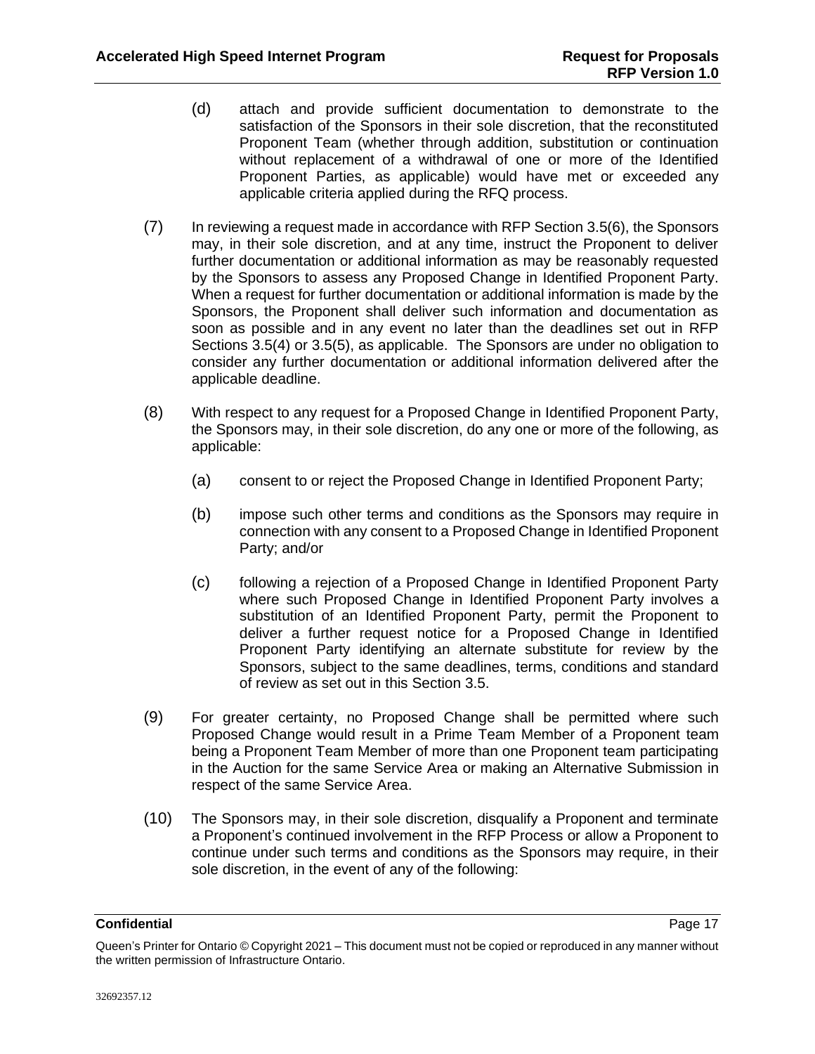(d) attach and provide sufficient documentation to demonstrate to the satisfaction of the Sponsors in their sole discretion, that the reconstituted Proponent Team (whether through addition, substitution or continuation without replacement of a withdrawal of one or more of the Identified Proponent Parties, as applicable) would have met or exceeded any applicable criteria applied during the RFQ process.

(7) In reviewing a request made in accordance with RFP Section 3.5(6), the Sponsors may, in their sole discretion, and at any time, instruct the Proponent to deliver further documentation or additional information as may be reasonably requested by the Sponsors to assess any Proposed Change in Identified Proponent Party. When a request for further documentation or additional information is made by the Sponsors, the Proponent shall deliver such information and documentation as soon as possible and in any event no later than the deadlines set out in RFP Sections 3.5(4) or 3.5(5), as applicable. The Sponsors are under no obligation to consider any further documentation or additional information delivered after the applicable deadline.

(8) With respect to any request for a Proposed Change in Identified Proponent Party, the Sponsors may, in their sole discretion, do any one or more of the following, as applicable:

(a) consent to or reject the Proposed Change in Identified Proponent Party;

(b) impose such other terms and conditions as the Sponsors may require in connection with any consent to a Proposed Change in Identified Proponent Party; and/or

(c) following a rejection of a Proposed Change in Identified Proponent Party where such Proposed Change in Identified Proponent Party involves a substitution of an Identified Proponent Party, permit the Proponent to deliver a further request notice for a Proposed Change in Identified Proponent Party identifying an alternate substitute for review by the Sponsors, subject to the same deadlines, terms, conditions and standard of review as set out in this Section 3.5.

(9) For greater certainty, no Proposed Change shall be permitted where such Proposed Change would result in a Prime Team Member of a Proponent team being a Proponent Team Member of more than one Proponent team participating in the Auction for the same Service Area or making an Alternative Submission in respect of the same Service Area.

(10) The Sponsors may, in their sole discretion, disqualify a Proponent and terminate a Proponent's continued involvement in the RFP Process or allow a Proponent to continue under such terms and conditions as the Sponsors may require, in their sole discretion, in the event of any of the following: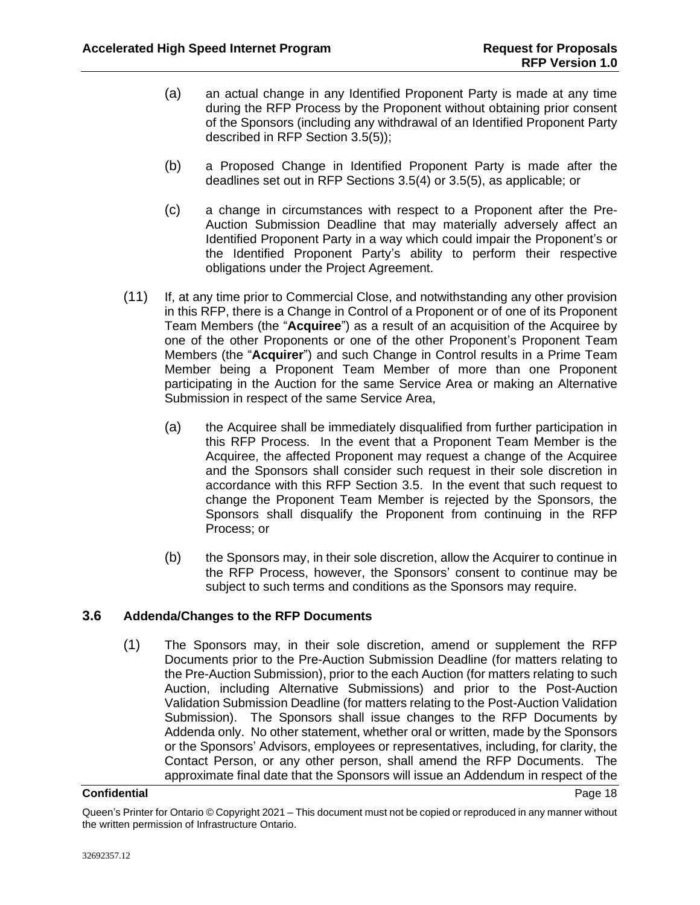(a) an actual change in any Identified Proponent Party is made at any time during the RFP Process by the Proponent without obtaining prior consent of the Sponsors (including any withdrawal of an Identified Proponent Party described in RFP Section 3.5(5));

(b) a Proposed Change in Identified Proponent Party is made after the deadlines set out in RFP Sections 3.5(4) or 3.5(5), as applicable; or

(c) a change in circumstances with respect to a Proponent after the Pre-Auction Submission Deadline that may materially adversely affect an Identified Proponent Party in a way which could impair the Proponent's or the Identified Proponent Party's ability to perform their respective obligations under the Project Agreement.

(11) If, at any time prior to Commercial Close, and notwithstanding any other provision in this RFP, there is a Change in Control of a Proponent or of one of its Proponent Team Members (the "**Acquiree**") as a result of an acquisition of the Acquiree by one of the other Proponents or one of the other Proponent's Proponent Team Members (the "**Acquirer**") and such Change in Control results in a Prime Team Member being a Proponent Team Member of more than one Proponent participating in the Auction for the same Service Area or making an Alternative Submission in respect of the same Service Area,

(a) the Acquiree shall be immediately disqualified from further participation in this RFP Process. In the event that a Proponent Team Member is the Acquiree, the affected Proponent may request a change of the Acquiree and the Sponsors shall consider such request in their sole discretion in accordance with this RFP Section 3.5. In the event that such request to change the Proponent Team Member is rejected by the Sponsors, the Sponsors shall disqualify the Proponent from continuing in the RFP Process; or

(b) the Sponsors may, in their sole discretion, allow the Acquirer to continue in the RFP Process, however, the Sponsors' consent to continue may be subject to such terms and conditions as the Sponsors may require.

### 3.6 Addenda/Changes to the RFP Documents

(1) The Sponsors may, in their sole discretion, amend or supplement the RFP Documents prior to the Pre-Auction Submission Deadline (for matters relating to the Pre-Auction Submission), prior to the each Auction (for matters relating to such Auction, including Alternative Submissions) and prior to the Post-Auction Validation Submission Deadline (for matters relating to the Post-Auction Validation Submission). The Sponsors shall issue changes to the RFP Documents by Addenda only. No other statement, whether oral or written, made by the Sponsors or the Sponsors' Advisors, employees or representatives, including, for clarity, the Contact Person, or any other person, shall amend the RFP Documents. The approximate final date that the Sponsors will issue an Addendum in respect of the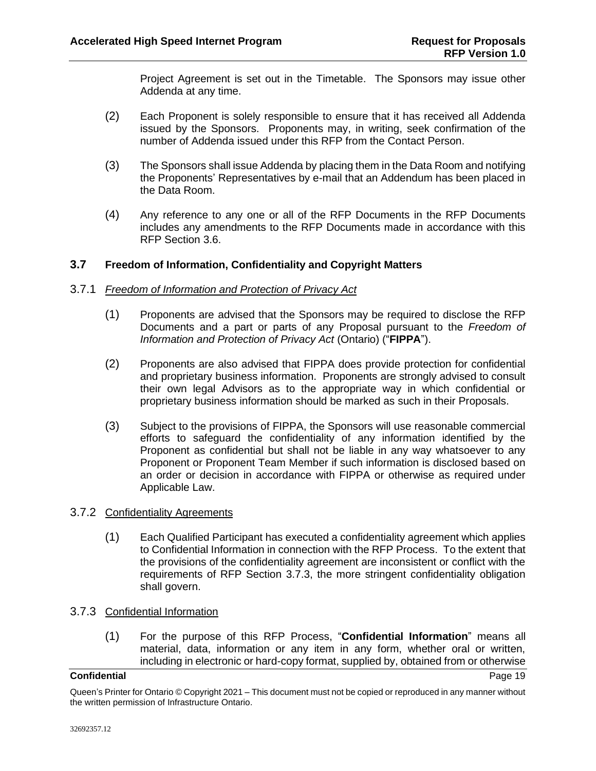Project Agreement is set out in the Timetable. The Sponsors may issue other Addenda at any time.

(2) Each Proponent is solely responsible to ensure that it has received all Addenda issued by the Sponsors. Proponents may, in writing, seek confirmation of the number of Addenda issued under this RFP from the Contact Person.

(3) The Sponsors shall issue Addenda by placing them in the Data Room and notifying the Proponents' Representatives by e-mail that an Addendum has been placed in the Data Room.

(4) Any reference to any one or all of the RFP Documents in the RFP Documents includes any amendments to the RFP Documents made in accordance with this RFP Section 3.6.

### 3.7 Freedom of Information, Confidentiality and Copyright Matters

#### 3.7.1 *Freedom of Information and Protection of Privacy Act*

(1) Proponents are advised that the Sponsors may be required to disclose the RFP Documents and a part or parts of any Proposal pursuant to the *Freedom of Information and Protection of Privacy Act* (Ontario) ("**FIPPA**").

(2) Proponents are also advised that FIPPA does provide protection for confidential and proprietary business information. Proponents are strongly advised to consult their own legal Advisors as to the appropriate way in which confidential or proprietary business information should be marked as such in their Proposals.

(3) Subject to the provisions of FIPPA, the Sponsors will use reasonable commercial efforts to safeguard the confidentiality of any information identified by the Proponent as confidential but shall not be liable in any way whatsoever to any Proponent or Proponent Team Member if such information is disclosed based on an order or decision in accordance with FIPPA or otherwise as required under Applicable Law.

#### 3.7.2 Confidentiality Agreements

(1) Each Qualified Participant has executed a confidentiality agreement which applies to Confidential Information in connection with the RFP Process. To the extent that the provisions of the confidentiality agreement are inconsistent or conflict with the requirements of RFP Section 3.7.3, the more stringent confidentiality obligation shall govern.

#### 3.7.3 Confidential Information

(1) For the purpose of this RFP Process, "**Confidential Information**" means all material, data, information or any item in any form, whether oral or written, including in electronic or hard-copy format, supplied by, obtained from or otherwise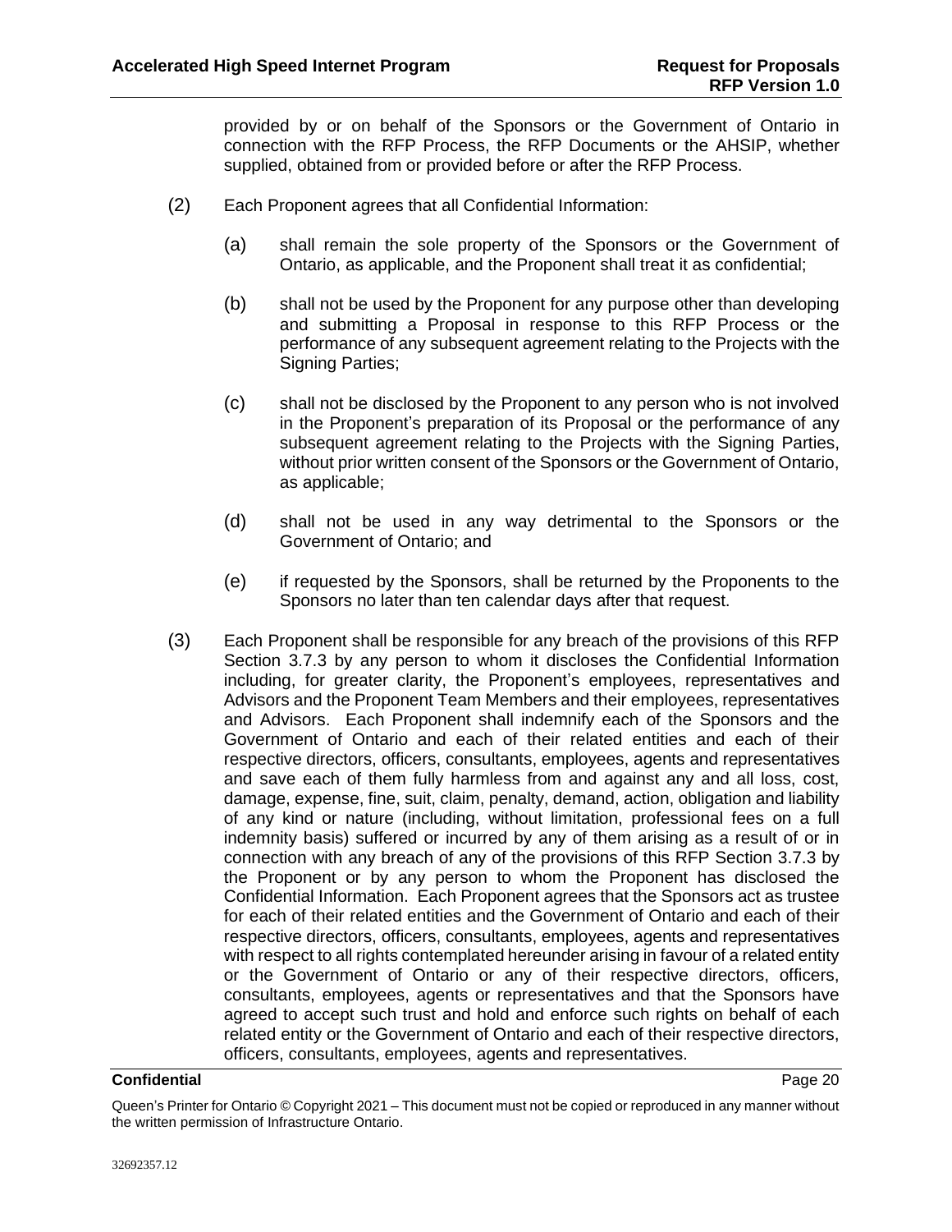provided by or on behalf of the Sponsors or the Government of Ontario in connection with the RFP Process, the RFP Documents or the AHSIP, whether supplied, obtained from or provided before or after the RFP Process.

(2) Each Proponent agrees that all Confidential Information:

(a) shall remain the sole property of the Sponsors or the Government of Ontario, as applicable, and the Proponent shall treat it as confidential;

(b) shall not be used by the Proponent for any purpose other than developing and submitting a Proposal in response to this RFP Process or the performance of any subsequent agreement relating to the Projects with the Signing Parties;

(c) shall not be disclosed by the Proponent to any person who is not involved in the Proponent's preparation of its Proposal or the performance of any subsequent agreement relating to the Projects with the Signing Parties, without prior written consent of the Sponsors or the Government of Ontario, as applicable;

(d) shall not be used in any way detrimental to the Sponsors or the Government of Ontario; and

(e) if requested by the Sponsors, shall be returned by the Proponents to the Sponsors no later than ten calendar days after that request.

(3) Each Proponent shall be responsible for any breach of the provisions of this RFP Section 3.7.3 by any person to whom it discloses the Confidential Information including, for greater clarity, the Proponent's employees, representatives and Advisors and the Proponent Team Members and their employees, representatives and Advisors. Each Proponent shall indemnify each of the Sponsors and the Government of Ontario and each of their related entities and each of their respective directors, officers, consultants, employees, agents and representatives and save each of them fully harmless from and against any and all loss, cost, damage, expense, fine, suit, claim, penalty, demand, action, obligation and liability of any kind or nature (including, without limitation, professional fees on a full indemnity basis) suffered or incurred by any of them arising as a result of or in connection with any breach of any of the provisions of this RFP Section 3.7.3 by the Proponent or by any person to whom the Proponent has disclosed the Confidential Information. Each Proponent agrees that the Sponsors act as trustee for each of their related entities and the Government of Ontario and each of their respective directors, officers, consultants, employees, agents and representatives with respect to all rights contemplated hereunder arising in favour of a related entity or the Government of Ontario or any of their respective directors, officers, consultants, employees, agents or representatives and that the Sponsors have agreed to accept such trust and hold and enforce such rights on behalf of each related entity or the Government of Ontario and each of their respective directors, officers, consultants, employees, agents and representatives.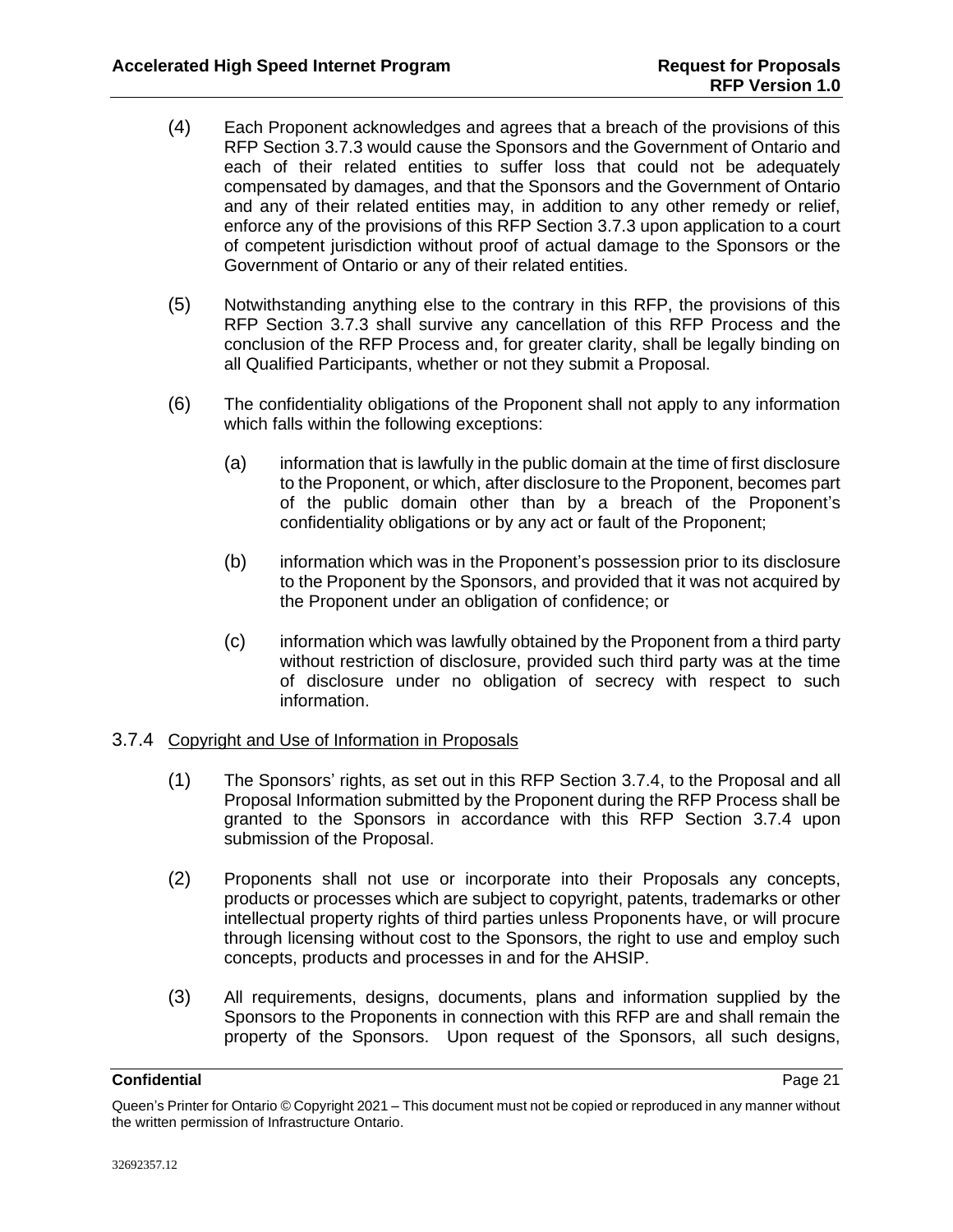(4) Each Proponent acknowledges and agrees that a breach of the provisions of this RFP Section 3.7.3 would cause the Sponsors and the Government of Ontario and each of their related entities to suffer loss that could not be adequately compensated by damages, and that the Sponsors and the Government of Ontario and any of their related entities may, in addition to any other remedy or relief, enforce any of the provisions of this RFP Section 3.7.3 upon application to a court of competent jurisdiction without proof of actual damage to the Sponsors or the Government of Ontario or any of their related entities.

(5) Notwithstanding anything else to the contrary in this RFP, the provisions of this RFP Section 3.7.3 shall survive any cancellation of this RFP Process and the conclusion of the RFP Process and, for greater clarity, shall be legally binding on all Qualified Participants, whether or not they submit a Proposal.

(6) The confidentiality obligations of the Proponent shall not apply to any information which falls within the following exceptions:

(a) information that is lawfully in the public domain at the time of first disclosure to the Proponent, or which, after disclosure to the Proponent, becomes part of the public domain other than by a breach of the Proponent's confidentiality obligations or by any act or fault of the Proponent;

(b) information which was in the Proponent's possession prior to its disclosure to the Proponent by the Sponsors, and provided that it was not acquired by the Proponent under an obligation of confidence; or

(c) information which was lawfully obtained by the Proponent from a third party without restriction of disclosure, provided such third party was at the time of disclosure under no obligation of secrecy with respect to such information.

### 3.7.4 Copyright and Use of Information in Proposals

(1) The Sponsors' rights, as set out in this RFP Section 3.7.4, to the Proposal and all Proposal Information submitted by the Proponent during the RFP Process shall be granted to the Sponsors in accordance with this RFP Section 3.7.4 upon submission of the Proposal.

(2) Proponents shall not use or incorporate into their Proposals any concepts, products or processes which are subject to copyright, patents, trademarks or other intellectual property rights of third parties unless Proponents have, or will procure through licensing without cost to the Sponsors, the right to use and employ such concepts, products and processes in and for the AHSIP.

(3) All requirements, designs, documents, plans and information supplied by the Sponsors to the Proponents in connection with this RFP are and shall remain the property of the Sponsors. Upon request of the Sponsors, all such designs,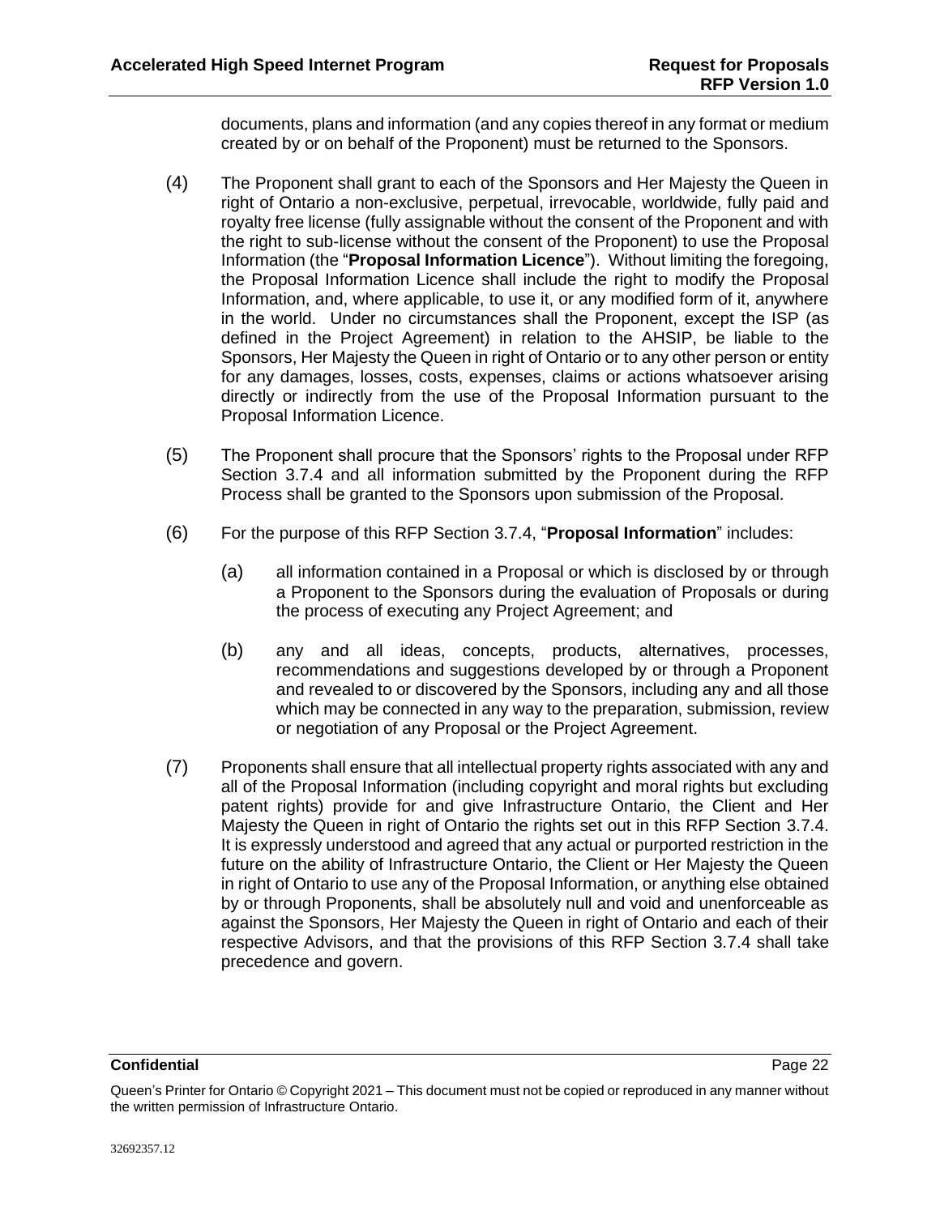documents, plans and information (and any copies thereof in any format or medium created by or on behalf of the Proponent) must be returned to the Sponsors.

(4) The Proponent shall grant to each of the Sponsors and Her Majesty the Queen in right of Ontario a non-exclusive, perpetual, irrevocable, worldwide, fully paid and royalty free license (fully assignable without the consent of the Proponent and with the right to sub-license without the consent of the Proponent) to use the Proposal Information (the "**Proposal Information Licence**"). Without limiting the foregoing, the Proposal Information Licence shall include the right to modify the Proposal Information, and, where applicable, to use it, or any modified form of it, anywhere in the world. Under no circumstances shall the Proponent, except the ISP (as defined in the Project Agreement) in relation to the AHSIP, be liable to the Sponsors, Her Majesty the Queen in right of Ontario or to any other person or entity for any damages, losses, costs, expenses, claims or actions whatsoever arising directly or indirectly from the use of the Proposal Information pursuant to the Proposal Information Licence.

(5) The Proponent shall procure that the Sponsors' rights to the Proposal under RFP Section 3.7.4 and all information submitted by the Proponent during the RFP Process shall be granted to the Sponsors upon submission of the Proposal.

(6) For the purpose of this RFP Section 3.7.4, "**Proposal Information**" includes:

(a) all information contained in a Proposal or which is disclosed by or through a Proponent to the Sponsors during the evaluation of Proposals or during the process of executing any Project Agreement; and

(b) any and all ideas, concepts, products, alternatives, processes, recommendations and suggestions developed by or through a Proponent and revealed to or discovered by the Sponsors, including any and all those which may be connected in any way to the preparation, submission, review or negotiation of any Proposal or the Project Agreement.

(7) Proponents shall ensure that all intellectual property rights associated with any and all of the Proposal Information (including copyright and moral rights but excluding patent rights) provide for and give Infrastructure Ontario, the Client and Her Majesty the Queen in right of Ontario the rights set out in this RFP Section 3.7.4. It is expressly understood and agreed that any actual or purported restriction in the future on the ability of Infrastructure Ontario, the Client or Her Majesty the Queen in right of Ontario to use any of the Proposal Information, or anything else obtained by or through Proponents, shall be absolutely null and void and unenforceable as against the Sponsors, Her Majesty the Queen in right of Ontario and each of their respective Advisors, and that the provisions of this RFP Section 3.7.4 shall take precedence and govern.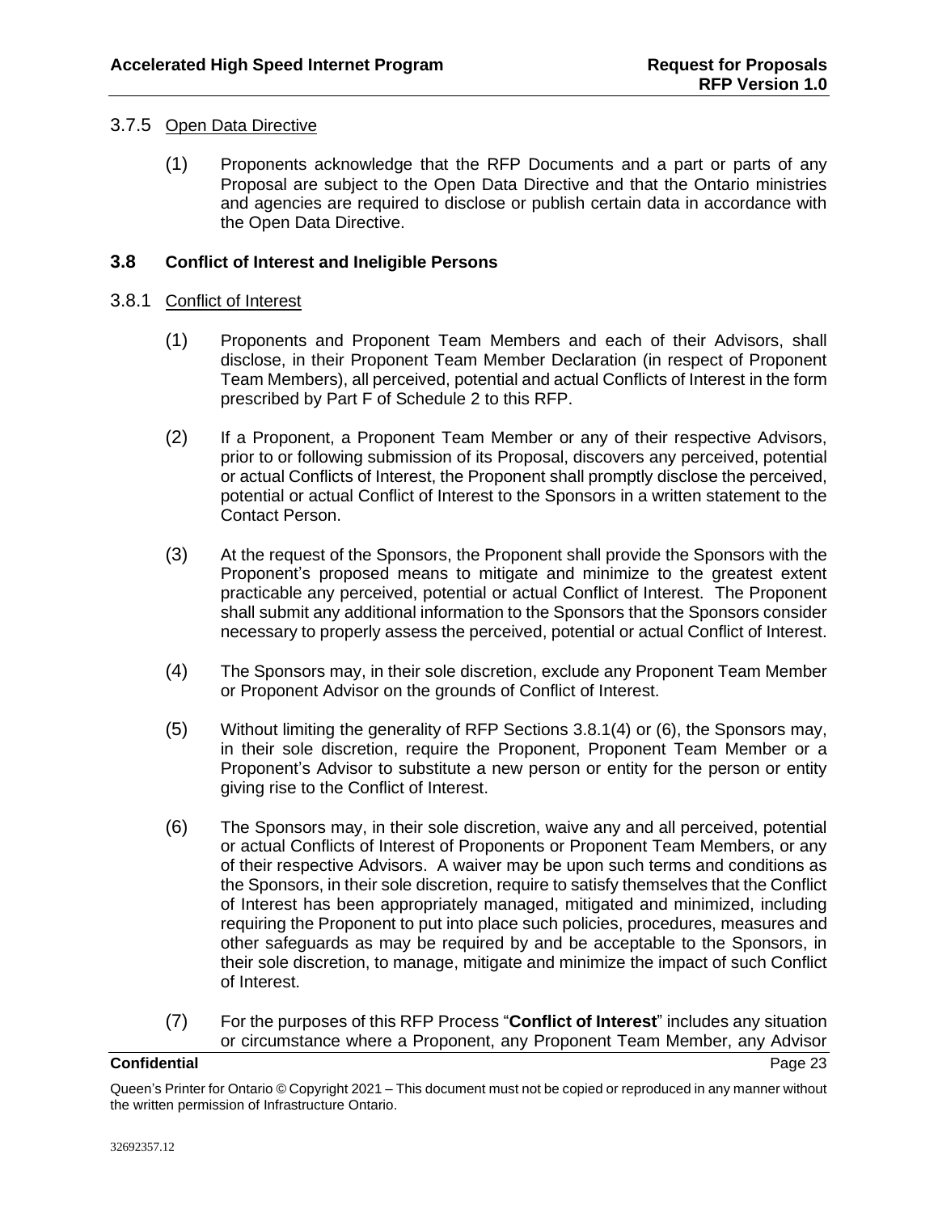#### 3.7.5 Open Data Directive

(1) Proponents acknowledge that the RFP Documents and a part or parts of any Proposal are subject to the Open Data Directive and that the Ontario ministries and agencies are required to disclose or publish certain data in accordance with the Open Data Directive.

### 3.8 Conflict of Interest and Ineligible Persons

#### 3.8.1 Conflict of Interest

(1) Proponents and Proponent Team Members and each of their Advisors, shall disclose, in their Proponent Team Member Declaration (in respect of Proponent Team Members), all perceived, potential and actual Conflicts of Interest in the form prescribed by Part F of Schedule 2 to this RFP.

(2) If a Proponent, a Proponent Team Member or any of their respective Advisors, prior to or following submission of its Proposal, discovers any perceived, potential or actual Conflicts of Interest, the Proponent shall promptly disclose the perceived, potential or actual Conflict of Interest to the Sponsors in a written statement to the Contact Person.

(3) At the request of the Sponsors, the Proponent shall provide the Sponsors with the Proponent's proposed means to mitigate and minimize to the greatest extent practicable any perceived, potential or actual Conflict of Interest. The Proponent shall submit any additional information to the Sponsors that the Sponsors consider necessary to properly assess the perceived, potential or actual Conflict of Interest.

(4) The Sponsors may, in their sole discretion, exclude any Proponent Team Member or Proponent Advisor on the grounds of Conflict of Interest.

(5) Without limiting the generality of RFP Sections 3.8.1(4) or (6), the Sponsors may, in their sole discretion, require the Proponent, Proponent Team Member or a Proponent's Advisor to substitute a new person or entity for the person or entity giving rise to the Conflict of Interest.

(6) The Sponsors may, in their sole discretion, waive any and all perceived, potential or actual Conflicts of Interest of Proponents or Proponent Team Members, or any of their respective Advisors. A waiver may be upon such terms and conditions as the Sponsors, in their sole discretion, require to satisfy themselves that the Conflict of Interest has been appropriately managed, mitigated and minimized, including requiring the Proponent to put into place such policies, procedures, measures and other safeguards as may be required by and be acceptable to the Sponsors, in their sole discretion, to manage, mitigate and minimize the impact of such Conflict of Interest.

(7) For the purposes of this RFP Process "**Conflict of Interest**" includes any situation or circumstance where a Proponent, any Proponent Team Member, any Advisor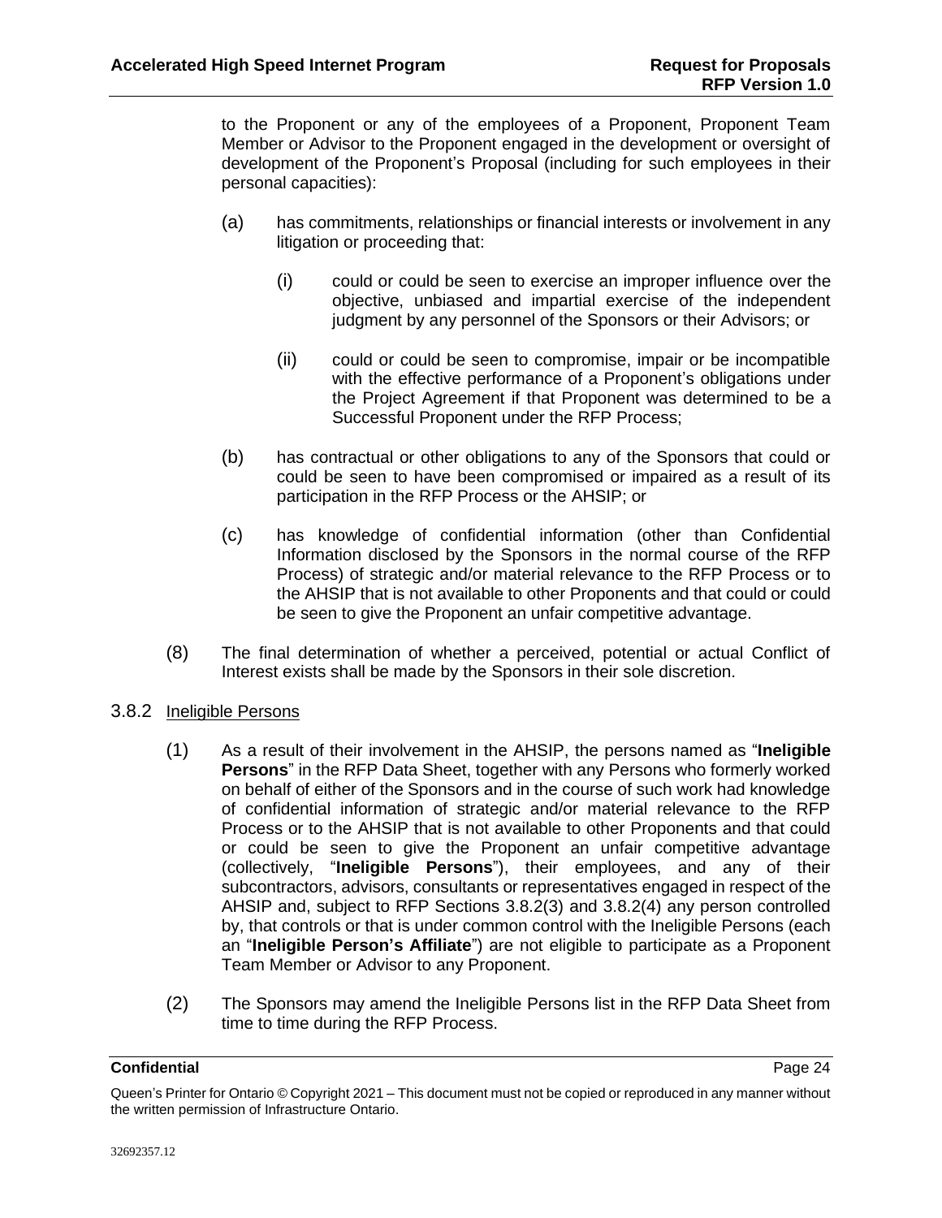to the Proponent or any of the employees of a Proponent, Proponent Team Member or Advisor to the Proponent engaged in the development or oversight of development of the Proponent's Proposal (including for such employees in their personal capacities):

(a) has commitments, relationships or financial interests or involvement in any litigation or proceeding that:

(i) could or could be seen to exercise an improper influence over the objective, unbiased and impartial exercise of the independent judgment by any personnel of the Sponsors or their Advisors; or

(ii) could or could be seen to compromise, impair or be incompatible with the effective performance of a Proponent's obligations under the Project Agreement if that Proponent was determined to be a Successful Proponent under the RFP Process;

(b) has contractual or other obligations to any of the Sponsors that could or could be seen to have been compromised or impaired as a result of its participation in the RFP Process or the AHSIP; or

(c) has knowledge of confidential information (other than Confidential Information disclosed by the Sponsors in the normal course of the RFP Process) of strategic and/or material relevance to the RFP Process or to the AHSIP that is not available to other Proponents and that could or could be seen to give the Proponent an unfair competitive advantage.

(8) The final determination of whether a perceived, potential or actual Conflict of Interest exists shall be made by the Sponsors in their sole discretion.

### 3.8.2 Ineligible Persons

(1) As a result of their involvement in the AHSIP, the persons named as "**Ineligible Persons**" in the RFP Data Sheet, together with any Persons who formerly worked on behalf of either of the Sponsors and in the course of such work had knowledge of confidential information of strategic and/or material relevance to the RFP Process or to the AHSIP that is not available to other Proponents and that could or could be seen to give the Proponent an unfair competitive advantage (collectively, "**Ineligible Persons**"), their employees, and any of their subcontractors, advisors, consultants or representatives engaged in respect of the AHSIP and, subject to RFP Sections 3.8.2(3) and 3.8.2(4) any person controlled by, that controls or that is under common control with the Ineligible Persons (each an "**Ineligible Person's Affiliate**") are not eligible to participate as a Proponent Team Member or Advisor to any Proponent.

(2) The Sponsors may amend the Ineligible Persons list in the RFP Data Sheet from time to time during the RFP Process.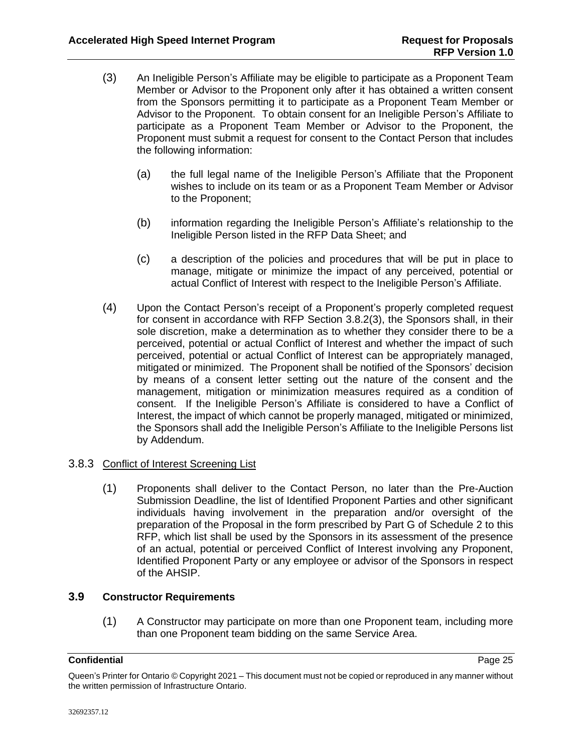(3) An Ineligible Person's Affiliate may be eligible to participate as a Proponent Team Member or Advisor to the Proponent only after it has obtained a written consent from the Sponsors permitting it to participate as a Proponent Team Member or Advisor to the Proponent. To obtain consent for an Ineligible Person's Affiliate to participate as a Proponent Team Member or Advisor to the Proponent, the Proponent must submit a request for consent to the Contact Person that includes the following information:

(a) the full legal name of the Ineligible Person's Affiliate that the Proponent wishes to include on its team or as a Proponent Team Member or Advisor to the Proponent;

(b) information regarding the Ineligible Person's Affiliate's relationship to the Ineligible Person listed in the RFP Data Sheet; and

(c) a description of the policies and procedures that will be put in place to manage, mitigate or minimize the impact of any perceived, potential or actual Conflict of Interest with respect to the Ineligible Person's Affiliate.

(4) Upon the Contact Person's receipt of a Proponent's properly completed request for consent in accordance with RFP Section 3.8.2(3), the Sponsors shall, in their sole discretion, make a determination as to whether they consider there to be a perceived, potential or actual Conflict of Interest and whether the impact of such perceived, potential or actual Conflict of Interest can be appropriately managed, mitigated or minimized. The Proponent shall be notified of the Sponsors' decision by means of a consent letter setting out the nature of the consent and the management, mitigation or minimization measures required as a condition of consent. If the Ineligible Person's Affiliate is considered to have a Conflict of Interest, the impact of which cannot be properly managed, mitigated or minimized, the Sponsors shall add the Ineligible Person's Affiliate to the Ineligible Persons list by Addendum.

3.8.3 Conflict of Interest Screening List

(1) Proponents shall deliver to the Contact Person, no later than the Pre-Auction Submission Deadline, the list of Identified Proponent Parties and other significant individuals having involvement in the preparation and/or oversight of the preparation of the Proposal in the form prescribed by Part G of Schedule 2 to this RFP, which list shall be used by the Sponsors in its assessment of the presence of an actual, potential or perceived Conflict of Interest involving any Proponent, Identified Proponent Party or any employee or advisor of the Sponsors in respect of the AHSIP.

### 3.9 Constructor Requirements

(1) A Constructor may participate on more than one Proponent team, including more than one Proponent team bidding on the same Service Area.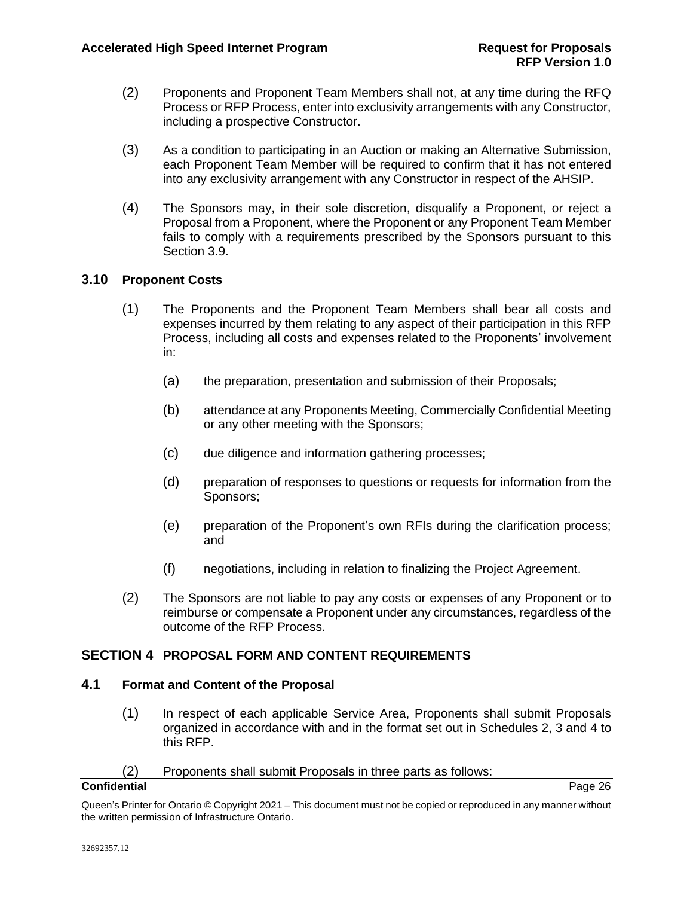(2) Proponents and Proponent Team Members shall not, at any time during the RFQ Process or RFP Process, enter into exclusivity arrangements with any Constructor, including a prospective Constructor.

(3) As a condition to participating in an Auction or making an Alternative Submission, each Proponent Team Member will be required to confirm that it has not entered into any exclusivity arrangement with any Constructor in respect of the AHSIP.

(4) The Sponsors may, in their sole discretion, disqualify a Proponent, or reject a Proposal from a Proponent, where the Proponent or any Proponent Team Member fails to comply with a requirements prescribed by the Sponsors pursuant to this Section 3.9.

### 3.10 Proponent Costs

(1) The Proponents and the Proponent Team Members shall bear all costs and expenses incurred by them relating to any aspect of their participation in this RFP Process, including all costs and expenses related to the Proponents' involvement in:

(a) the preparation, presentation and submission of their Proposals;

(b) attendance at any Proponents Meeting, Commercially Confidential Meeting or any other meeting with the Sponsors;

(c) due diligence and information gathering processes;

(d) preparation of responses to questions or requests for information from the Sponsors;

(e) preparation of the Proponent's own RFIs during the clarification process; and

(f) negotiations, including in relation to finalizing the Project Agreement.

(2) The Sponsors are not liable to pay any costs or expenses of any Proponent or to reimburse or compensate a Proponent under any circumstances, regardless of the outcome of the RFP Process.

## SECTION 4 PROPOSAL FORM AND CONTENT REQUIREMENTS

### 4.1 Format and Content of the Proposal

(1) In respect of each applicable Service Area, Proponents shall submit Proposals organized in accordance with and in the format set out in Schedules 2, 3 and 4 to this RFP.

(2) Proponents shall submit Proposals in three parts as follows: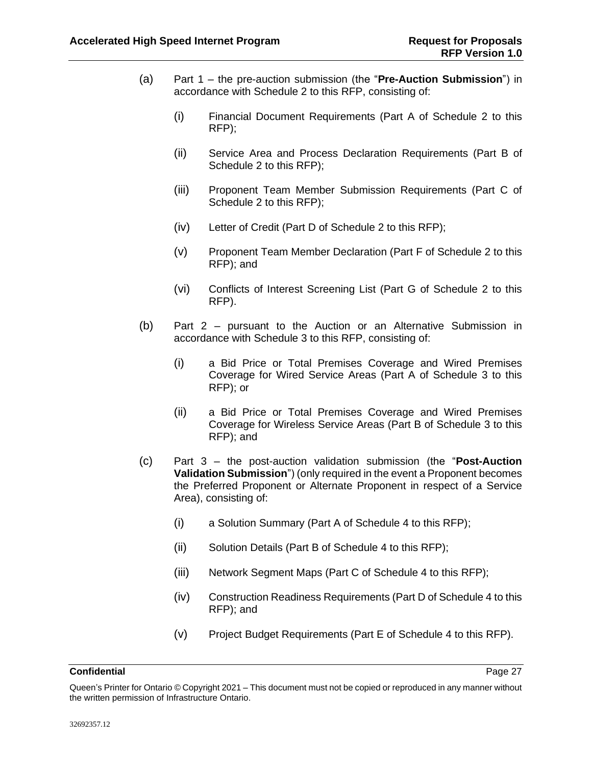(a) Part 1 – the pre-auction submission (the "**Pre-Auction Submission**") in accordance with Schedule 2 to this RFP, consisting of:

  (i) Financial Document Requirements (Part A of Schedule 2 to this RFP);

  (ii) Service Area and Process Declaration Requirements (Part B of Schedule 2 to this RFP);

  (iii) Proponent Team Member Submission Requirements (Part C of Schedule 2 to this RFP);

  (iv) Letter of Credit (Part D of Schedule 2 to this RFP);

  (v) Proponent Team Member Declaration (Part F of Schedule 2 to this RFP); and

  (vi) Conflicts of Interest Screening List (Part G of Schedule 2 to this RFP).

(b) Part 2 – pursuant to the Auction or an Alternative Submission in accordance with Schedule 3 to this RFP, consisting of:

  (i) a Bid Price or Total Premises Coverage and Wired Premises Coverage for Wired Service Areas (Part A of Schedule 3 to this RFP); or

  (ii) a Bid Price or Total Premises Coverage and Wired Premises Coverage for Wireless Service Areas (Part B of Schedule 3 to this RFP); and

(c) Part 3 – the post-auction validation submission (the "**Post-Auction Validation Submission**") (only required in the event a Proponent becomes the Preferred Proponent or Alternate Proponent in respect of a Service Area), consisting of:

  (i) a Solution Summary (Part A of Schedule 4 to this RFP);

  (ii) Solution Details (Part B of Schedule 4 to this RFP);

  (iii) Network Segment Maps (Part C of Schedule 4 to this RFP);

  (iv) Construction Readiness Requirements (Part D of Schedule 4 to this RFP); and

  (v) Project Budget Requirements (Part E of Schedule 4 to this RFP).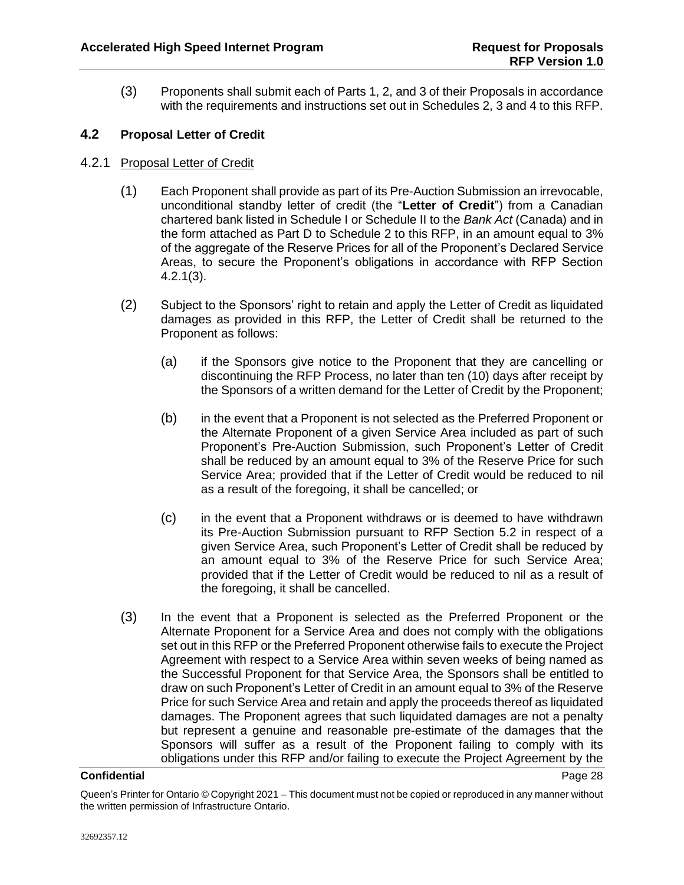(3) Proponents shall submit each of Parts 1, 2, and 3 of their Proposals in accordance with the requirements and instructions set out in Schedules 2, 3 and 4 to this RFP.

## 4.2 Proposal Letter of Credit

### 4.2.1 Proposal Letter of Credit

(1) Each Proponent shall provide as part of its Pre-Auction Submission an irrevocable, unconditional standby letter of credit (the "**Letter of Credit**") from a Canadian chartered bank listed in Schedule I or Schedule II to the *Bank Act* (Canada) and in the form attached as Part D to Schedule 2 to this RFP, in an amount equal to 3% of the aggregate of the Reserve Prices for all of the Proponent's Declared Service Areas, to secure the Proponent's obligations in accordance with RFP Section 4.2.1(3).

(2) Subject to the Sponsors' right to retain and apply the Letter of Credit as liquidated damages as provided in this RFP, the Letter of Credit shall be returned to the Proponent as follows:

(a) if the Sponsors give notice to the Proponent that they are cancelling or discontinuing the RFP Process, no later than ten (10) days after receipt by the Sponsors of a written demand for the Letter of Credit by the Proponent;

(b) in the event that a Proponent is not selected as the Preferred Proponent or the Alternate Proponent of a given Service Area included as part of such Proponent's Pre-Auction Submission, such Proponent's Letter of Credit shall be reduced by an amount equal to 3% of the Reserve Price for such Service Area; provided that if the Letter of Credit would be reduced to nil as a result of the foregoing, it shall be cancelled; or

(c) in the event that a Proponent withdraws or is deemed to have withdrawn its Pre-Auction Submission pursuant to RFP Section 5.2 in respect of a given Service Area, such Proponent's Letter of Credit shall be reduced by an amount equal to 3% of the Reserve Price for such Service Area; provided that if the Letter of Credit would be reduced to nil as a result of the foregoing, it shall be cancelled.

(3) In the event that a Proponent is selected as the Preferred Proponent or the Alternate Proponent for a Service Area and does not comply with the obligations set out in this RFP or the Preferred Proponent otherwise fails to execute the Project Agreement with respect to a Service Area within seven weeks of being named as the Successful Proponent for that Service Area, the Sponsors shall be entitled to draw on such Proponent's Letter of Credit in an amount equal to 3% of the Reserve Price for such Service Area and retain and apply the proceeds thereof as liquidated damages. The Proponent agrees that such liquidated damages are not a penalty but represent a genuine and reasonable pre-estimate of the damages that the Sponsors will suffer as a result of the Proponent failing to comply with its obligations under this RFP and/or failing to execute the Project Agreement by the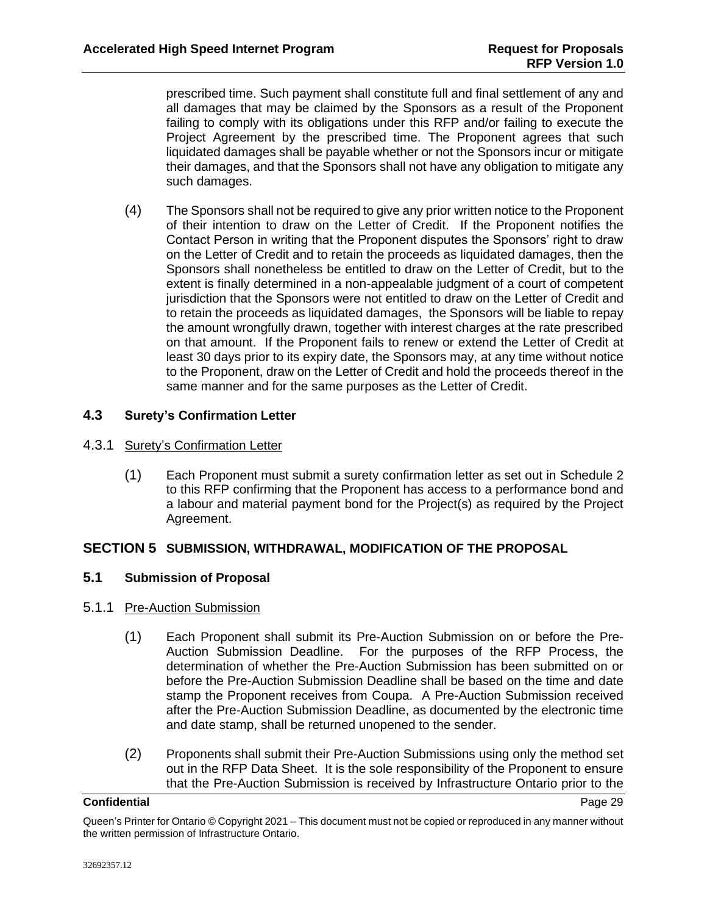prescribed time. Such payment shall constitute full and final settlement of any and all damages that may be claimed by the Sponsors as a result of the Proponent failing to comply with its obligations under this RFP and/or failing to execute the Project Agreement by the prescribed time. The Proponent agrees that such liquidated damages shall be payable whether or not the Sponsors incur or mitigate their damages, and that the Sponsors shall not have any obligation to mitigate any such damages.

(4) The Sponsors shall not be required to give any prior written notice to the Proponent of their intention to draw on the Letter of Credit. If the Proponent notifies the Contact Person in writing that the Proponent disputes the Sponsors' right to draw on the Letter of Credit and to retain the proceeds as liquidated damages, then the Sponsors shall nonetheless be entitled to draw on the Letter of Credit, but to the extent is finally determined in a non-appealable judgment of a court of competent jurisdiction that the Sponsors were not entitled to draw on the Letter of Credit and to retain the proceeds as liquidated damages, the Sponsors will be liable to repay the amount wrongfully drawn, together with interest charges at the rate prescribed on that amount. If the Proponent fails to renew or extend the Letter of Credit at least 30 days prior to its expiry date, the Sponsors may, at any time without notice to the Proponent, draw on the Letter of Credit and hold the proceeds thereof in the same manner and for the same purposes as the Letter of Credit.

### 4.3 Surety's Confirmation Letter

4.3.1 <u>Surety's Confirmation Letter</u>

(1) Each Proponent must submit a surety confirmation letter as set out in Schedule 2 to this RFP confirming that the Proponent has access to a performance bond and a labour and material payment bond for the Project(s) as required by the Project Agreement.

## SECTION 5 SUBMISSION, WITHDRAWAL, MODIFICATION OF THE PROPOSAL

### 5.1 Submission of Proposal

5.1.1 <u>Pre-Auction Submission</u>

(1) Each Proponent shall submit its Pre-Auction Submission on or before the Pre-Auction Submission Deadline. For the purposes of the RFP Process, the determination of whether the Pre-Auction Submission has been submitted on or before the Pre-Auction Submission Deadline shall be based on the time and date stamp the Proponent receives from Coupa. A Pre-Auction Submission received after the Pre-Auction Submission Deadline, as documented by the electronic time and date stamp, shall be returned unopened to the sender.

(2) Proponents shall submit their Pre-Auction Submissions using only the method set out in the RFP Data Sheet. It is the sole responsibility of the Proponent to ensure that the Pre-Auction Submission is received by Infrastructure Ontario prior to the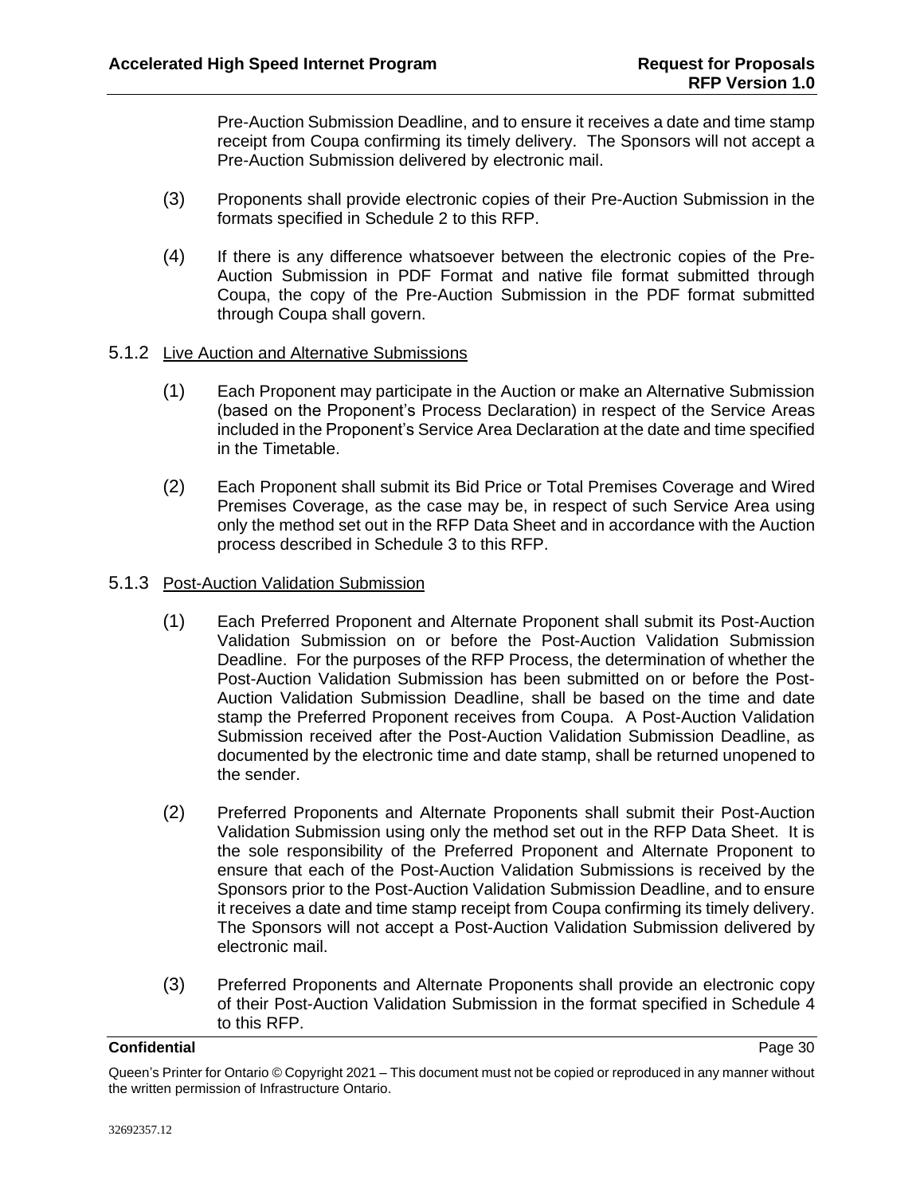Pre-Auction Submission Deadline, and to ensure it receives a date and time stamp receipt from Coupa confirming its timely delivery. The Sponsors will not accept a Pre-Auction Submission delivered by electronic mail.

(3) Proponents shall provide electronic copies of their Pre-Auction Submission in the formats specified in Schedule 2 to this RFP.

(4) If there is any difference whatsoever between the electronic copies of the Pre-Auction Submission in PDF Format and native file format submitted through Coupa, the copy of the Pre-Auction Submission in the PDF format submitted through Coupa shall govern.

### 5.1.2 Live Auction and Alternative Submissions

(1) Each Proponent may participate in the Auction or make an Alternative Submission (based on the Proponent's Process Declaration) in respect of the Service Areas included in the Proponent's Service Area Declaration at the date and time specified in the Timetable.

(2) Each Proponent shall submit its Bid Price or Total Premises Coverage and Wired Premises Coverage, as the case may be, in respect of such Service Area using only the method set out in the RFP Data Sheet and in accordance with the Auction process described in Schedule 3 to this RFP.

### 5.1.3 Post-Auction Validation Submission

(1) Each Preferred Proponent and Alternate Proponent shall submit its Post-Auction Validation Submission on or before the Post-Auction Validation Submission Deadline. For the purposes of the RFP Process, the determination of whether the Post-Auction Validation Submission has been submitted on or before the Post-Auction Validation Submission Deadline, shall be based on the time and date stamp the Preferred Proponent receives from Coupa. A Post-Auction Validation Submission received after the Post-Auction Validation Submission Deadline, as documented by the electronic time and date stamp, shall be returned unopened to the sender.

(2) Preferred Proponents and Alternate Proponents shall submit their Post-Auction Validation Submission using only the method set out in the RFP Data Sheet. It is the sole responsibility of the Preferred Proponent and Alternate Proponent to ensure that each of the Post-Auction Validation Submissions is received by the Sponsors prior to the Post-Auction Validation Submission Deadline, and to ensure it receives a date and time stamp receipt from Coupa confirming its timely delivery. The Sponsors will not accept a Post-Auction Validation Submission delivered by electronic mail.

(3) Preferred Proponents and Alternate Proponents shall provide an electronic copy of their Post-Auction Validation Submission in the format specified in Schedule 4 to this RFP.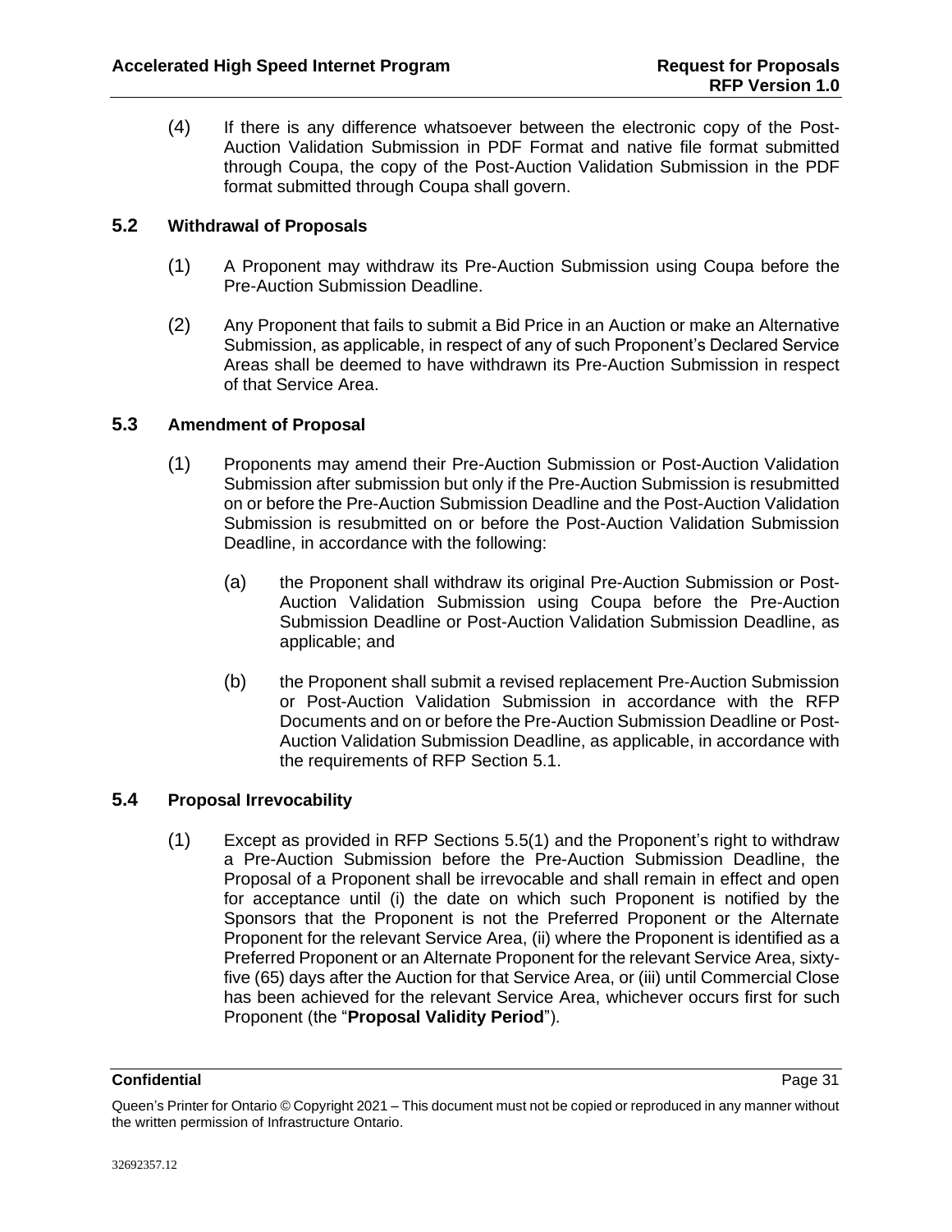(4) If there is any difference whatsoever between the electronic copy of the Post-Auction Validation Submission in PDF Format and native file format submitted through Coupa, the copy of the Post-Auction Validation Submission in the PDF format submitted through Coupa shall govern.

## 5.2 Withdrawal of Proposals

(1) A Proponent may withdraw its Pre-Auction Submission using Coupa before the Pre-Auction Submission Deadline.

(2) Any Proponent that fails to submit a Bid Price in an Auction or make an Alternative Submission, as applicable, in respect of any of such Proponent's Declared Service Areas shall be deemed to have withdrawn its Pre-Auction Submission in respect of that Service Area.

## 5.3 Amendment of Proposal

(1) Proponents may amend their Pre-Auction Submission or Post-Auction Validation Submission after submission but only if the Pre-Auction Submission is resubmitted on or before the Pre-Auction Submission Deadline and the Post-Auction Validation Submission is resubmitted on or before the Post-Auction Validation Submission Deadline, in accordance with the following:

(a) the Proponent shall withdraw its original Pre-Auction Submission or Post-Auction Validation Submission using Coupa before the Pre-Auction Submission Deadline or Post-Auction Validation Submission Deadline, as applicable; and

(b) the Proponent shall submit a revised replacement Pre-Auction Submission or Post-Auction Validation Submission in accordance with the RFP Documents and on or before the Pre-Auction Submission Deadline or Post-Auction Validation Submission Deadline, as applicable, in accordance with the requirements of RFP Section 5.1.

## 5.4 Proposal Irrevocability

(1) Except as provided in RFP Sections 5.5(1) and the Proponent's right to withdraw a Pre-Auction Submission before the Pre-Auction Submission Deadline, the Proposal of a Proponent shall be irrevocable and shall remain in effect and open for acceptance until (i) the date on which such Proponent is notified by the Sponsors that the Proponent is not the Preferred Proponent or the Alternate Proponent for the relevant Service Area, (ii) where the Proponent is identified as a Preferred Proponent or an Alternate Proponent for the relevant Service Area, sixty-five (65) days after the Auction for that Service Area, or (iii) until Commercial Close has been achieved for the relevant Service Area, whichever occurs first for such Proponent (the "**Proposal Validity Period**").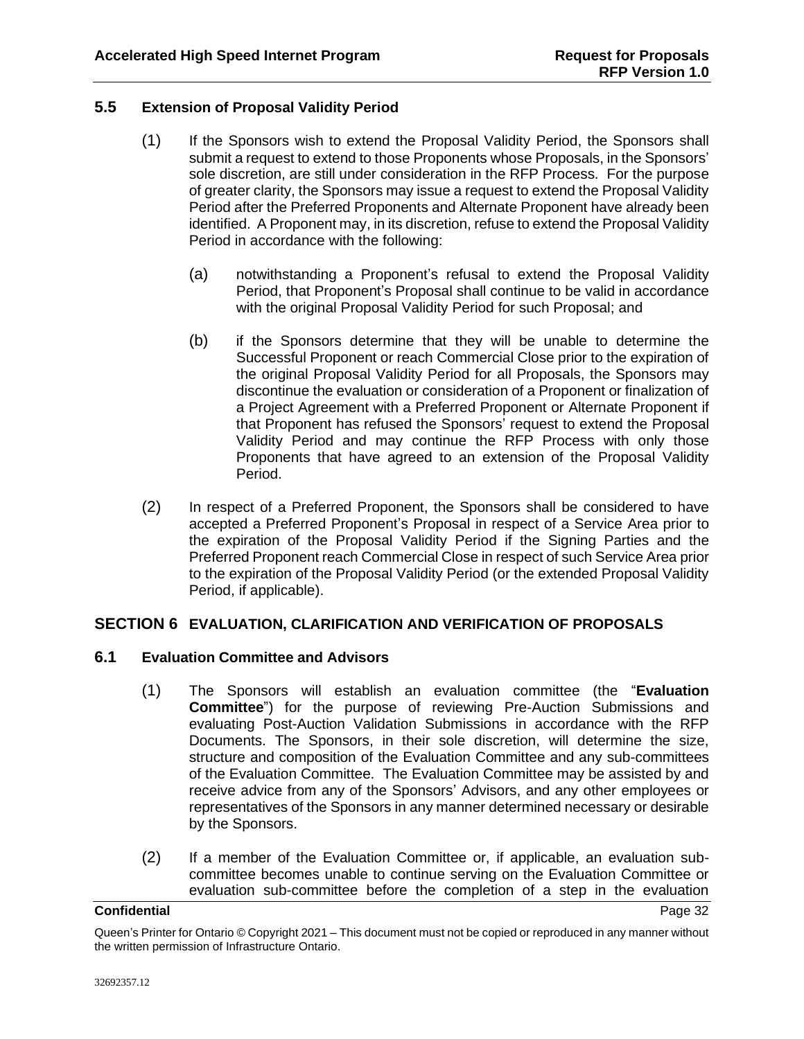### 5.5 Extension of Proposal Validity Period

(1) If the Sponsors wish to extend the Proposal Validity Period, the Sponsors shall submit a request to extend to those Proponents whose Proposals, in the Sponsors' sole discretion, are still under consideration in the RFP Process. For the purpose of greater clarity, the Sponsors may issue a request to extend the Proposal Validity Period after the Preferred Proponents and Alternate Proponent have already been identified. A Proponent may, in its discretion, refuse to extend the Proposal Validity Period in accordance with the following:

(a) notwithstanding a Proponent's refusal to extend the Proposal Validity Period, that Proponent's Proposal shall continue to be valid in accordance with the original Proposal Validity Period for such Proposal; and

(b) if the Sponsors determine that they will be unable to determine the Successful Proponent or reach Commercial Close prior to the expiration of the original Proposal Validity Period for all Proposals, the Sponsors may discontinue the evaluation or consideration of a Proponent or finalization of a Project Agreement with a Preferred Proponent or Alternate Proponent if that Proponent has refused the Sponsors' request to extend the Proposal Validity Period and may continue the RFP Process with only those Proponents that have agreed to an extension of the Proposal Validity Period.

(2) In respect of a Preferred Proponent, the Sponsors shall be considered to have accepted a Preferred Proponent's Proposal in respect of a Service Area prior to the expiration of the Proposal Validity Period if the Signing Parties and the Preferred Proponent reach Commercial Close in respect of such Service Area prior to the expiration of the Proposal Validity Period (or the extended Proposal Validity Period, if applicable).

## SECTION 6 EVALUATION, CLARIFICATION AND VERIFICATION OF PROPOSALS

### 6.1 Evaluation Committee and Advisors

(1) The Sponsors will establish an evaluation committee (the "**Evaluation Committee**") for the purpose of reviewing Pre-Auction Submissions and evaluating Post-Auction Validation Submissions in accordance with the RFP Documents. The Sponsors, in their sole discretion, will determine the size, structure and composition of the Evaluation Committee and any sub-committees of the Evaluation Committee. The Evaluation Committee may be assisted by and receive advice from any of the Sponsors' Advisors, and any other employees or representatives of the Sponsors in any manner determined necessary or desirable by the Sponsors.

(2) If a member of the Evaluation Committee or, if applicable, an evaluation sub-committee becomes unable to continue serving on the Evaluation Committee or evaluation sub-committee before the completion of a step in the evaluation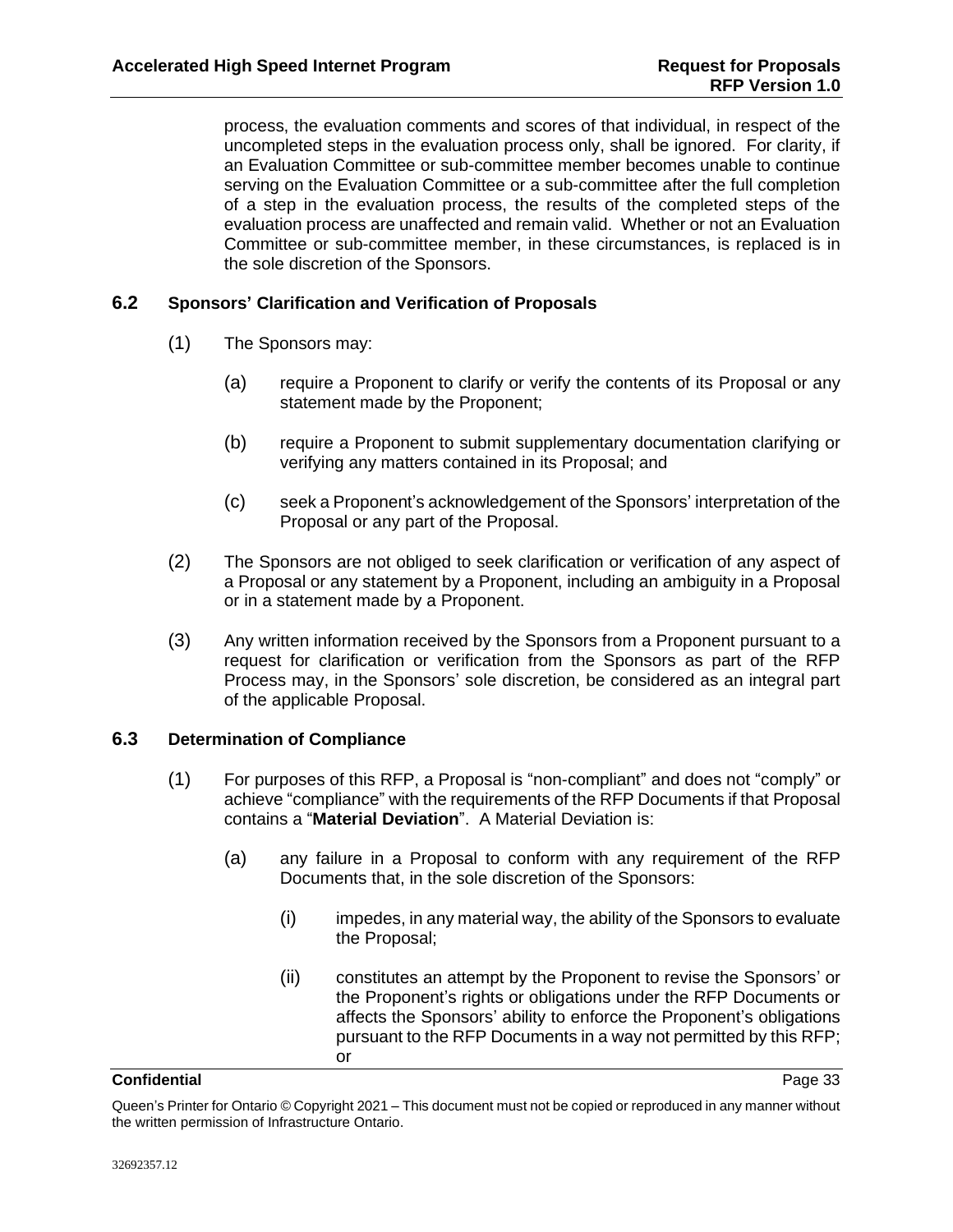process, the evaluation comments and scores of that individual, in respect of the uncompleted steps in the evaluation process only, shall be ignored. For clarity, if an Evaluation Committee or sub-committee member becomes unable to continue serving on the Evaluation Committee or a sub-committee after the full completion of a step in the evaluation process, the results of the completed steps of the evaluation process are unaffected and remain valid. Whether or not an Evaluation Committee or sub-committee member, in these circumstances, is replaced is in the sole discretion of the Sponsors.

### 6.2 Sponsors' Clarification and Verification of Proposals

(1) The Sponsors may:

(a) require a Proponent to clarify or verify the contents of its Proposal or any statement made by the Proponent;

(b) require a Proponent to submit supplementary documentation clarifying or verifying any matters contained in its Proposal; and

(c) seek a Proponent's acknowledgement of the Sponsors' interpretation of the Proposal or any part of the Proposal.

(2) The Sponsors are not obliged to seek clarification or verification of any aspect of a Proposal or any statement by a Proponent, including an ambiguity in a Proposal or in a statement made by a Proponent.

(3) Any written information received by the Sponsors from a Proponent pursuant to a request for clarification or verification from the Sponsors as part of the RFP Process may, in the Sponsors' sole discretion, be considered as an integral part of the applicable Proposal.

### 6.3 Determination of Compliance

(1) For purposes of this RFP, a Proposal is "non-compliant" and does not "comply" or achieve "compliance" with the requirements of the RFP Documents if that Proposal contains a "**Material Deviation**". A Material Deviation is:

(a) any failure in a Proposal to conform with any requirement of the RFP Documents that, in the sole discretion of the Sponsors:

(i) impedes, in any material way, the ability of the Sponsors to evaluate the Proposal;

(ii) constitutes an attempt by the Proponent to revise the Sponsors' or the Proponent's rights or obligations under the RFP Documents or affects the Sponsors' ability to enforce the Proponent's obligations pursuant to the RFP Documents in a way not permitted by this RFP; or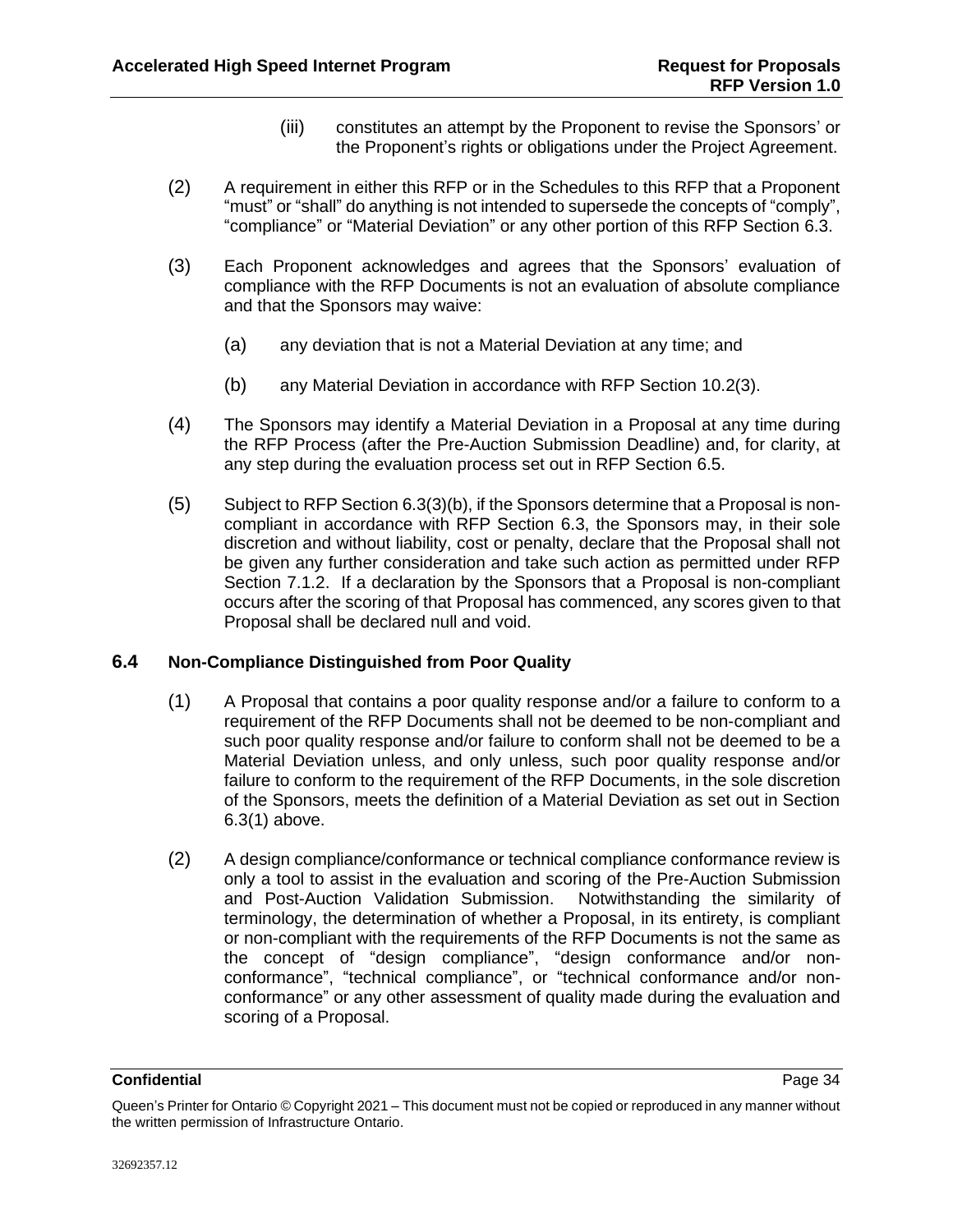(iii) constitutes an attempt by the Proponent to revise the Sponsors' or the Proponent's rights or obligations under the Project Agreement.

(2) A requirement in either this RFP or in the Schedules to this RFP that a Proponent "must" or "shall" do anything is not intended to supersede the concepts of "comply", "compliance" or "Material Deviation" or any other portion of this RFP Section 6.3.

(3) Each Proponent acknowledges and agrees that the Sponsors' evaluation of compliance with the RFP Documents is not an evaluation of absolute compliance and that the Sponsors may waive:

(a) any deviation that is not a Material Deviation at any time; and

(b) any Material Deviation in accordance with RFP Section 10.2(3).

(4) The Sponsors may identify a Material Deviation in a Proposal at any time during the RFP Process (after the Pre-Auction Submission Deadline) and, for clarity, at any step during the evaluation process set out in RFP Section 6.5.

(5) Subject to RFP Section 6.3(3)(b), if the Sponsors determine that a Proposal is non-compliant in accordance with RFP Section 6.3, the Sponsors may, in their sole discretion and without liability, cost or penalty, declare that the Proposal shall not be given any further consideration and take such action as permitted under RFP Section 7.1.2. If a declaration by the Sponsors that a Proposal is non-compliant occurs after the scoring of that Proposal has commenced, any scores given to that Proposal shall be declared null and void.

### 6.4 Non-Compliance Distinguished from Poor Quality

(1) A Proposal that contains a poor quality response and/or a failure to conform to a requirement of the RFP Documents shall not be deemed to be non-compliant and such poor quality response and/or failure to conform shall not be deemed to be a Material Deviation unless, and only unless, such poor quality response and/or failure to conform to the requirement of the RFP Documents, in the sole discretion of the Sponsors, meets the definition of a Material Deviation as set out in Section 6.3(1) above.

(2) A design compliance/conformance or technical compliance conformance review is only a tool to assist in the evaluation and scoring of the Pre-Auction Submission and Post-Auction Validation Submission. Notwithstanding the similarity of terminology, the determination of whether a Proposal, in its entirety, is compliant or non-compliant with the requirements of the RFP Documents is not the same as the concept of "design compliance", "design conformance and/or non-conformance", "technical compliance", or "technical conformance and/or non-conformance" or any other assessment of quality made during the evaluation and scoring of a Proposal.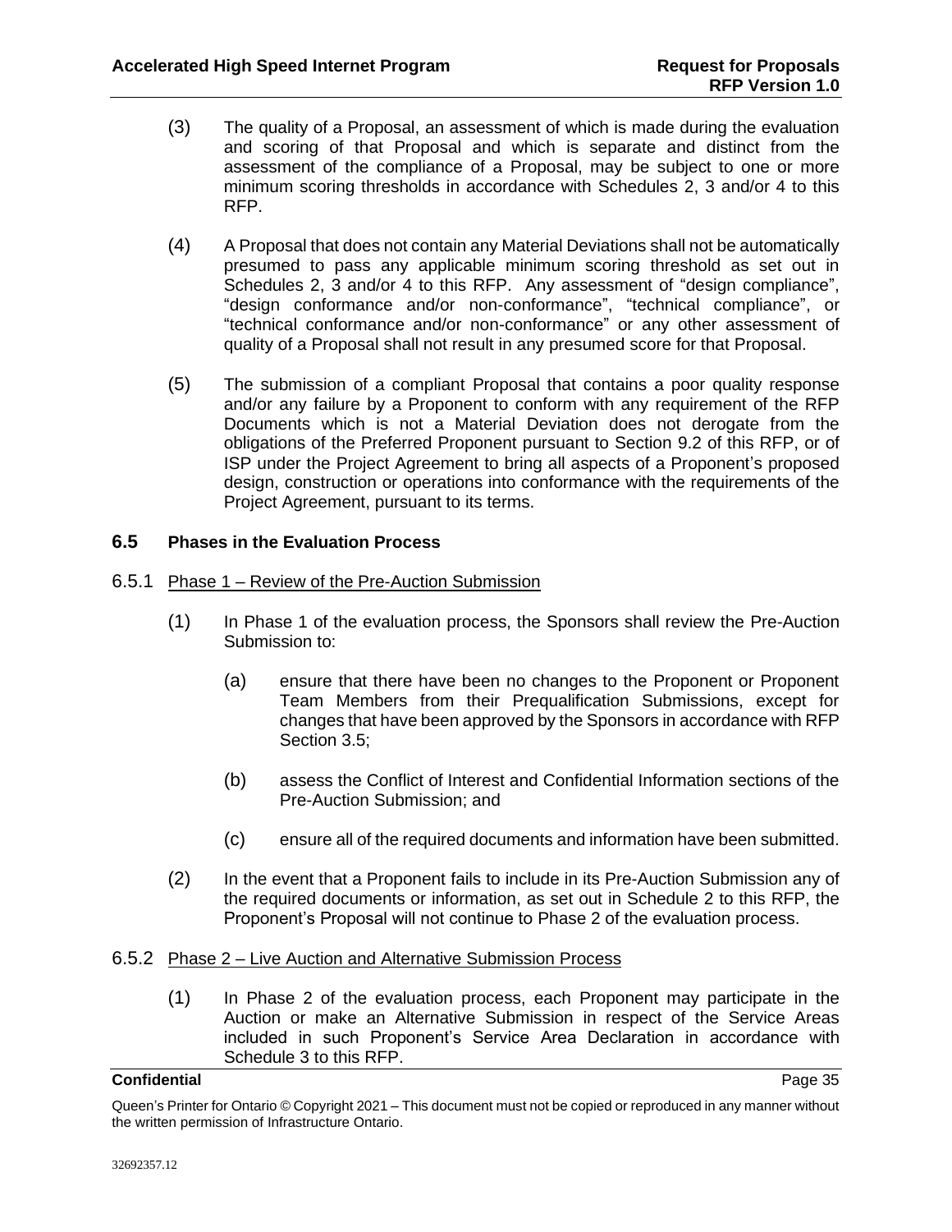(3) The quality of a Proposal, an assessment of which is made during the evaluation and scoring of that Proposal and which is separate and distinct from the assessment of the compliance of a Proposal, may be subject to one or more minimum scoring thresholds in accordance with Schedules 2, 3 and/or 4 to this RFP.

(4) A Proposal that does not contain any Material Deviations shall not be automatically presumed to pass any applicable minimum scoring threshold as set out in Schedules 2, 3 and/or 4 to this RFP. Any assessment of "design compliance", "design conformance and/or non-conformance", "technical compliance", or "technical conformance and/or non-conformance" or any other assessment of quality of a Proposal shall not result in any presumed score for that Proposal.

(5) The submission of a compliant Proposal that contains a poor quality response and/or any failure by a Proponent to conform with any requirement of the RFP Documents which is not a Material Deviation does not derogate from the obligations of the Preferred Proponent pursuant to Section 9.2 of this RFP, or of ISP under the Project Agreement to bring all aspects of a Proponent's proposed design, construction or operations into conformance with the requirements of the Project Agreement, pursuant to its terms.

## 6.5 Phases in the Evaluation Process

### 6.5.1 Phase 1 – Review of the Pre-Auction Submission

(1) In Phase 1 of the evaluation process, the Sponsors shall review the Pre-Auction Submission to:

(a) ensure that there have been no changes to the Proponent or Proponent Team Members from their Prequalification Submissions, except for changes that have been approved by the Sponsors in accordance with RFP Section 3.5;

(b) assess the Conflict of Interest and Confidential Information sections of the Pre-Auction Submission; and

(c) ensure all of the required documents and information have been submitted.

(2) In the event that a Proponent fails to include in its Pre-Auction Submission any of the required documents or information, as set out in Schedule 2 to this RFP, the Proponent's Proposal will not continue to Phase 2 of the evaluation process.

### 6.5.2 Phase 2 – Live Auction and Alternative Submission Process

(1) In Phase 2 of the evaluation process, each Proponent may participate in the Auction or make an Alternative Submission in respect of the Service Areas included in such Proponent's Service Area Declaration in accordance with Schedule 3 to this RFP.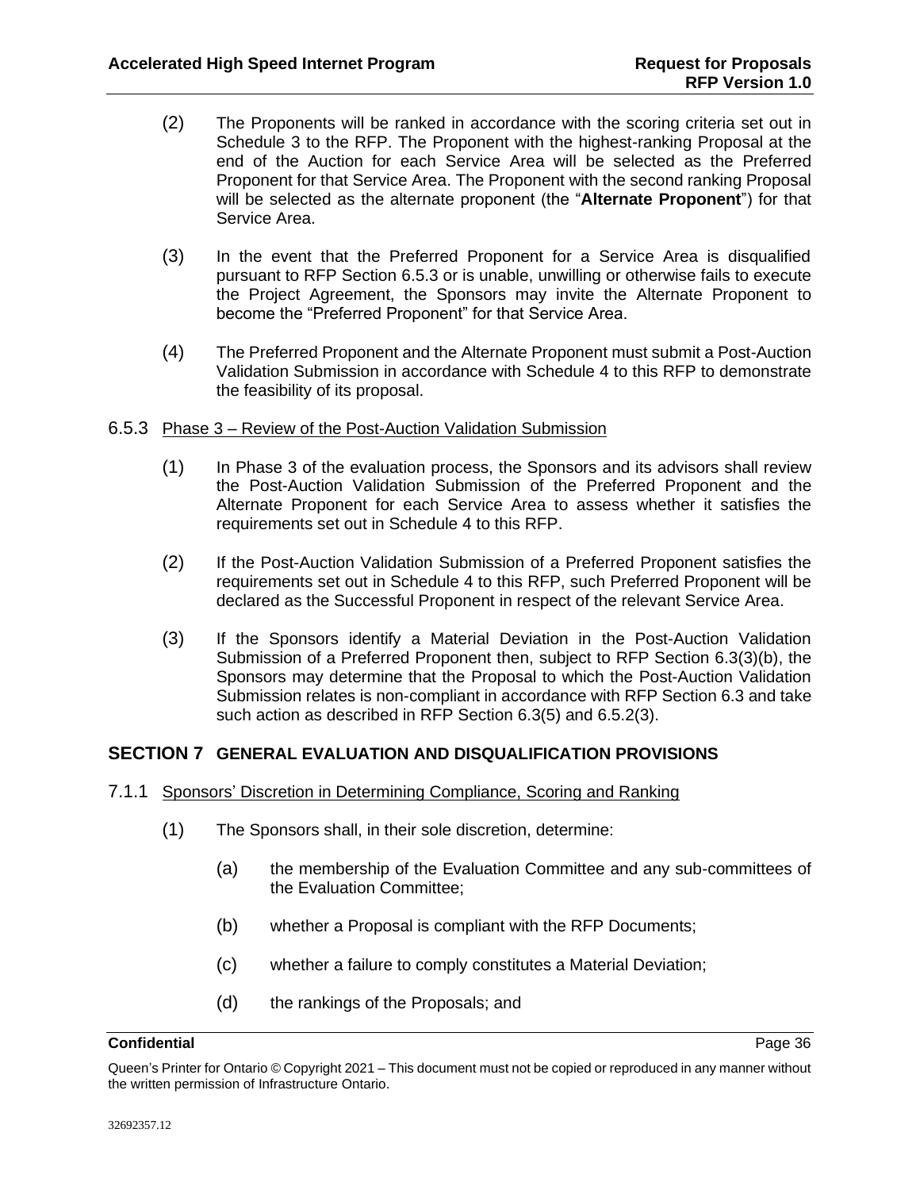(2) The Proponents will be ranked in accordance with the scoring criteria set out in Schedule 3 to the RFP. The Proponent with the highest-ranking Proposal at the end of the Auction for each Service Area will be selected as the Preferred Proponent for that Service Area. The Proponent with the second ranking Proposal will be selected as the alternate proponent (the "**Alternate Proponent**") for that Service Area.

(3) In the event that the Preferred Proponent for a Service Area is disqualified pursuant to RFP Section 6.5.3 or is unable, unwilling or otherwise fails to execute the Project Agreement, the Sponsors may invite the Alternate Proponent to become the "Preferred Proponent" for that Service Area.

(4) The Preferred Proponent and the Alternate Proponent must submit a Post-Auction Validation Submission in accordance with Schedule 4 to this RFP to demonstrate the feasibility of its proposal.

6.5.3 Phase 3 – Review of the Post-Auction Validation Submission

(1) In Phase 3 of the evaluation process, the Sponsors and its advisors shall review the Post-Auction Validation Submission of the Preferred Proponent and the Alternate Proponent for each Service Area to assess whether it satisfies the requirements set out in Schedule 4 to this RFP.

(2) If the Post-Auction Validation Submission of a Preferred Proponent satisfies the requirements set out in Schedule 4 to this RFP, such Preferred Proponent will be declared as the Successful Proponent in respect of the relevant Service Area.

(3) If the Sponsors identify a Material Deviation in the Post-Auction Validation Submission of a Preferred Proponent then, subject to RFP Section 6.3(3)(b), the Sponsors may determine that the Proposal to which the Post-Auction Validation Submission relates is non-compliant in accordance with RFP Section 6.3 and take such action as described in RFP Section 6.3(5) and 6.5.2(3).

## SECTION 7 GENERAL EVALUATION AND DISQUALIFICATION PROVISIONS

7.1.1 Sponsors' Discretion in Determining Compliance, Scoring and Ranking

(1) The Sponsors shall, in their sole discretion, determine:

(a) the membership of the Evaluation Committee and any sub-committees of the Evaluation Committee;

(b) whether a Proposal is compliant with the RFP Documents;

(c) whether a failure to comply constitutes a Material Deviation;

(d) the rankings of the Proposals; and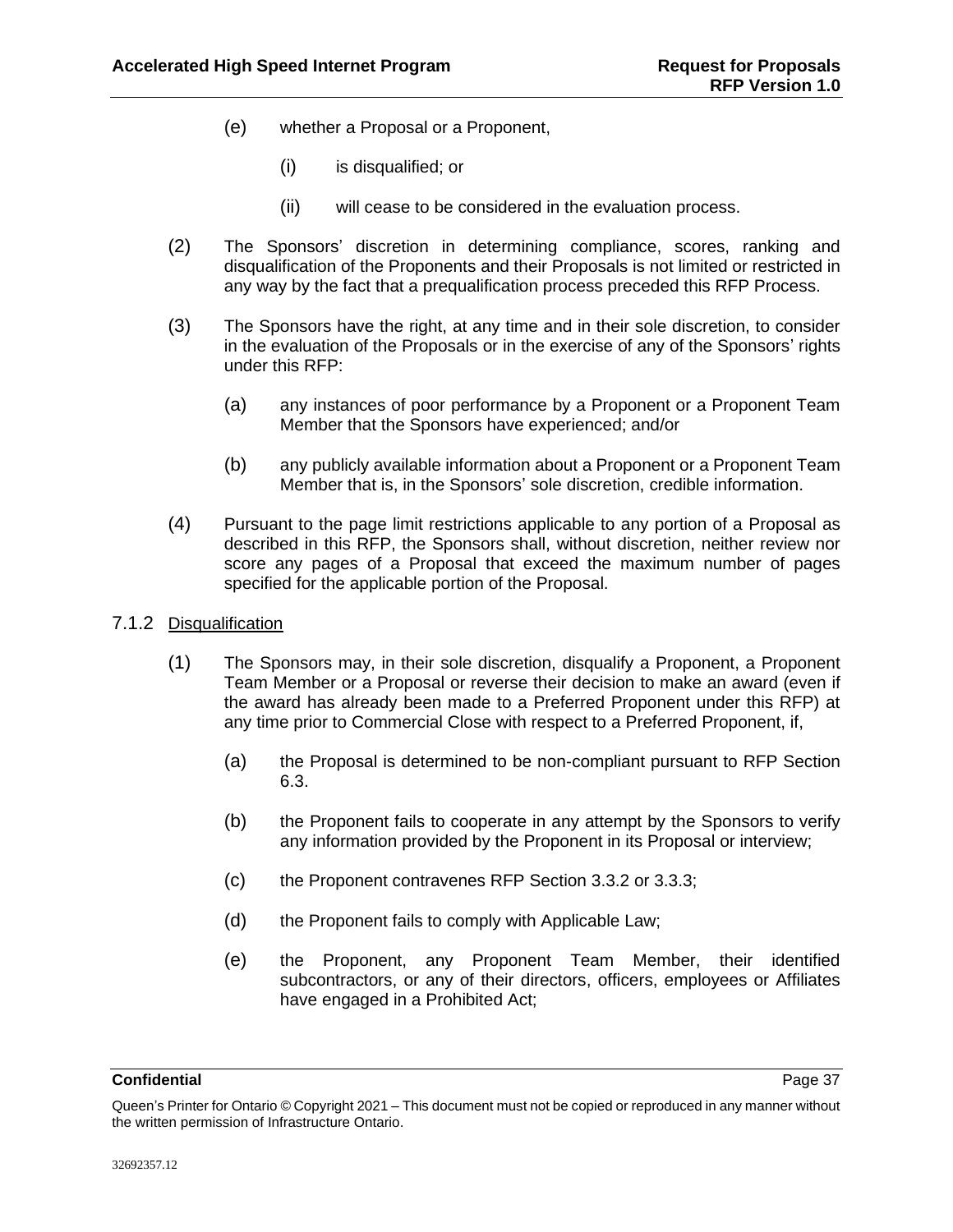(e) whether a Proposal or a Proponent,

(i) is disqualified; or

(ii) will cease to be considered in the evaluation process.

(2) The Sponsors' discretion in determining compliance, scores, ranking and disqualification of the Proponents and their Proposals is not limited or restricted in any way by the fact that a prequalification process preceded this RFP Process.

(3) The Sponsors have the right, at any time and in their sole discretion, to consider in the evaluation of the Proposals or in the exercise of any of the Sponsors' rights under this RFP:

(a) any instances of poor performance by a Proponent or a Proponent Team Member that the Sponsors have experienced; and/or

(b) any publicly available information about a Proponent or a Proponent Team Member that is, in the Sponsors' sole discretion, credible information.

(4) Pursuant to the page limit restrictions applicable to any portion of a Proposal as described in this RFP, the Sponsors shall, without discretion, neither review nor score any pages of a Proposal that exceed the maximum number of pages specified for the applicable portion of the Proposal.

### 7.1.2 Disqualification

(1) The Sponsors may, in their sole discretion, disqualify a Proponent, a Proponent Team Member or a Proposal or reverse their decision to make an award (even if the award has already been made to a Preferred Proponent under this RFP) at any time prior to Commercial Close with respect to a Preferred Proponent, if,

(a) the Proposal is determined to be non-compliant pursuant to RFP Section 6.3.

(b) the Proponent fails to cooperate in any attempt by the Sponsors to verify any information provided by the Proponent in its Proposal or interview;

(c) the Proponent contravenes RFP Section 3.3.2 or 3.3.3;

(d) the Proponent fails to comply with Applicable Law;

(e) the Proponent, any Proponent Team Member, their identified subcontractors, or any of their directors, officers, employees or Affiliates have engaged in a Prohibited Act;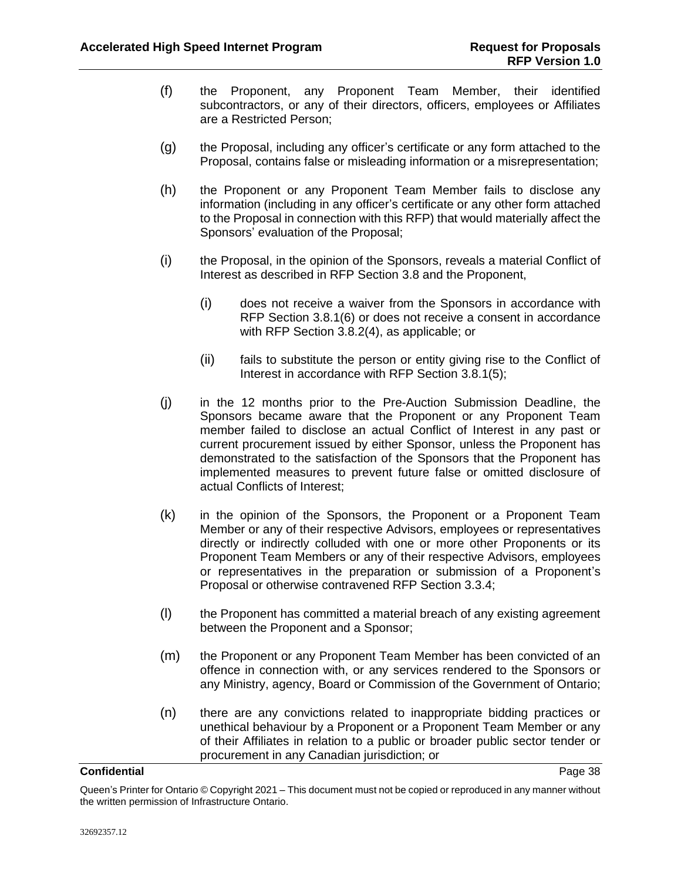(f) the Proponent, any Proponent Team Member, their identified subcontractors, or any of their directors, officers, employees or Affiliates are a Restricted Person;

(g) the Proposal, including any officer's certificate or any form attached to the Proposal, contains false or misleading information or a misrepresentation;

(h) the Proponent or any Proponent Team Member fails to disclose any information (including in any officer's certificate or any other form attached to the Proposal in connection with this RFP) that would materially affect the Sponsors' evaluation of the Proposal;

(i) the Proposal, in the opinion of the Sponsors, reveals a material Conflict of Interest as described in RFP Section 3.8 and the Proponent,

   (i) does not receive a waiver from the Sponsors in accordance with RFP Section 3.8.1(6) or does not receive a consent in accordance with RFP Section 3.8.2(4), as applicable; or

   (ii) fails to substitute the person or entity giving rise to the Conflict of Interest in accordance with RFP Section 3.8.1(5);

(j) in the 12 months prior to the Pre-Auction Submission Deadline, the Sponsors became aware that the Proponent or any Proponent Team member failed to disclose an actual Conflict of Interest in any past or current procurement issued by either Sponsor, unless the Proponent has demonstrated to the satisfaction of the Sponsors that the Proponent has implemented measures to prevent future false or omitted disclosure of actual Conflicts of Interest;

(k) in the opinion of the Sponsors, the Proponent or a Proponent Team Member or any of their respective Advisors, employees or representatives directly or indirectly colluded with one or more other Proponents or its Proponent Team Members or any of their respective Advisors, employees or representatives in the preparation or submission of a Proponent's Proposal or otherwise contravened RFP Section 3.3.4;

(l) the Proponent has committed a material breach of any existing agreement between the Proponent and a Sponsor;

(m) the Proponent or any Proponent Team Member has been convicted of an offence in connection with, or any services rendered to the Sponsors or any Ministry, agency, Board or Commission of the Government of Ontario;

(n) there are any convictions related to inappropriate bidding practices or unethical behaviour by a Proponent or a Proponent Team Member or any of their Affiliates in relation to a public or broader public sector tender or procurement in any Canadian jurisdiction; or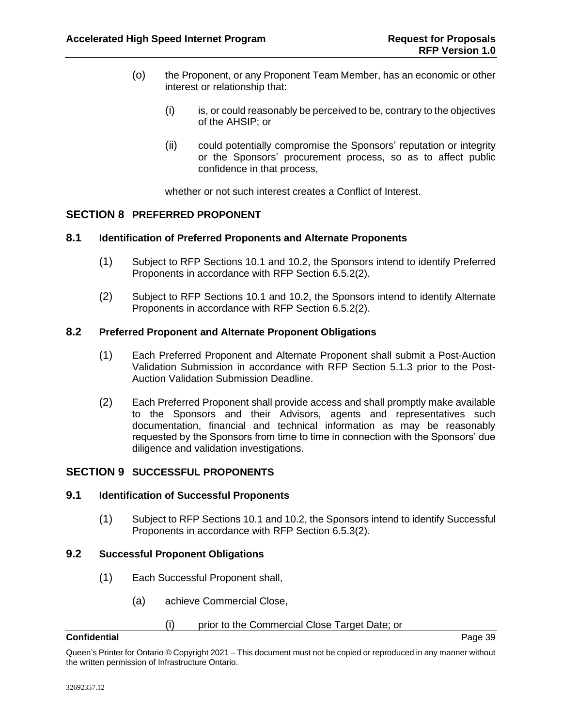(o) the Proponent, or any Proponent Team Member, has an economic or other interest or relationship that:

   (i) is, or could reasonably be perceived to be, contrary to the objectives of the AHSIP; or

   (ii) could potentially compromise the Sponsors' reputation or integrity or the Sponsors' procurement process, so as to affect public confidence in that process,

   whether or not such interest creates a Conflict of Interest.

## SECTION 8 PREFERRED PROPONENT

### 8.1 Identification of Preferred Proponents and Alternate Proponents

(1) Subject to RFP Sections 10.1 and 10.2, the Sponsors intend to identify Preferred Proponents in accordance with RFP Section 6.5.2(2).

(2) Subject to RFP Sections 10.1 and 10.2, the Sponsors intend to identify Alternate Proponents in accordance with RFP Section 6.5.2(2).

### 8.2 Preferred Proponent and Alternate Proponent Obligations

(1) Each Preferred Proponent and Alternate Proponent shall submit a Post-Auction Validation Submission in accordance with RFP Section 5.1.3 prior to the Post-Auction Validation Submission Deadline.

(2) Each Preferred Proponent shall provide access and shall promptly make available to the Sponsors and their Advisors, agents and representatives such documentation, financial and technical information as may be reasonably requested by the Sponsors from time to time in connection with the Sponsors' due diligence and validation investigations.

## SECTION 9 SUCCESSFUL PROPONENTS

### 9.1 Identification of Successful Proponents

(1) Subject to RFP Sections 10.1 and 10.2, the Sponsors intend to identify Successful Proponents in accordance with RFP Section 6.5.3(2).

### 9.2 Successful Proponent Obligations

(1) Each Successful Proponent shall,

   (a) achieve Commercial Close,

      (i) prior to the Commercial Close Target Date; or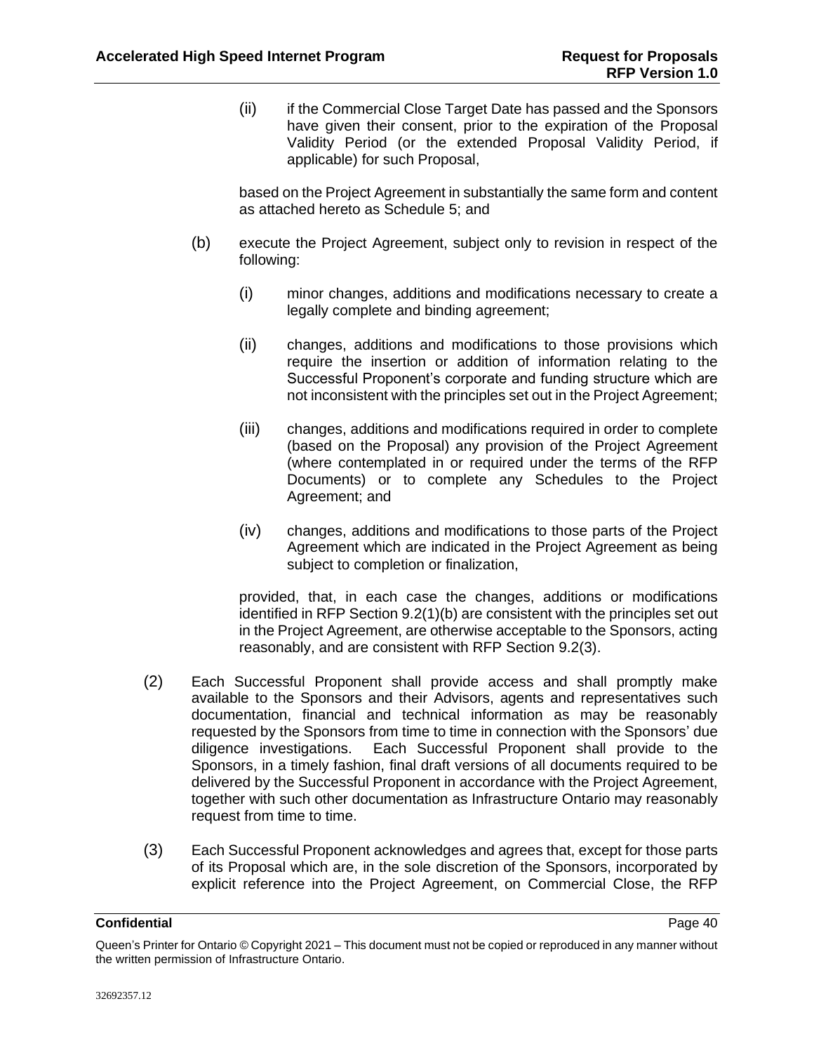(ii) if the Commercial Close Target Date has passed and the Sponsors have given their consent, prior to the expiration of the Proposal Validity Period (or the extended Proposal Validity Period, if applicable) for such Proposal,

based on the Project Agreement in substantially the same form and content as attached hereto as Schedule 5; and

(b) execute the Project Agreement, subject only to revision in respect of the following:

(i) minor changes, additions and modifications necessary to create a legally complete and binding agreement;

(ii) changes, additions and modifications to those provisions which require the insertion or addition of information relating to the Successful Proponent's corporate and funding structure which are not inconsistent with the principles set out in the Project Agreement;

(iii) changes, additions and modifications required in order to complete (based on the Proposal) any provision of the Project Agreement (where contemplated in or required under the terms of the RFP Documents) or to complete any Schedules to the Project Agreement; and

(iv) changes, additions and modifications to those parts of the Project Agreement which are indicated in the Project Agreement as being subject to completion or finalization,

provided, that, in each case the changes, additions or modifications identified in RFP Section 9.2(1)(b) are consistent with the principles set out in the Project Agreement, are otherwise acceptable to the Sponsors, acting reasonably, and are consistent with RFP Section 9.2(3).

(2) Each Successful Proponent shall provide access and shall promptly make available to the Sponsors and their Advisors, agents and representatives such documentation, financial and technical information as may be reasonably requested by the Sponsors from time to time in connection with the Sponsors' due diligence investigations. Each Successful Proponent shall provide to the Sponsors, in a timely fashion, final draft versions of all documents required to be delivered by the Successful Proponent in accordance with the Project Agreement, together with such other documentation as Infrastructure Ontario may reasonably request from time to time.

(3) Each Successful Proponent acknowledges and agrees that, except for those parts of its Proposal which are, in the sole discretion of the Sponsors, incorporated by explicit reference into the Project Agreement, on Commercial Close, the RFP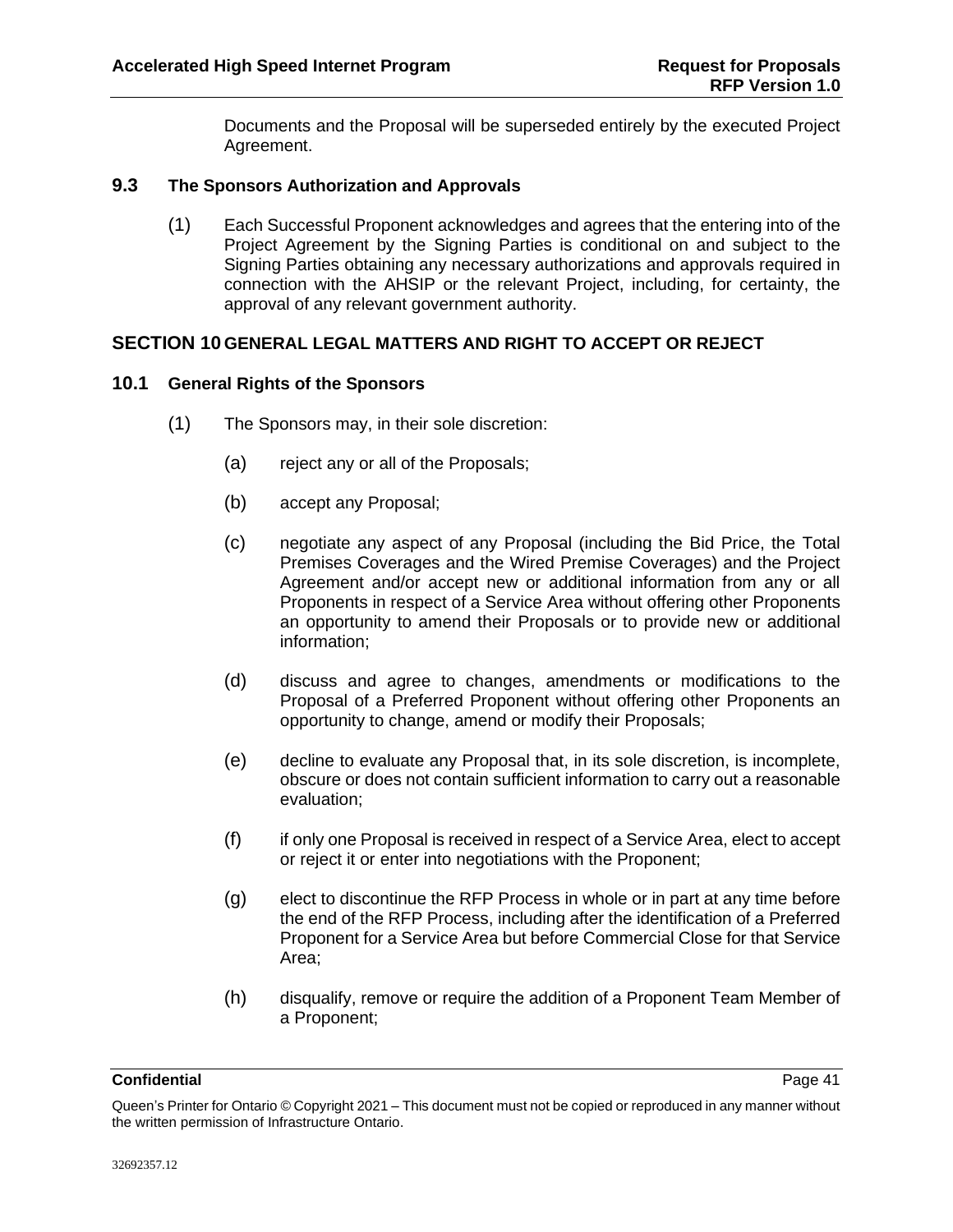Documents and the Proposal will be superseded entirely by the executed Project Agreement.

### 9.3 The Sponsors Authorization and Approvals

(1) Each Successful Proponent acknowledges and agrees that the entering into of the Project Agreement by the Signing Parties is conditional on and subject to the Signing Parties obtaining any necessary authorizations and approvals required in connection with the AHSIP or the relevant Project, including, for certainty, the approval of any relevant government authority.

## SECTION 10 GENERAL LEGAL MATTERS AND RIGHT TO ACCEPT OR REJECT

### 10.1 General Rights of the Sponsors

(1) The Sponsors may, in their sole discretion:

(a) reject any or all of the Proposals;

(b) accept any Proposal;

(c) negotiate any aspect of any Proposal (including the Bid Price, the Total Premises Coverages and the Wired Premise Coverages) and the Project Agreement and/or accept new or additional information from any or all Proponents in respect of a Service Area without offering other Proponents an opportunity to amend their Proposals or to provide new or additional information;

(d) discuss and agree to changes, amendments or modifications to the Proposal of a Preferred Proponent without offering other Proponents an opportunity to change, amend or modify their Proposals;

(e) decline to evaluate any Proposal that, in its sole discretion, is incomplete, obscure or does not contain sufficient information to carry out a reasonable evaluation;

(f) if only one Proposal is received in respect of a Service Area, elect to accept or reject it or enter into negotiations with the Proponent;

(g) elect to discontinue the RFP Process in whole or in part at any time before the end of the RFP Process, including after the identification of a Preferred Proponent for a Service Area but before Commercial Close for that Service Area;

(h) disqualify, remove or require the addition of a Proponent Team Member of a Proponent;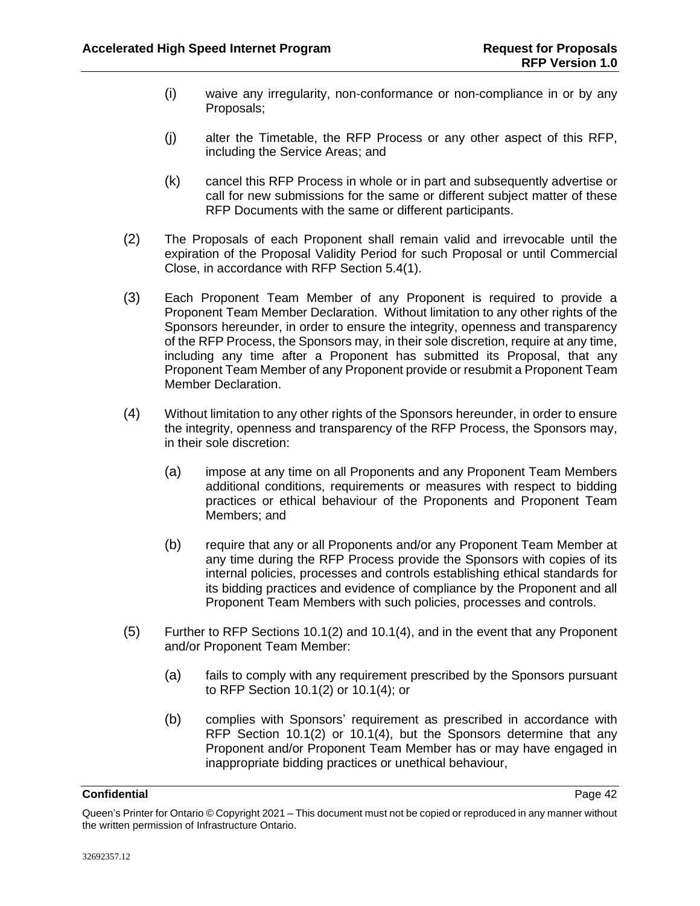(i) waive any irregularity, non-conformance or non-compliance in or by any Proposals;

(j) alter the Timetable, the RFP Process or any other aspect of this RFP, including the Service Areas; and

(k) cancel this RFP Process in whole or in part and subsequently advertise or call for new submissions for the same or different subject matter of these RFP Documents with the same or different participants.

(2) The Proposals of each Proponent shall remain valid and irrevocable until the expiration of the Proposal Validity Period for such Proposal or until Commercial Close, in accordance with RFP Section 5.4(1).

(3) Each Proponent Team Member of any Proponent is required to provide a Proponent Team Member Declaration. Without limitation to any other rights of the Sponsors hereunder, in order to ensure the integrity, openness and transparency of the RFP Process, the Sponsors may, in their sole discretion, require at any time, including any time after a Proponent has submitted its Proposal, that any Proponent Team Member of any Proponent provide or resubmit a Proponent Team Member Declaration.

(4) Without limitation to any other rights of the Sponsors hereunder, in order to ensure the integrity, openness and transparency of the RFP Process, the Sponsors may, in their sole discretion:

(a) impose at any time on all Proponents and any Proponent Team Members additional conditions, requirements or measures with respect to bidding practices or ethical behaviour of the Proponents and Proponent Team Members; and

(b) require that any or all Proponents and/or any Proponent Team Member at any time during the RFP Process provide the Sponsors with copies of its internal policies, processes and controls establishing ethical standards for its bidding practices and evidence of compliance by the Proponent and all Proponent Team Members with such policies, processes and controls.

(5) Further to RFP Sections 10.1(2) and 10.1(4), and in the event that any Proponent and/or Proponent Team Member:

(a) fails to comply with any requirement prescribed by the Sponsors pursuant to RFP Section 10.1(2) or 10.1(4); or

(b) complies with Sponsors' requirement as prescribed in accordance with RFP Section 10.1(2) or 10.1(4), but the Sponsors determine that any Proponent and/or Proponent Team Member has or may have engaged in inappropriate bidding practices or unethical behaviour,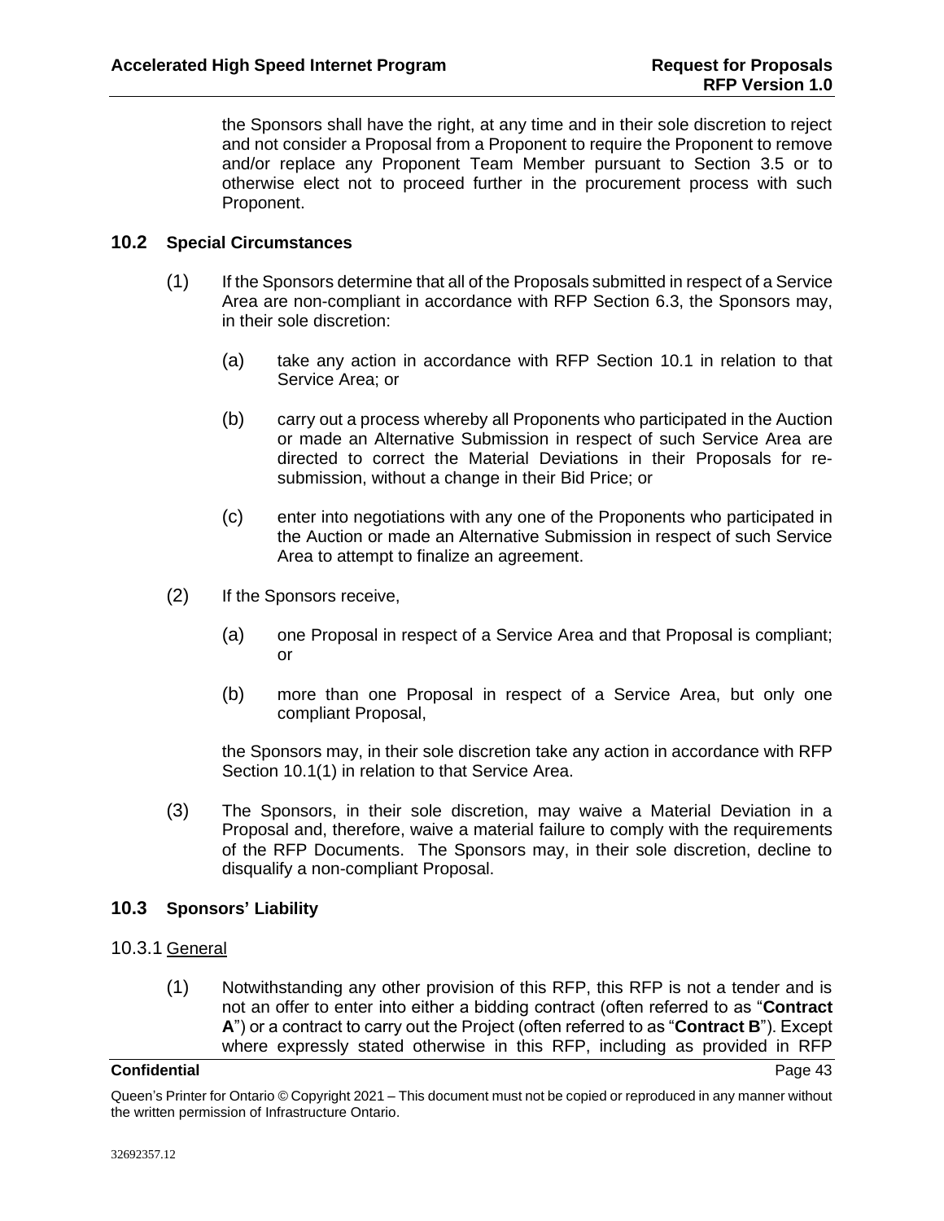the Sponsors shall have the right, at any time and in their sole discretion to reject and not consider a Proposal from a Proponent to require the Proponent to remove and/or replace any Proponent Team Member pursuant to Section 3.5 or to otherwise elect not to proceed further in the procurement process with such Proponent.

## 10.2 Special Circumstances

(1) If the Sponsors determine that all of the Proposals submitted in respect of a Service Area are non-compliant in accordance with RFP Section 6.3, the Sponsors may, in their sole discretion:

(a) take any action in accordance with RFP Section 10.1 in relation to that Service Area; or

(b) carry out a process whereby all Proponents who participated in the Auction or made an Alternative Submission in respect of such Service Area are directed to correct the Material Deviations in their Proposals for re-submission, without a change in their Bid Price; or

(c) enter into negotiations with any one of the Proponents who participated in the Auction or made an Alternative Submission in respect of such Service Area to attempt to finalize an agreement.

(2) If the Sponsors receive,

(a) one Proposal in respect of a Service Area and that Proposal is compliant; or

(b) more than one Proposal in respect of a Service Area, but only one compliant Proposal,

the Sponsors may, in their sole discretion take any action in accordance with RFP Section 10.1(1) in relation to that Service Area.

(3) The Sponsors, in their sole discretion, may waive a Material Deviation in a Proposal and, therefore, waive a material failure to comply with the requirements of the RFP Documents. The Sponsors may, in their sole discretion, decline to disqualify a non-compliant Proposal.

## 10.3 Sponsors' Liability

### 10.3.1 General

(1) Notwithstanding any other provision of this RFP, this RFP is not a tender and is not an offer to enter into either a bidding contract (often referred to as "**Contract A**") or a contract to carry out the Project (often referred to as "**Contract B**"). Except where expressly stated otherwise in this RFP, including as provided in RFP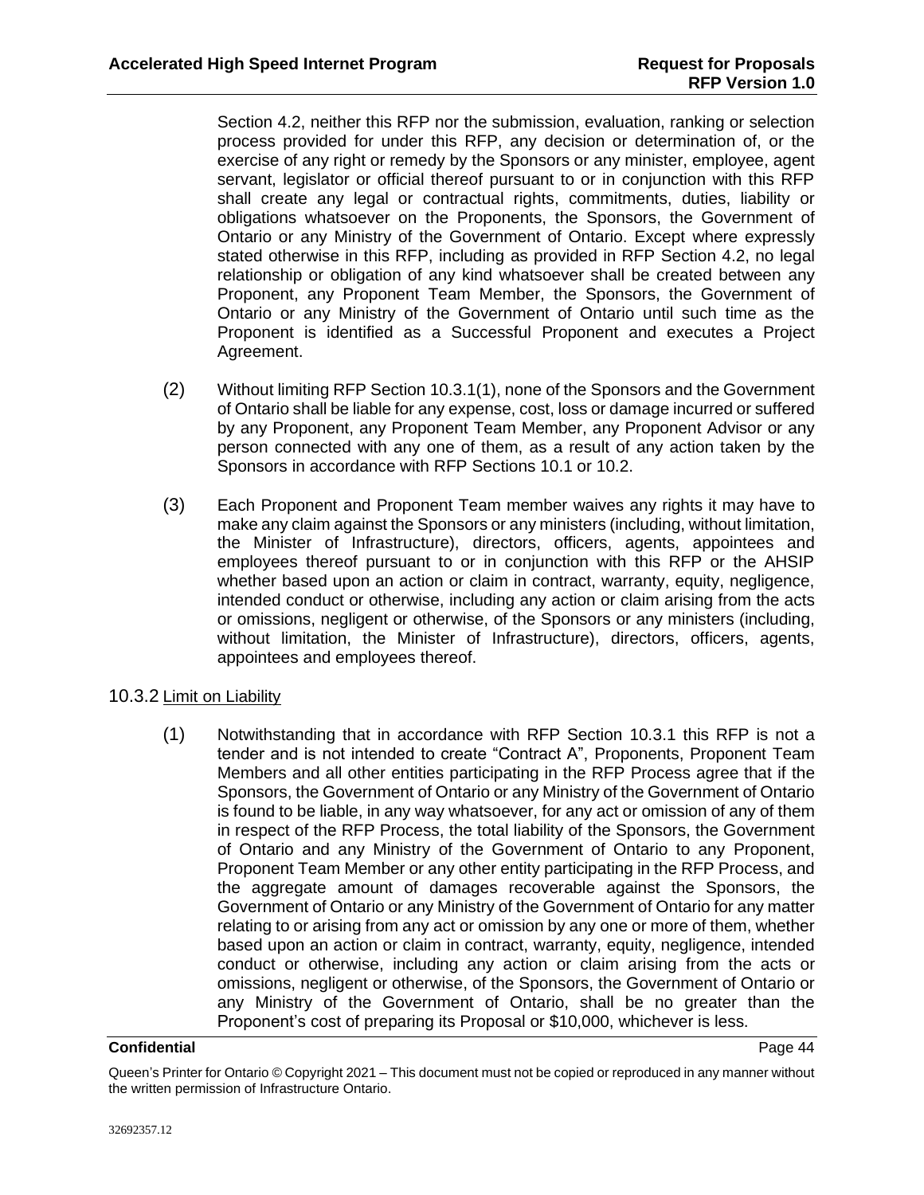Section 4.2, neither this RFP nor the submission, evaluation, ranking or selection process provided for under this RFP, any decision or determination of, or the exercise of any right or remedy by the Sponsors or any minister, employee, agent servant, legislator or official thereof pursuant to or in conjunction with this RFP shall create any legal or contractual rights, commitments, duties, liability or obligations whatsoever on the Proponents, the Sponsors, the Government of Ontario or any Ministry of the Government of Ontario. Except where expressly stated otherwise in this RFP, including as provided in RFP Section 4.2, no legal relationship or obligation of any kind whatsoever shall be created between any Proponent, any Proponent Team Member, the Sponsors, the Government of Ontario or any Ministry of the Government of Ontario until such time as the Proponent is identified as a Successful Proponent and executes a Project Agreement.

(2) Without limiting RFP Section 10.3.1(1), none of the Sponsors and the Government of Ontario shall be liable for any expense, cost, loss or damage incurred or suffered by any Proponent, any Proponent Team Member, any Proponent Advisor or any person connected with any one of them, as a result of any action taken by the Sponsors in accordance with RFP Sections 10.1 or 10.2.

(3) Each Proponent and Proponent Team member waives any rights it may have to make any claim against the Sponsors or any ministers (including, without limitation, the Minister of Infrastructure), directors, officers, agents, appointees and employees thereof pursuant to or in conjunction with this RFP or the AHSIP whether based upon an action or claim in contract, warranty, equity, negligence, intended conduct or otherwise, including any action or claim arising from the acts or omissions, negligent or otherwise, of the Sponsors or any ministers (including, without limitation, the Minister of Infrastructure), directors, officers, agents, appointees and employees thereof.

10.3.2 Limit on Liability

(1) Notwithstanding that in accordance with RFP Section 10.3.1 this RFP is not a tender and is not intended to create "Contract A", Proponents, Proponent Team Members and all other entities participating in the RFP Process agree that if the Sponsors, the Government of Ontario or any Ministry of the Government of Ontario is found to be liable, in any way whatsoever, for any act or omission of any of them in respect of the RFP Process, the total liability of the Sponsors, the Government of Ontario and any Ministry of the Government of Ontario to any Proponent, Proponent Team Member or any other entity participating in the RFP Process, and the aggregate amount of damages recoverable against the Sponsors, the Government of Ontario or any Ministry of the Government of Ontario for any matter relating to or arising from any act or omission by any one or more of them, whether based upon an action or claim in contract, warranty, equity, negligence, intended conduct or otherwise, including any action or claim arising from the acts or omissions, negligent or otherwise, of the Sponsors, the Government of Ontario or any Ministry of the Government of Ontario, shall be no greater than the Proponent's cost of preparing its Proposal or $10,000, whichever is less.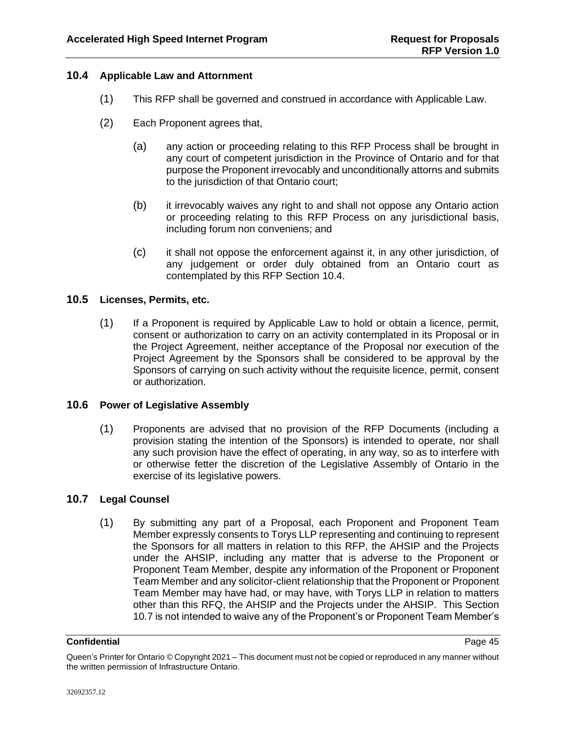### 10.4 Applicable Law and Attornment

(1) This RFP shall be governed and construed in accordance with Applicable Law.

(2) Each Proponent agrees that,

(a) any action or proceeding relating to this RFP Process shall be brought in any court of competent jurisdiction in the Province of Ontario and for that purpose the Proponent irrevocably and unconditionally attorns and submits to the jurisdiction of that Ontario court;

(b) it irrevocably waives any right to and shall not oppose any Ontario action or proceeding relating to this RFP Process on any jurisdictional basis, including forum non conveniens; and

(c) it shall not oppose the enforcement against it, in any other jurisdiction, of any judgement or order duly obtained from an Ontario court as contemplated by this RFP Section 10.4.

### 10.5 Licenses, Permits, etc.

(1) If a Proponent is required by Applicable Law to hold or obtain a licence, permit, consent or authorization to carry on an activity contemplated in its Proposal or in the Project Agreement, neither acceptance of the Proposal nor execution of the Project Agreement by the Sponsors shall be considered to be approval by the Sponsors of carrying on such activity without the requisite licence, permit, consent or authorization.

### 10.6 Power of Legislative Assembly

(1) Proponents are advised that no provision of the RFP Documents (including a provision stating the intention of the Sponsors) is intended to operate, nor shall any such provision have the effect of operating, in any way, so as to interfere with or otherwise fetter the discretion of the Legislative Assembly of Ontario in the exercise of its legislative powers.

### 10.7 Legal Counsel

(1) By submitting any part of a Proposal, each Proponent and Proponent Team Member expressly consents to Torys LLP representing and continuing to represent the Sponsors for all matters in relation to this RFP, the AHSIP and the Projects under the AHSIP, including any matter that is adverse to the Proponent or Proponent Team Member, despite any information of the Proponent or Proponent Team Member and any solicitor-client relationship that the Proponent or Proponent Team Member may have had, or may have, with Torys LLP in relation to matters other than this RFQ, the AHSIP and the Projects under the AHSIP. This Section 10.7 is not intended to waive any of the Proponent's or Proponent Team Member's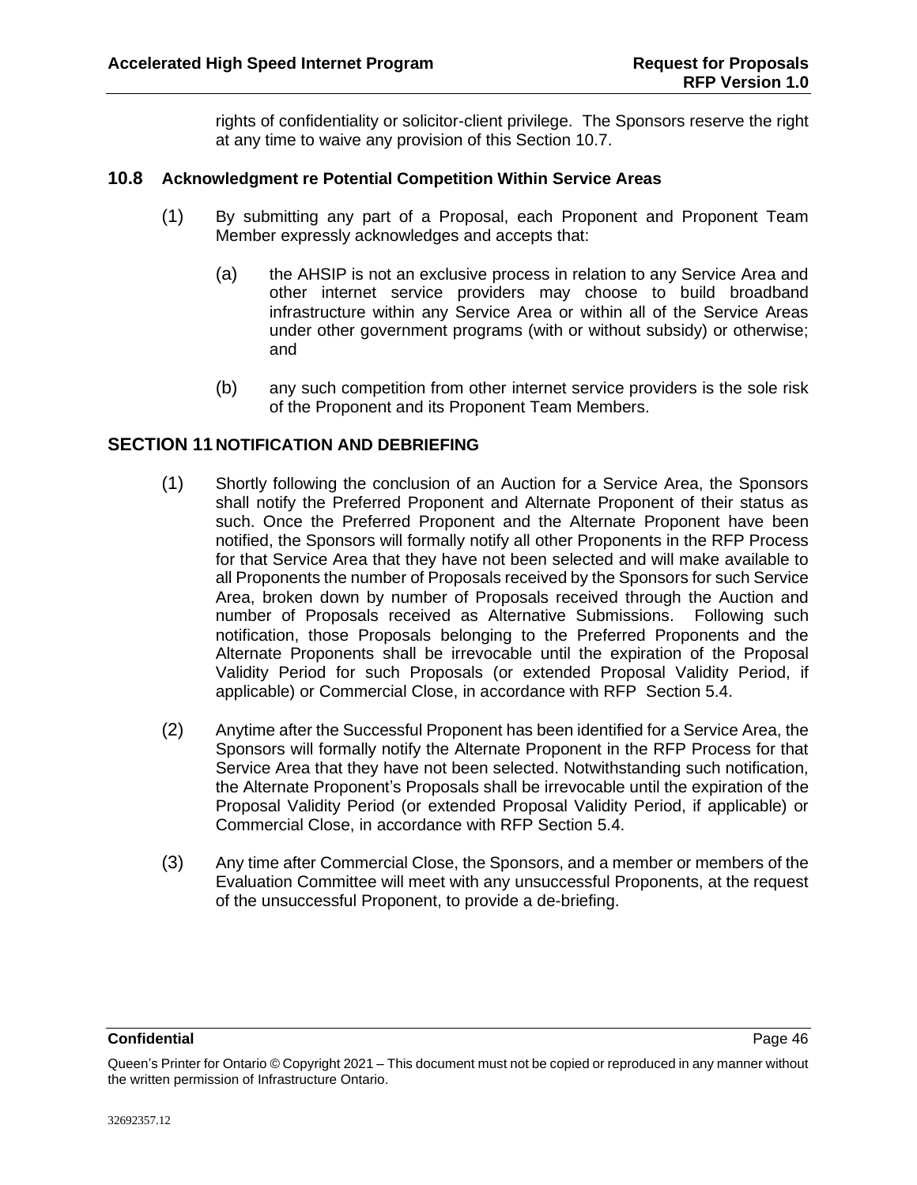rights of confidentiality or solicitor-client privilege. The Sponsors reserve the right at any time to waive any provision of this Section 10.7.

### 10.8 Acknowledgment re Potential Competition Within Service Areas

(1) By submitting any part of a Proposal, each Proponent and Proponent Team Member expressly acknowledges and accepts that:

(a) the AHSIP is not an exclusive process in relation to any Service Area and other internet service providers may choose to build broadband infrastructure within any Service Area or within all of the Service Areas under other government programs (with or without subsidy) or otherwise; and

(b) any such competition from other internet service providers is the sole risk of the Proponent and its Proponent Team Members.

## SECTION 11 NOTIFICATION AND DEBRIEFING

(1) Shortly following the conclusion of an Auction for a Service Area, the Sponsors shall notify the Preferred Proponent and Alternate Proponent of their status as such. Once the Preferred Proponent and the Alternate Proponent have been notified, the Sponsors will formally notify all other Proponents in the RFP Process for that Service Area that they have not been selected and will make available to all Proponents the number of Proposals received by the Sponsors for such Service Area, broken down by number of Proposals received through the Auction and number of Proposals received as Alternative Submissions. Following such notification, those Proposals belonging to the Preferred Proponents and the Alternate Proponents shall be irrevocable until the expiration of the Proposal Validity Period for such Proposals (or extended Proposal Validity Period, if applicable) or Commercial Close, in accordance with RFP Section 5.4.

(2) Anytime after the Successful Proponent has been identified for a Service Area, the Sponsors will formally notify the Alternate Proponent in the RFP Process for that Service Area that they have not been selected. Notwithstanding such notification, the Alternate Proponent's Proposals shall be irrevocable until the expiration of the Proposal Validity Period (or extended Proposal Validity Period, if applicable) or Commercial Close, in accordance with RFP Section 5.4.

(3) Any time after Commercial Close, the Sponsors, and a member or members of the Evaluation Committee will meet with any unsuccessful Proponents, at the request of the unsuccessful Proponent, to provide a de-briefing.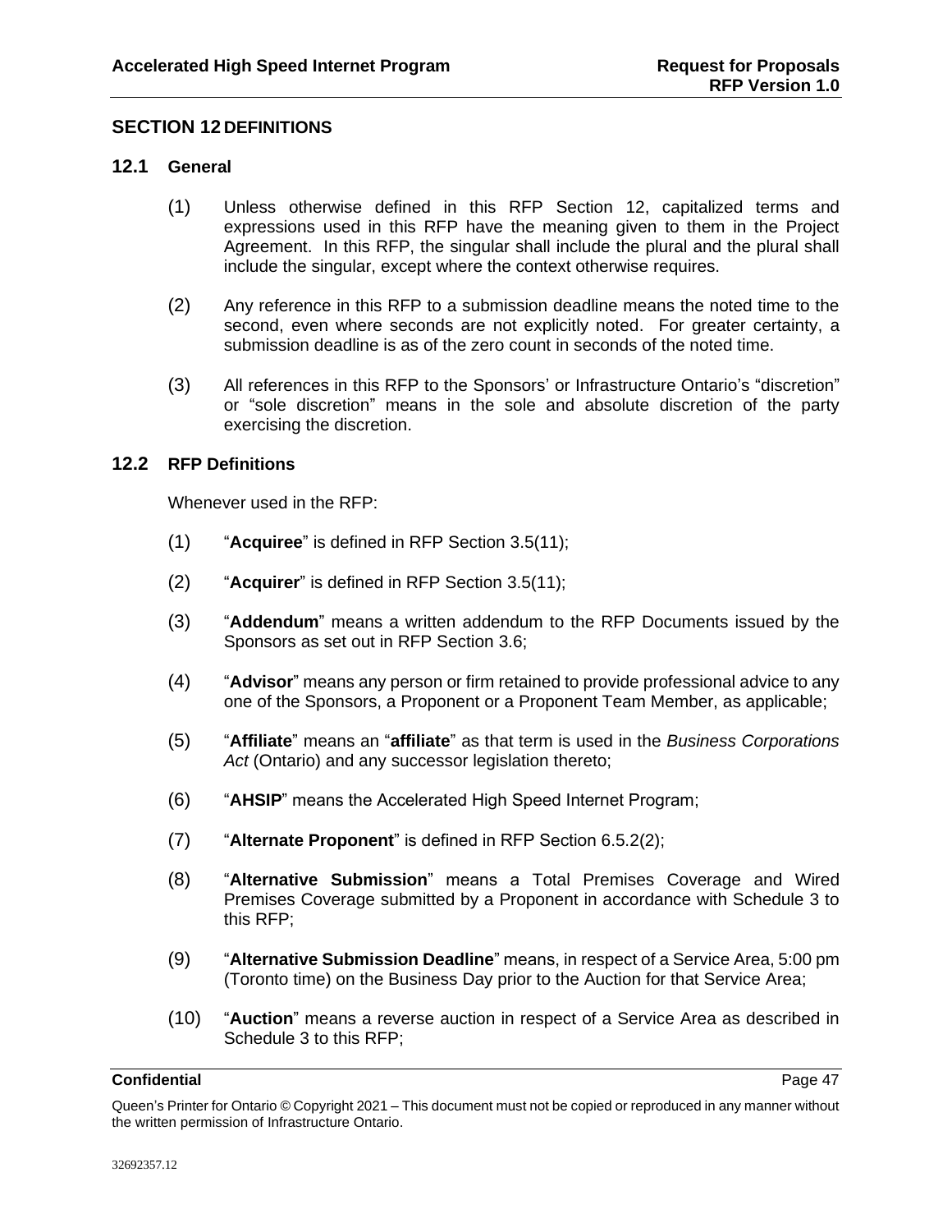## SECTION 12 DEFINITIONS

### 12.1 General

(1) Unless otherwise defined in this RFP Section 12, capitalized terms and expressions used in this RFP have the meaning given to them in the Project Agreement. In this RFP, the singular shall include the plural and the plural shall include the singular, except where the context otherwise requires.

(2) Any reference in this RFP to a submission deadline means the noted time to the second, even where seconds are not explicitly noted. For greater certainty, a submission deadline is as of the zero count in seconds of the noted time.

(3) All references in this RFP to the Sponsors' or Infrastructure Ontario's "discretion" or "sole discretion" means in the sole and absolute discretion of the party exercising the discretion.

### 12.2 RFP Definitions

Whenever used in the RFP:

(1) "**Acquiree**" is defined in RFP Section 3.5(11);

(2) "**Acquirer**" is defined in RFP Section 3.5(11);

(3) "**Addendum**" means a written addendum to the RFP Documents issued by the Sponsors as set out in RFP Section 3.6;

(4) "**Advisor**" means any person or firm retained to provide professional advice to any one of the Sponsors, a Proponent or a Proponent Team Member, as applicable;

(5) "**Affiliate**" means an "**affiliate**" as that term is used in the *Business Corporations Act* (Ontario) and any successor legislation thereto;

(6) "**AHSIP**" means the Accelerated High Speed Internet Program;

(7) "**Alternate Proponent**" is defined in RFP Section 6.5.2(2);

(8) "**Alternative Submission**" means a Total Premises Coverage and Wired Premises Coverage submitted by a Proponent in accordance with Schedule 3 to this RFP;

(9) "**Alternative Submission Deadline**" means, in respect of a Service Area, 5:00 pm (Toronto time) on the Business Day prior to the Auction for that Service Area;

(10) "**Auction**" means a reverse auction in respect of a Service Area as described in Schedule 3 to this RFP;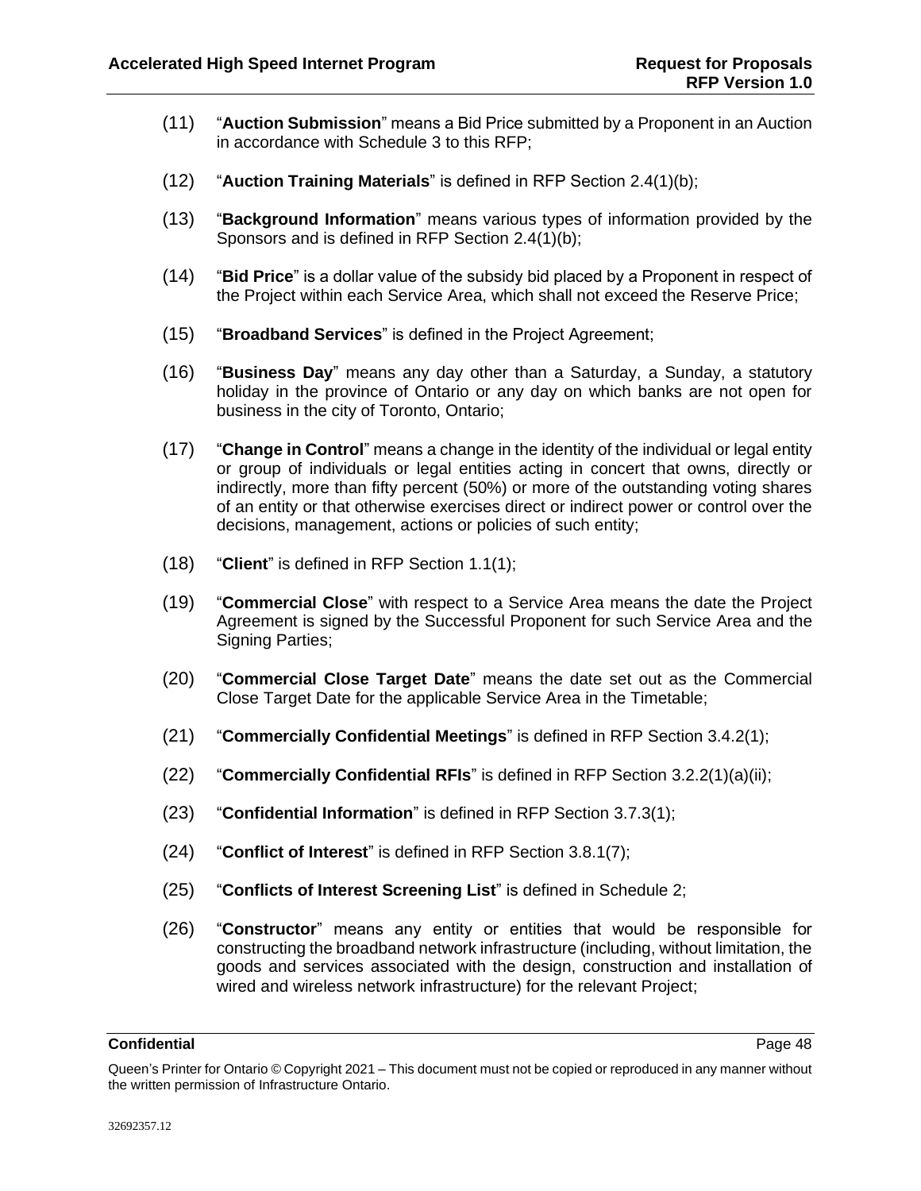(11) "**Auction Submission**" means a Bid Price submitted by a Proponent in an Auction in accordance with Schedule 3 to this RFP;

(12) "**Auction Training Materials**" is defined in RFP Section 2.4(1)(b);

(13) "**Background Information**" means various types of information provided by the Sponsors and is defined in RFP Section 2.4(1)(b);

(14) "**Bid Price**" is a dollar value of the subsidy bid placed by a Proponent in respect of the Project within each Service Area, which shall not exceed the Reserve Price;

(15) "**Broadband Services**" is defined in the Project Agreement;

(16) "**Business Day**" means any day other than a Saturday, a Sunday, a statutory holiday in the province of Ontario or any day on which banks are not open for business in the city of Toronto, Ontario;

(17) "**Change in Control**" means a change in the identity of the individual or legal entity or group of individuals or legal entities acting in concert that owns, directly or indirectly, more than fifty percent (50%) or more of the outstanding voting shares of an entity or that otherwise exercises direct or indirect power or control over the decisions, management, actions or policies of such entity;

(18) "**Client**" is defined in RFP Section 1.1(1);

(19) "**Commercial Close**" with respect to a Service Area means the date the Project Agreement is signed by the Successful Proponent for such Service Area and the Signing Parties;

(20) "**Commercial Close Target Date**" means the date set out as the Commercial Close Target Date for the applicable Service Area in the Timetable;

(21) "**Commercially Confidential Meetings**" is defined in RFP Section 3.4.2(1);

(22) "**Commercially Confidential RFIs**" is defined in RFP Section 3.2.2(1)(a)(ii);

(23) "**Confidential Information**" is defined in RFP Section 3.7.3(1);

(24) "**Conflict of Interest**" is defined in RFP Section 3.8.1(7);

(25) "**Conflicts of Interest Screening List**" is defined in Schedule 2;

(26) "**Constructor**" means any entity or entities that would be responsible for constructing the broadband network infrastructure (including, without limitation, the goods and services associated with the design, construction and installation of wired and wireless network infrastructure) for the relevant Project;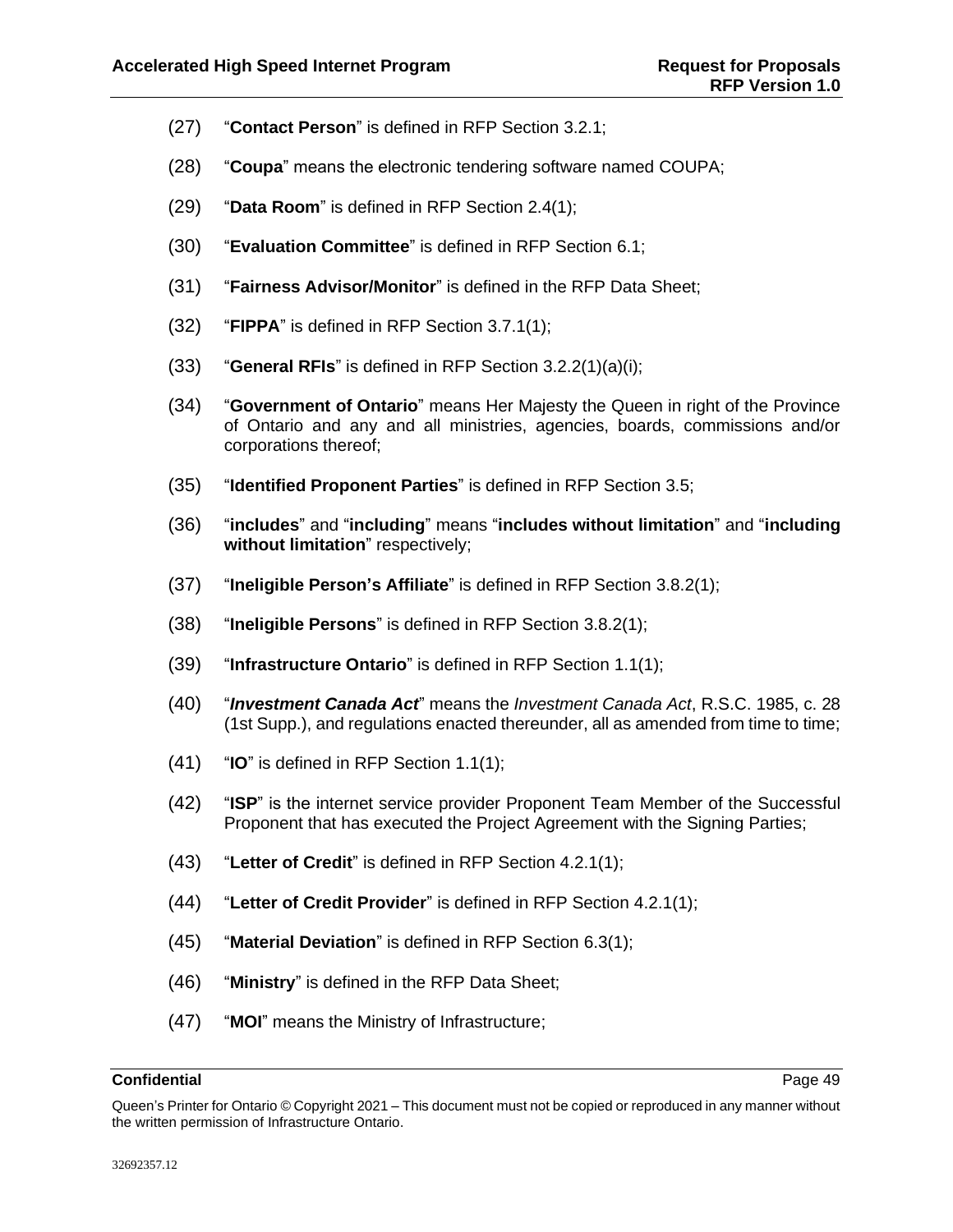(27) “**Contact Person**” is defined in RFP Section 3.2.1;

(28) “**Coupa**” means the electronic tendering software named COUPA;

(29) “**Data Room**” is defined in RFP Section 2.4(1);

(30) “**Evaluation Committee**” is defined in RFP Section 6.1;

(31) “**Fairness Advisor/Monitor**” is defined in the RFP Data Sheet;

(32) “**FIPPA**” is defined in RFP Section 3.7.1(1);

(33) “**General RFIs**” is defined in RFP Section 3.2.2(1)(a)(i);

(34) “**Government of Ontario**” means Her Majesty the Queen in right of the Province of Ontario and any and all ministries, agencies, boards, commissions and/or corporations thereof;

(35) “**Identified Proponent Parties**” is defined in RFP Section 3.5;

(36) “**includes**” and “**including**” means “**includes without limitation**” and “**including without limitation**” respectively;

(37) “**Ineligible Person’s Affiliate**” is defined in RFP Section 3.8.2(1);

(38) “**Ineligible Persons**” is defined in RFP Section 3.8.2(1);

(39) “**Infrastructure Ontario**” is defined in RFP Section 1.1(1);

(40) “***Investment Canada Act***” means the *Investment Canada Act*, R.S.C. 1985, c. 28 (1st Supp.), and regulations enacted thereunder, all as amended from time to time;

(41) “**IO**” is defined in RFP Section 1.1(1);

(42) “**ISP**” is the internet service provider Proponent Team Member of the Successful Proponent that has executed the Project Agreement with the Signing Parties;

(43) “**Letter of Credit**” is defined in RFP Section 4.2.1(1);

(44) “**Letter of Credit Provider**” is defined in RFP Section 4.2.1(1);

(45) “**Material Deviation**” is defined in RFP Section 6.3(1);

(46) “**Ministry**” is defined in the RFP Data Sheet;

(47) “**MOI**” means the Ministry of Infrastructure;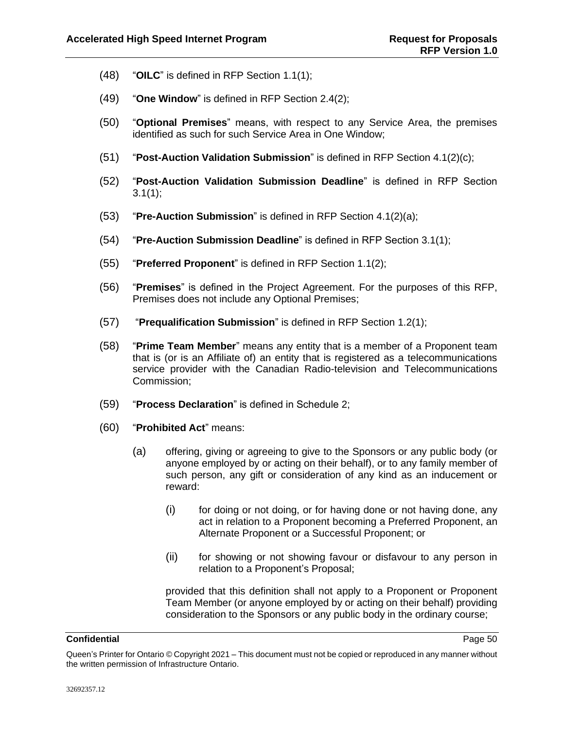(48) "**OILC**" is defined in RFP Section 1.1(1);

(49) "**One Window**" is defined in RFP Section 2.4(2);

(50) "**Optional Premises**" means, with respect to any Service Area, the premises identified as such for such Service Area in One Window;

(51) "**Post-Auction Validation Submission**" is defined in RFP Section 4.1(2)(c);

(52) "**Post-Auction Validation Submission Deadline**" is defined in RFP Section 3.1(1);

(53) "**Pre-Auction Submission**" is defined in RFP Section 4.1(2)(a);

(54) "**Pre-Auction Submission Deadline**" is defined in RFP Section 3.1(1);

(55) "**Preferred Proponent**" is defined in RFP Section 1.1(2);

(56) "**Premises**" is defined in the Project Agreement. For the purposes of this RFP, Premises does not include any Optional Premises;

(57) "**Prequalification Submission**" is defined in RFP Section 1.2(1);

(58) "**Prime Team Member**" means any entity that is a member of a Proponent team that is (or is an Affiliate of) an entity that is registered as a telecommunications service provider with the Canadian Radio-television and Telecommunications Commission;

(59) "**Process Declaration**" is defined in Schedule 2;

(60) "**Prohibited Act**" means:

(a) offering, giving or agreeing to give to the Sponsors or any public body (or anyone employed by or acting on their behalf), or to any family member of such person, any gift or consideration of any kind as an inducement or reward:

(i) for doing or not doing, or for having done or not having done, any act in relation to a Proponent becoming a Preferred Proponent, an Alternate Proponent or a Successful Proponent; or

(ii) for showing or not showing favour or disfavour to any person in relation to a Proponent's Proposal;

provided that this definition shall not apply to a Proponent or Proponent Team Member (or anyone employed by or acting on their behalf) providing consideration to the Sponsors or any public body in the ordinary course;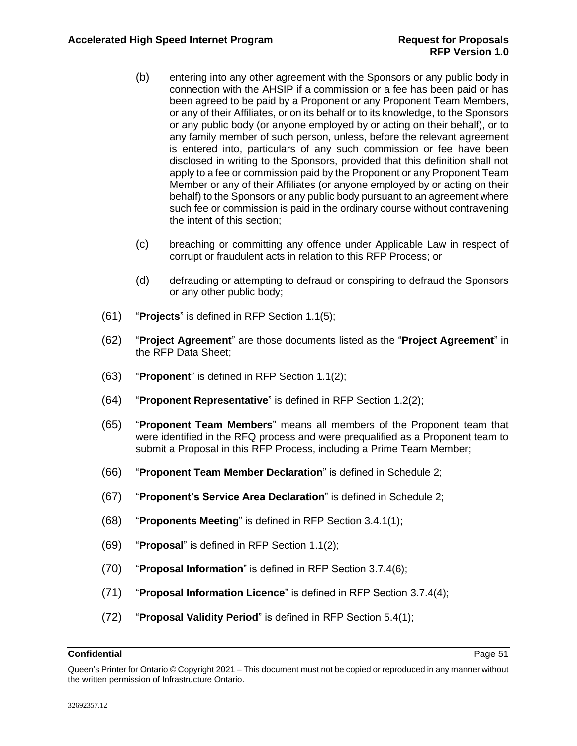(b) entering into any other agreement with the Sponsors or any public body in connection with the AHSIP if a commission or a fee has been paid or has been agreed to be paid by a Proponent or any Proponent Team Members, or any of their Affiliates, or on its behalf or to its knowledge, to the Sponsors or any public body (or anyone employed by or acting on their behalf), or to any family member of such person, unless, before the relevant agreement is entered into, particulars of any such commission or fee have been disclosed in writing to the Sponsors, provided that this definition shall not apply to a fee or commission paid by the Proponent or any Proponent Team Member or any of their Affiliates (or anyone employed by or acting on their behalf) to the Sponsors or any public body pursuant to an agreement where such fee or commission is paid in the ordinary course without contravening the intent of this section;

(c) breaching or committing any offence under Applicable Law in respect of corrupt or fraudulent acts in relation to this RFP Process; or

(d) defrauding or attempting to defraud or conspiring to defraud the Sponsors or any other public body;

(61) "**Projects**" is defined in RFP Section 1.1(5);

(62) "**Project Agreement**" are those documents listed as the "**Project Agreement**" in the RFP Data Sheet;

(63) "**Proponent**" is defined in RFP Section 1.1(2);

(64) "**Proponent Representative**" is defined in RFP Section 1.2(2);

(65) "**Proponent Team Members**" means all members of the Proponent team that were identified in the RFQ process and were prequalified as a Proponent team to submit a Proposal in this RFP Process, including a Prime Team Member;

(66) "**Proponent Team Member Declaration**" is defined in Schedule 2;

(67) "**Proponent's Service Area Declaration**" is defined in Schedule 2;

(68) "**Proponents Meeting**" is defined in RFP Section 3.4.1(1);

(69) "**Proposal**" is defined in RFP Section 1.1(2);

(70) "**Proposal Information**" is defined in RFP Section 3.7.4(6);

(71) "**Proposal Information Licence**" is defined in RFP Section 3.7.4(4);

(72) "**Proposal Validity Period**" is defined in RFP Section 5.4(1);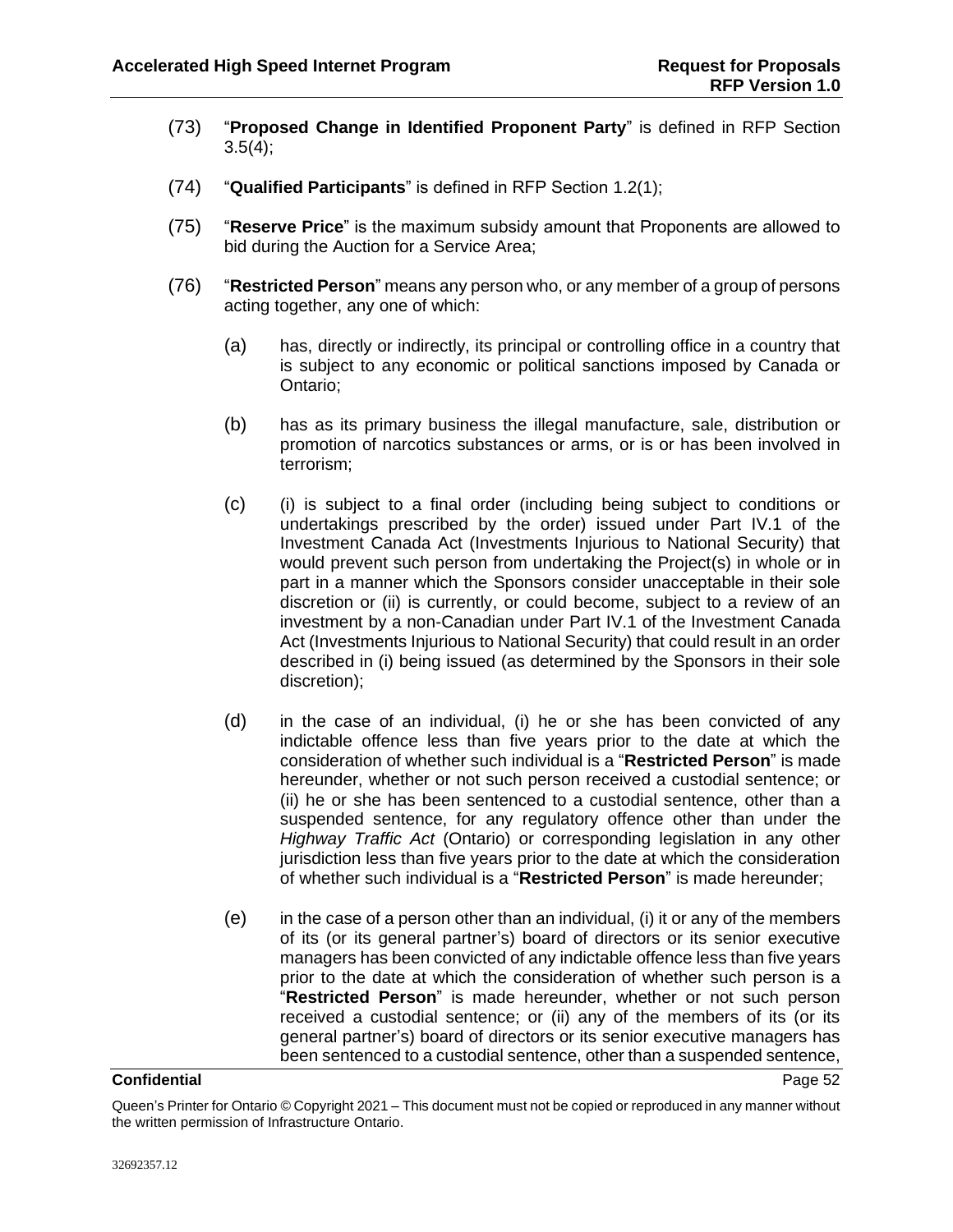(73) "**Proposed Change in Identified Proponent Party**" is defined in RFP Section 3.5(4);

(74) "**Qualified Participants**" is defined in RFP Section 1.2(1);

(75) "**Reserve Price**" is the maximum subsidy amount that Proponents are allowed to bid during the Auction for a Service Area;

(76) "**Restricted Person**" means any person who, or any member of a group of persons acting together, any one of which:

(a) has, directly or indirectly, its principal or controlling office in a country that is subject to any economic or political sanctions imposed by Canada or Ontario;

(b) has as its primary business the illegal manufacture, sale, distribution or promotion of narcotics substances or arms, or is or has been involved in terrorism;

(c) (i) is subject to a final order (including being subject to conditions or undertakings prescribed by the order) issued under Part IV.1 of the Investment Canada Act (Investments Injurious to National Security) that would prevent such person from undertaking the Project(s) in whole or in part in a manner which the Sponsors consider unacceptable in their sole discretion or (ii) is currently, or could become, subject to a review of an investment by a non-Canadian under Part IV.1 of the Investment Canada Act (Investments Injurious to National Security) that could result in an order described in (i) being issued (as determined by the Sponsors in their sole discretion);

(d) in the case of an individual, (i) he or she has been convicted of any indictable offence less than five years prior to the date at which the consideration of whether such individual is a "**Restricted Person**" is made hereunder, whether or not such person received a custodial sentence; or (ii) he or she has been sentenced to a custodial sentence, other than a suspended sentence, for any regulatory offence other than under the *Highway Traffic Act* (Ontario) or corresponding legislation in any other jurisdiction less than five years prior to the date at which the consideration of whether such individual is a "**Restricted Person**" is made hereunder;

(e) in the case of a person other than an individual, (i) it or any of the members of its (or its general partner's) board of directors or its senior executive managers has been convicted of any indictable offence less than five years prior to the date at which the consideration of whether such person is a "**Restricted Person**" is made hereunder, whether or not such person received a custodial sentence; or (ii) any of the members of its (or its general partner's) board of directors or its senior executive managers has been sentenced to a custodial sentence, other than a suspended sentence,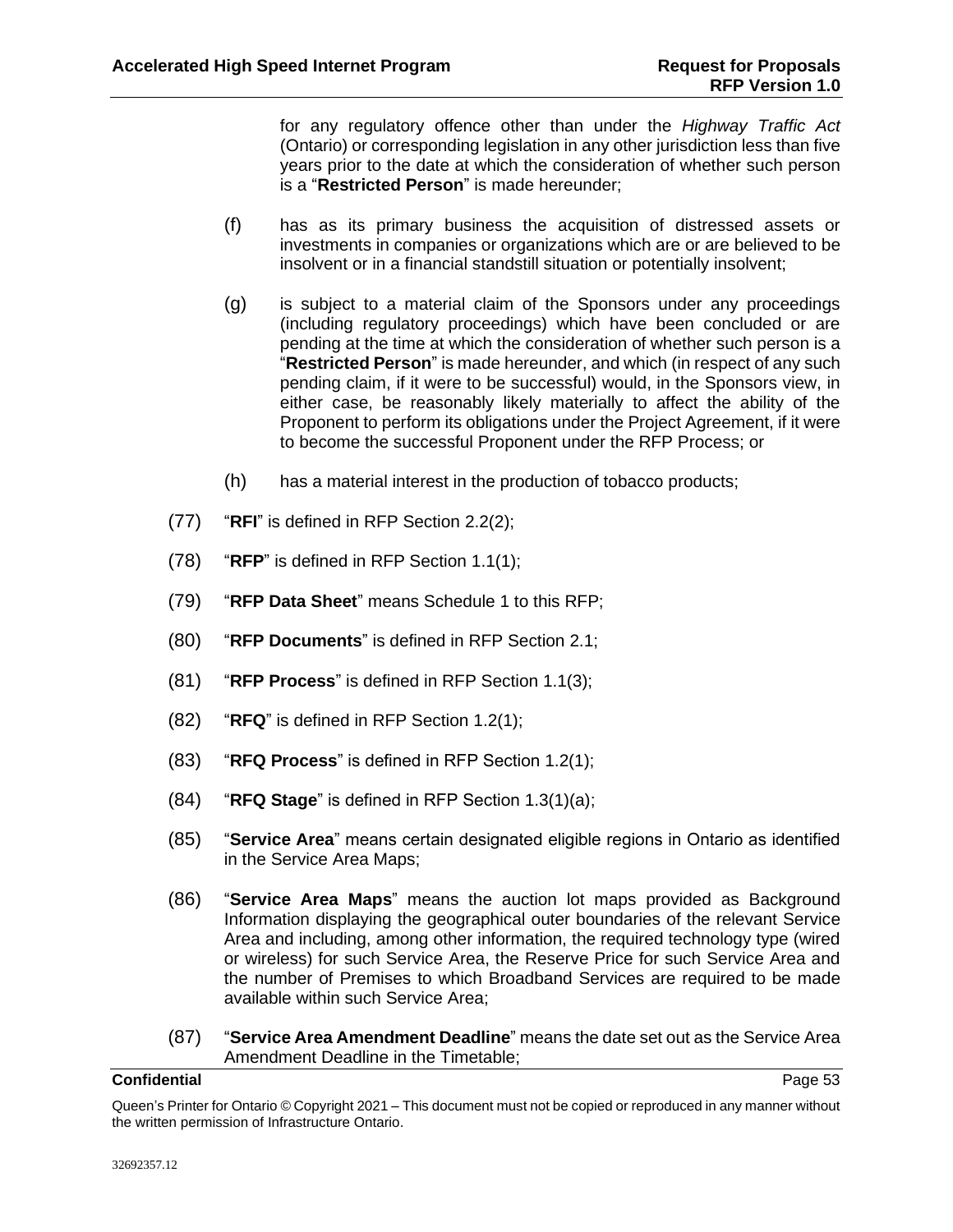for any regulatory offence other than under the *Highway Traffic Act* (Ontario) or corresponding legislation in any other jurisdiction less than five years prior to the date at which the consideration of whether such person is a "**Restricted Person**" is made hereunder;

(f) has as its primary business the acquisition of distressed assets or investments in companies or organizations which are or are believed to be insolvent or in a financial standstill situation or potentially insolvent;

(g) is subject to a material claim of the Sponsors under any proceedings (including regulatory proceedings) which have been concluded or are pending at the time at which the consideration of whether such person is a "**Restricted Person**" is made hereunder, and which (in respect of any such pending claim, if it were to be successful) would, in the Sponsors view, in either case, be reasonably likely materially to affect the ability of the Proponent to perform its obligations under the Project Agreement, if it were to become the successful Proponent under the RFP Process; or

(h) has a material interest in the production of tobacco products;

(77) "**RFI**" is defined in RFP Section 2.2(2);

(78) "**RFP**" is defined in RFP Section 1.1(1);

(79) "**RFP Data Sheet**" means Schedule 1 to this RFP;

(80) "**RFP Documents**" is defined in RFP Section 2.1;

(81) "**RFP Process**" is defined in RFP Section 1.1(3);

(82) "**RFQ**" is defined in RFP Section 1.2(1);

(83) "**RFQ Process**" is defined in RFP Section 1.2(1);

(84) "**RFQ Stage**" is defined in RFP Section 1.3(1)(a);

(85) "**Service Area**" means certain designated eligible regions in Ontario as identified in the Service Area Maps;

(86) "**Service Area Maps**" means the auction lot maps provided as Background Information displaying the geographical outer boundaries of the relevant Service Area and including, among other information, the required technology type (wired or wireless) for such Service Area, the Reserve Price for such Service Area and the number of Premises to which Broadband Services are required to be made available within such Service Area;

(87) "**Service Area Amendment Deadline**" means the date set out as the Service Area Amendment Deadline in the Timetable;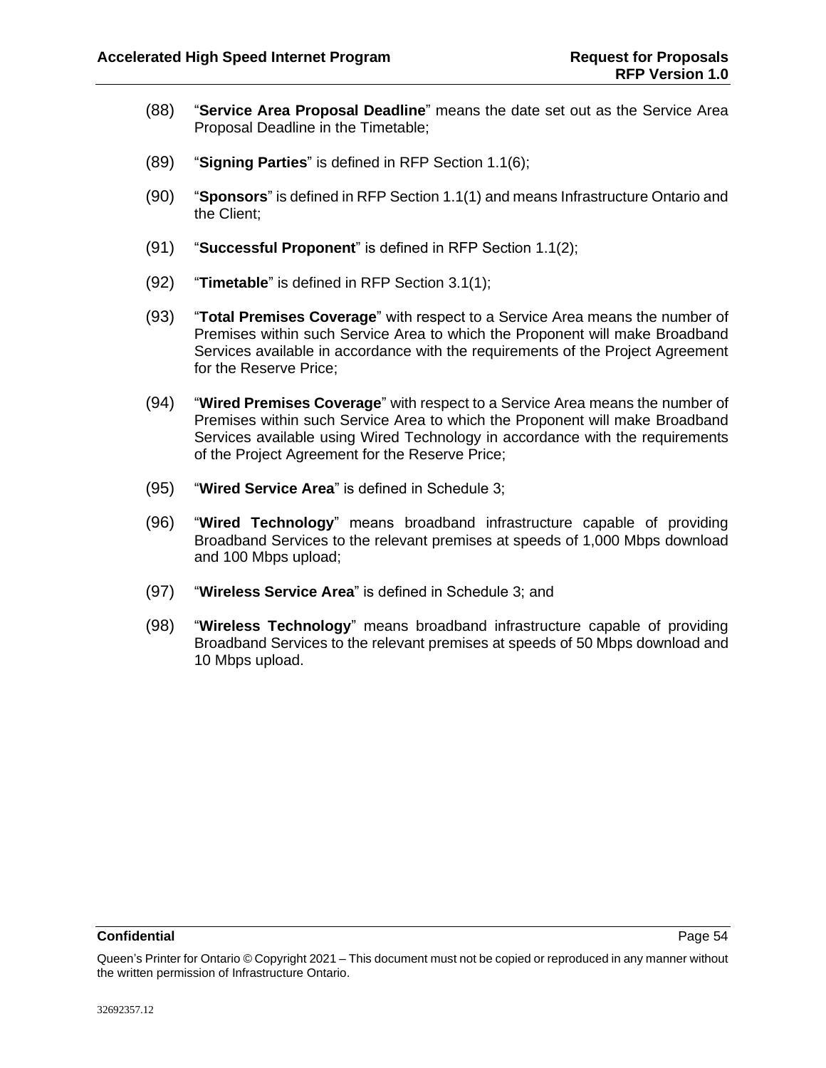(88) "**Service Area Proposal Deadline**" means the date set out as the Service Area Proposal Deadline in the Timetable;

(89) "**Signing Parties**" is defined in RFP Section 1.1(6);

(90) "**Sponsors**" is defined in RFP Section 1.1(1) and means Infrastructure Ontario and the Client;

(91) "**Successful Proponent**" is defined in RFP Section 1.1(2);

(92) "**Timetable**" is defined in RFP Section 3.1(1);

(93) "**Total Premises Coverage**" with respect to a Service Area means the number of Premises within such Service Area to which the Proponent will make Broadband Services available in accordance with the requirements of the Project Agreement for the Reserve Price;

(94) "**Wired Premises Coverage**" with respect to a Service Area means the number of Premises within such Service Area to which the Proponent will make Broadband Services available using Wired Technology in accordance with the requirements of the Project Agreement for the Reserve Price;

(95) "**Wired Service Area**" is defined in Schedule 3;

(96) "**Wired Technology**" means broadband infrastructure capable of providing Broadband Services to the relevant premises at speeds of 1,000 Mbps download and 100 Mbps upload;

(97) "**Wireless Service Area**" is defined in Schedule 3; and

(98) "**Wireless Technology**" means broadband infrastructure capable of providing Broadband Services to the relevant premises at speeds of 50 Mbps download and 10 Mbps upload.